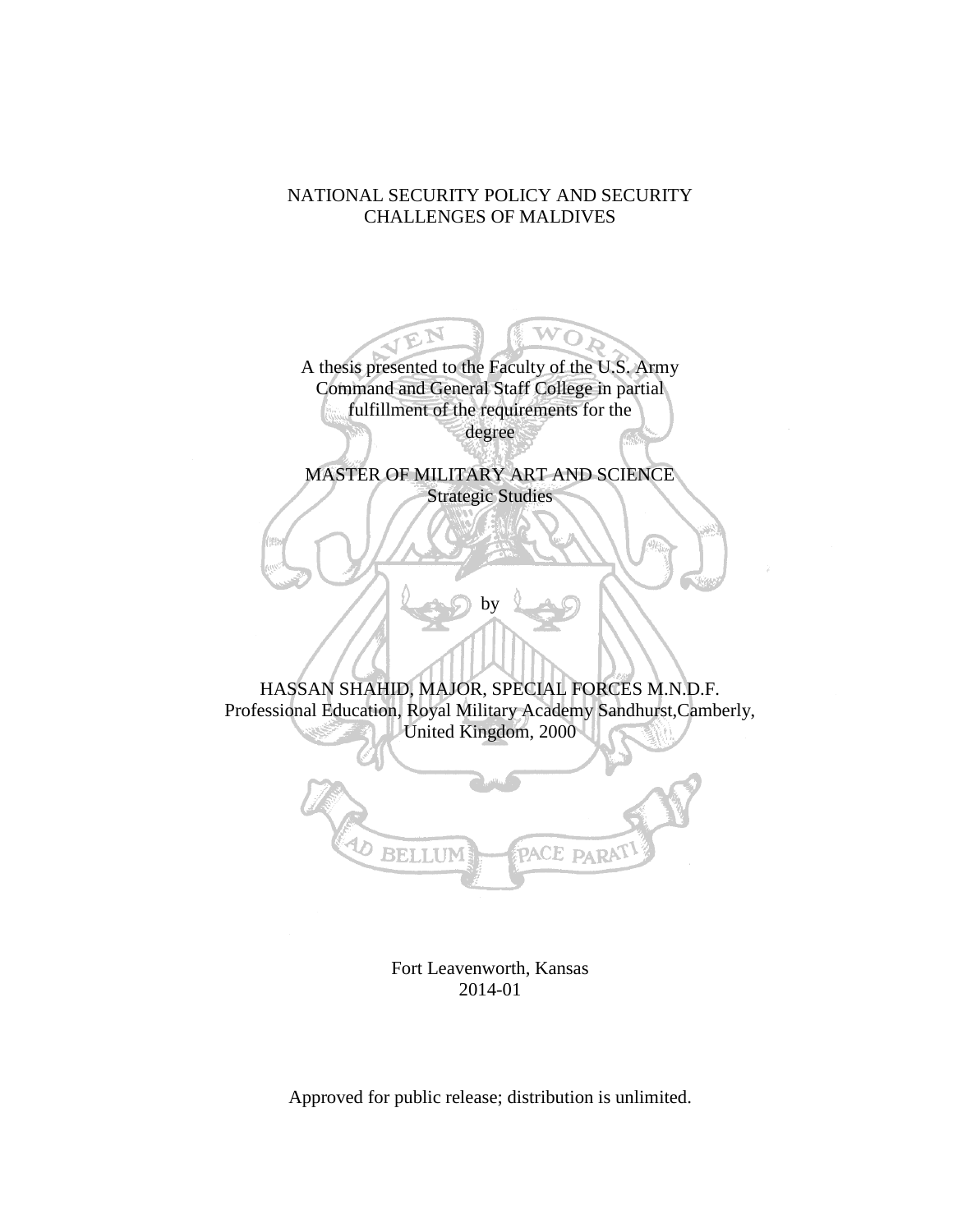# NATIONAL SECURITY POLICY AND SECURITY CHALLENGES OF MALDIVES

A thesis presented to the Faculty of the U.S. Army Command and General Staff College in partial fulfillment of the requirements for the degree

MASTER OF MILITARY ART AND SCIENCE
Strategic Studies

by

HASSAN SHAHID, MAJOR, SPECIAL FORCES M.N.D.F.
Professional Education, Royal Military Academy Sandhurst,Camberly, United Kingdom, 2000

Fort Leavenworth, Kansas
2014-01

Approved for public release; distribution is unlimited.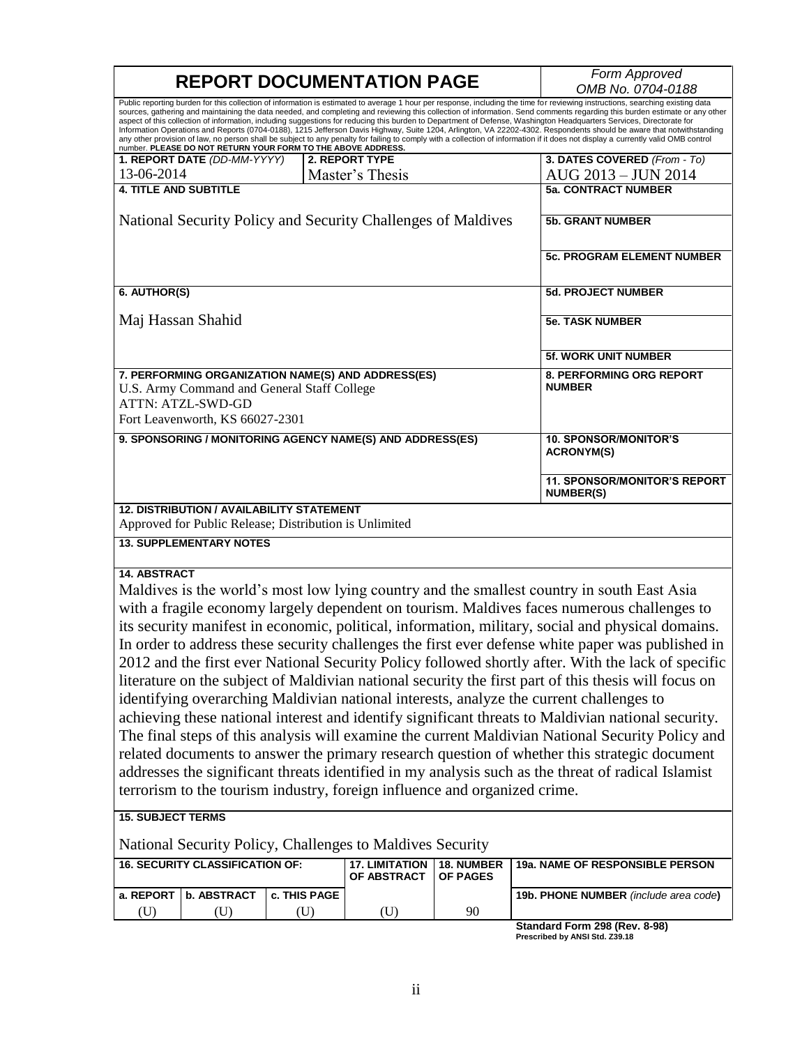# REPORT DOCUMENTATION PAGE

*Form Approved*
*OMB No. 0704-0188*

Public reporting burden for this collection of information is estimated to average 1 hour per response, including the time for reviewing instructions, searching existing data sources, gathering and maintaining the data needed, and completing and reviewing this collection of information. Send comments regarding this burden estimate or any other aspect of this collection of information, including suggestions for reducing this burden to Department of Defense, Washington Headquarters Services, Directorate for Information Operations and Reports (0704-0188), 1215 Jefferson Davis Highway, Suite 1204, Arlington, VA 22202-4302. Respondents should be aware that notwithstanding any other provision of law, no person shall be subject to any penalty for failing to comply with a collection of information if it does not display a currently valid OMB control number. **PLEASE DO NOT RETURN YOUR FORM TO THE ABOVE ADDRESS.**

| **1. REPORT DATE** *(DD-MM-YYYY)* | **2. REPORT TYPE** | **3. DATES COVERED** *(From - To)* |
|---|---|---|
| 13-06-2014 | Master's Thesis | AUG 2013 – JUN 2014 |

**4. TITLE AND SUBTITLE**

National Security Policy and Security Challenges of Maldives

**5a. CONTRACT NUMBER**

**5b. GRANT NUMBER**

**5c. PROGRAM ELEMENT NUMBER**

**6. AUTHOR(S)**

Maj Hassan Shahid

**5d. PROJECT NUMBER**

**5e. TASK NUMBER**

**5f. WORK UNIT NUMBER**

**7. PERFORMING ORGANIZATION NAME(S) AND ADDRESS(ES)**

U.S. Army Command and General Staff College
ATTN: ATZL-SWD-GD
Fort Leavenworth, KS 66027-2301

**8. PERFORMING ORG REPORT NUMBER**

**9. SPONSORING / MONITORING AGENCY NAME(S) AND ADDRESS(ES)**

**10. SPONSOR/MONITOR'S ACRONYM(S)**

**11. SPONSOR/MONITOR'S REPORT NUMBER(S)**

**12. DISTRIBUTION / AVAILABILITY STATEMENT**

Approved for Public Release; Distribution is Unlimited

**13. SUPPLEMENTARY NOTES**

**14. ABSTRACT**

Maldives is the world's most low lying country and the smallest country in south East Asia with a fragile economy largely dependent on tourism. Maldives faces numerous challenges to its security manifest in economic, political, information, military, social and physical domains. In order to address these security challenges the first ever defense white paper was published in 2012 and the first ever National Security Policy followed shortly after. With the lack of specific literature on the subject of Maldivian national security the first part of this thesis will focus on identifying overarching Maldivian national interests, analyze the current challenges to achieving these national interest and identify significant threats to Maldivian national security. The final steps of this analysis will examine the current Maldivian National Security Policy and related documents to answer the primary research question of whether this strategic document addresses the significant threats identified in my analysis such as the threat of radical Islamist terrorism to the tourism industry, foreign influence and organized crime.

**15. SUBJECT TERMS**

National Security Policy, Challenges to Maldives Security

| **16. SECURITY CLASSIFICATION OF:** | | | **17. LIMITATION OF ABSTRACT** | **18. NUMBER OF PAGES** | **19a. NAME OF RESPONSIBLE PERSON** |
|---|---|---|---|---|---|
| **a. REPORT** | **b. ABSTRACT** | **c. THIS PAGE** | | | **19b. PHONE NUMBER** *(include area code)* |
| (U) | (U) | (U) | (U) | 90 | |

**Standard Form 298 (Rev. 8-98)**
**Prescribed by ANSI Std. Z39.18**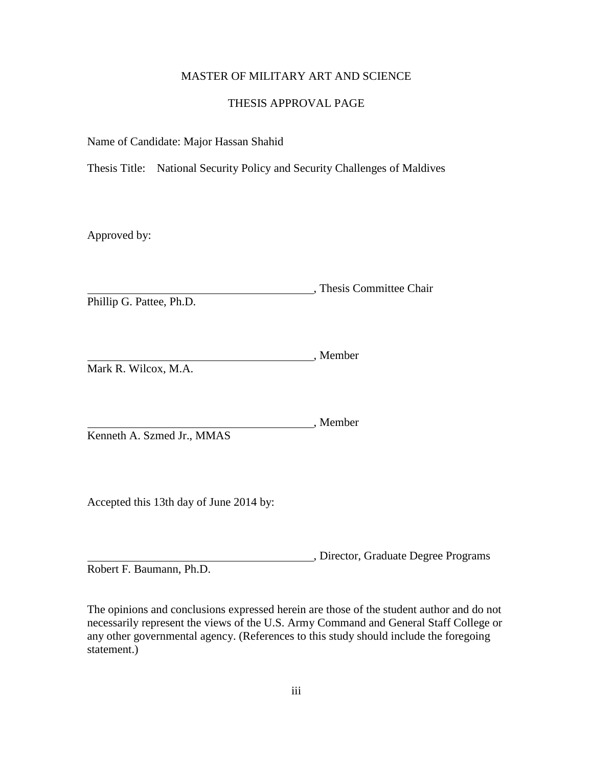MASTER OF MILITARY ART AND SCIENCE

THESIS APPROVAL PAGE

Name of Candidate: Major Hassan Shahid

Thesis Title: National Security Policy and Security Challenges of Maldives

Approved by:

\_\_\_\_\_\_\_\_\_\_\_\_\_\_\_\_\_\_\_\_\_\_\_\_\_\_\_\_\_\_\_\_\_\_\_\_\_\_\_\_, Thesis Committee Chair
Phillip G. Pattee, Ph.D.

\_\_\_\_\_\_\_\_\_\_\_\_\_\_\_\_\_\_\_\_\_\_\_\_\_\_\_\_\_\_\_\_\_\_\_\_\_\_\_\_, Member
Mark R. Wilcox, M.A.

\_\_\_\_\_\_\_\_\_\_\_\_\_\_\_\_\_\_\_\_\_\_\_\_\_\_\_\_\_\_\_\_\_\_\_\_\_\_\_\_, Member
Kenneth A. Szmed Jr., MMAS

Accepted this 13th day of June 2014 by:

\_\_\_\_\_\_\_\_\_\_\_\_\_\_\_\_\_\_\_\_\_\_\_\_\_\_\_\_\_\_\_\_\_\_\_\_\_\_\_\_, Director, Graduate Degree Programs
Robert F. Baumann, Ph.D.

The opinions and conclusions expressed herein are those of the student author and do not necessarily represent the views of the U.S. Army Command and General Staff College or any other governmental agency. (References to this study should include the foregoing statement.)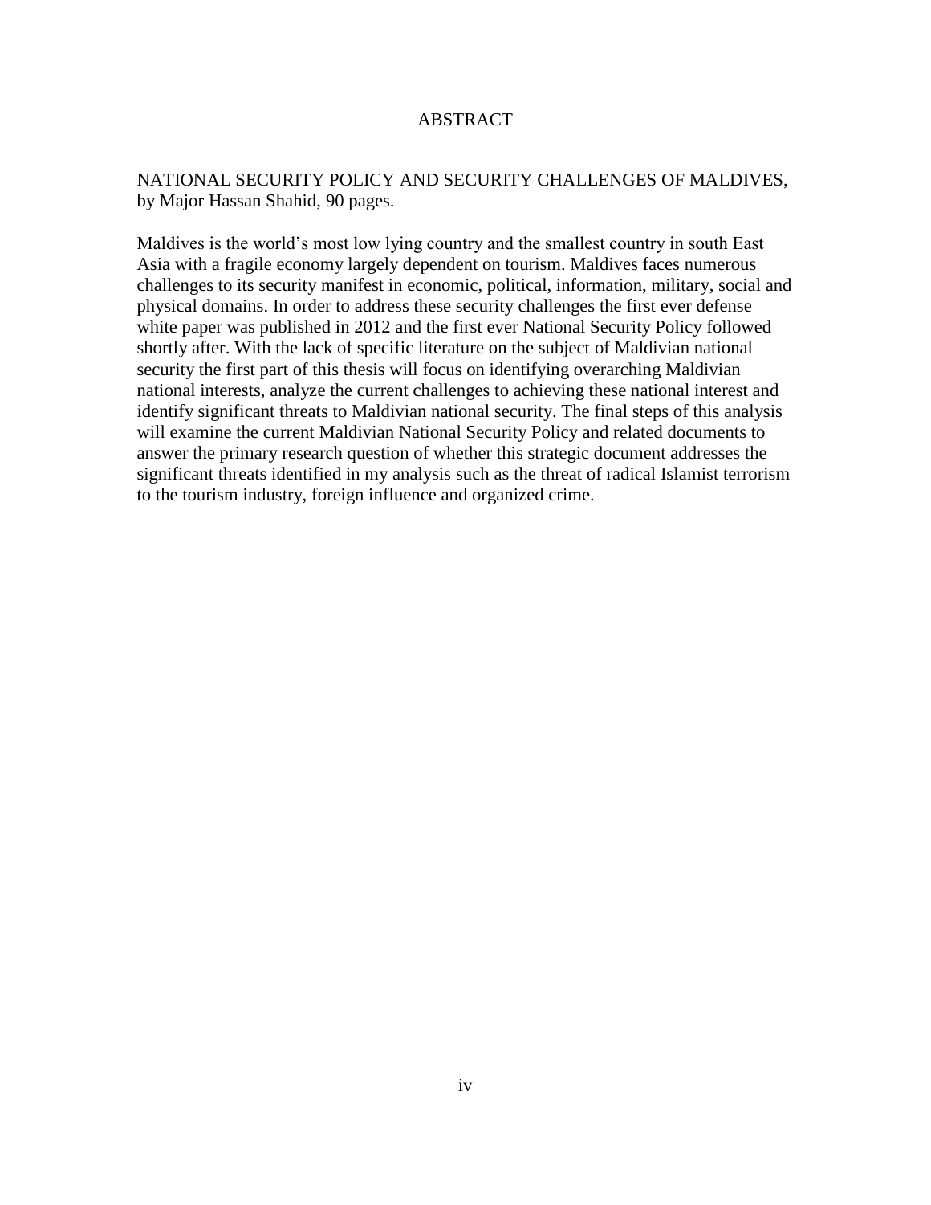# ABSTRACT

NATIONAL SECURITY POLICY AND SECURITY CHALLENGES OF MALDIVES, by Major Hassan Shahid, 90 pages.

Maldives is the world's most low lying country and the smallest country in south East Asia with a fragile economy largely dependent on tourism. Maldives faces numerous challenges to its security manifest in economic, political, information, military, social and physical domains. In order to address these security challenges the first ever defense white paper was published in 2012 and the first ever National Security Policy followed shortly after. With the lack of specific literature on the subject of Maldivian national security the first part of this thesis will focus on identifying overarching Maldivian national interests, analyze the current challenges to achieving these national interest and identify significant threats to Maldivian national security. The final steps of this analysis will examine the current Maldivian National Security Policy and related documents to answer the primary research question of whether this strategic document addresses the significant threats identified in my analysis such as the threat of radical Islamist terrorism to the tourism industry, foreign influence and organized crime.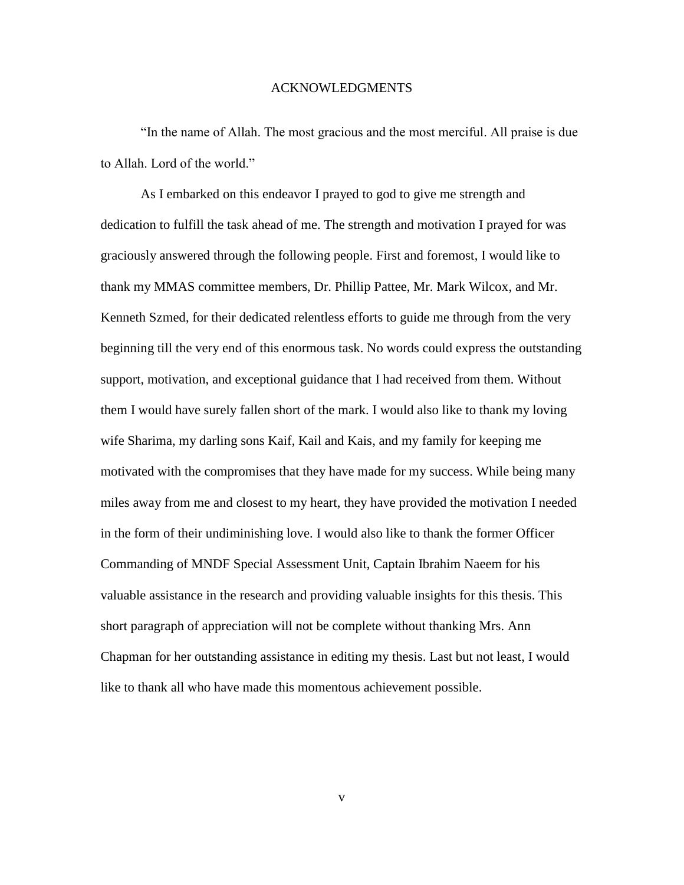# ACKNOWLEDGMENTS

"In the name of Allah. The most gracious and the most merciful. All praise is due to Allah. Lord of the world."

As I embarked on this endeavor I prayed to god to give me strength and dedication to fulfill the task ahead of me. The strength and motivation I prayed for was graciously answered through the following people. First and foremost, I would like to thank my MMAS committee members, Dr. Phillip Pattee, Mr. Mark Wilcox, and Mr. Kenneth Szmed, for their dedicated relentless efforts to guide me through from the very beginning till the very end of this enormous task. No words could express the outstanding support, motivation, and exceptional guidance that I had received from them. Without them I would have surely fallen short of the mark. I would also like to thank my loving wife Sharima, my darling sons Kaif, Kail and Kais, and my family for keeping me motivated with the compromises that they have made for my success. While being many miles away from me and closest to my heart, they have provided the motivation I needed in the form of their undiminishing love. I would also like to thank the former Officer Commanding of MNDF Special Assessment Unit, Captain Ibrahim Naeem for his valuable assistance in the research and providing valuable insights for this thesis. This short paragraph of appreciation will not be complete without thanking Mrs. Ann Chapman for her outstanding assistance in editing my thesis. Last but not least, I would like to thank all who have made this momentous achievement possible.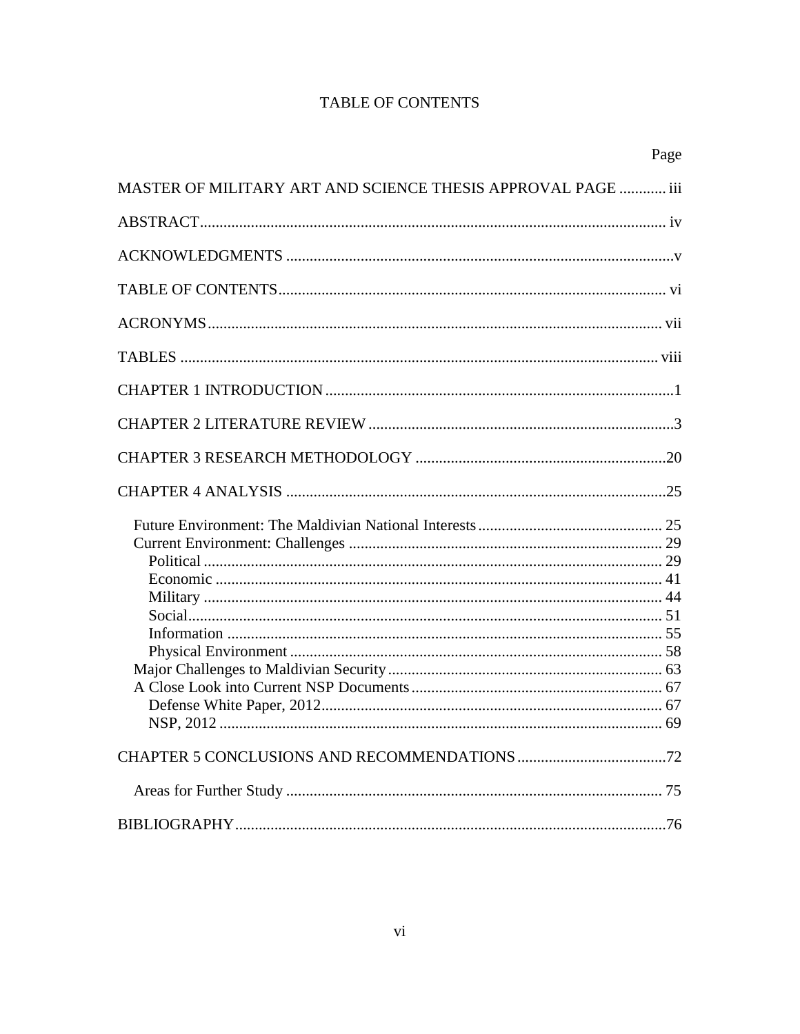# TABLE OF CONTENTS

Page

MASTER OF MILITARY ART AND SCIENCE THESIS APPROVAL PAGE ............ iii

ABSTRACT ..... iv

ACKNOWLEDGMENTS ..... v

TABLE OF CONTENTS ..... vi

ACRONYMS ..... vii

TABLES ..... viii

CHAPTER 1 INTRODUCTION ..... 1

CHAPTER 2 LITERATURE REVIEW ..... 3

CHAPTER 3 RESEARCH METHODOLOGY ..... 20

CHAPTER 4 ANALYSIS ..... 25

- Future Environment: The Maldivian National Interests ..... 25
- Current Environment: Challenges ..... 29
  - Political ..... 29
  - Economic ..... 41
  - Military ..... 44
  - Social ..... 51
  - Information ..... 55
  - Physical Environment ..... 58
- Major Challenges to Maldivian Security ..... 63
- A Close Look into Current NSP Documents ..... 67
  - Defense White Paper, 2012 ..... 67
  - NSP, 2012 ..... 69

CHAPTER 5 CONCLUSIONS AND RECOMMENDATIONS ..... 72

- Areas for Further Study ..... 75

BIBLIOGRAPHY ..... 76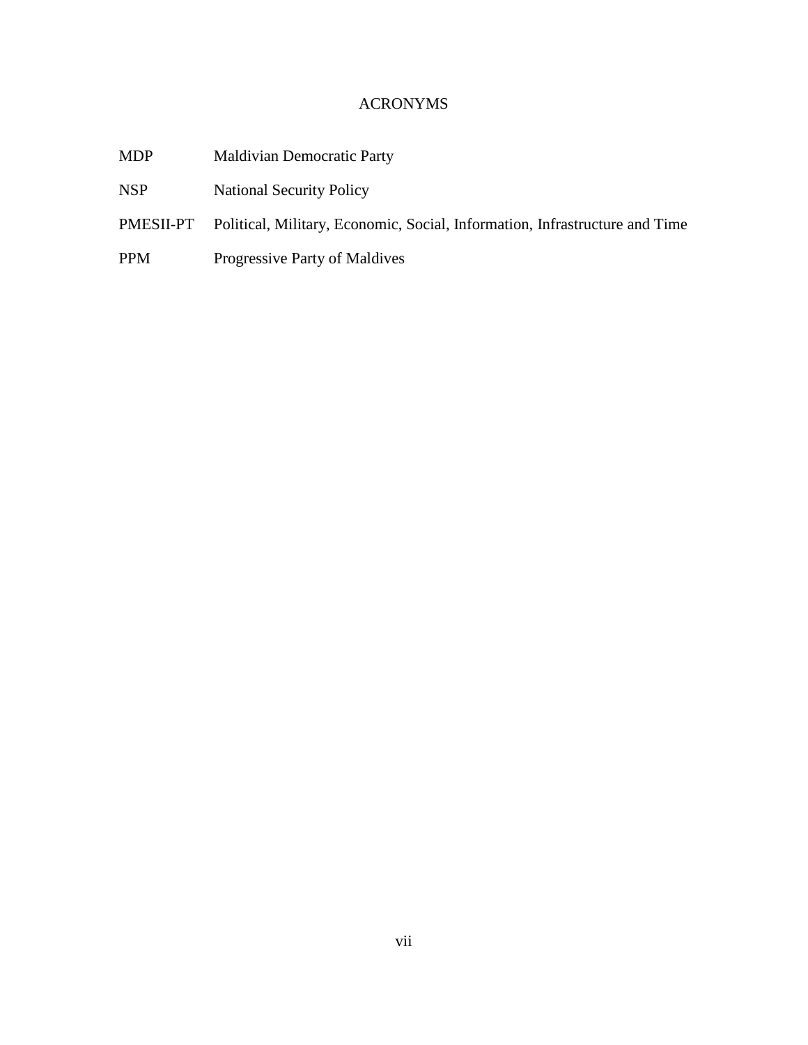# ACRONYMS

| | |
|---|---|
| MDP | Maldivian Democratic Party |
| NSP | National Security Policy |
| PMESII-PT | Political, Military, Economic, Social, Information, Infrastructure and Time |
| PPM | Progressive Party of Maldives |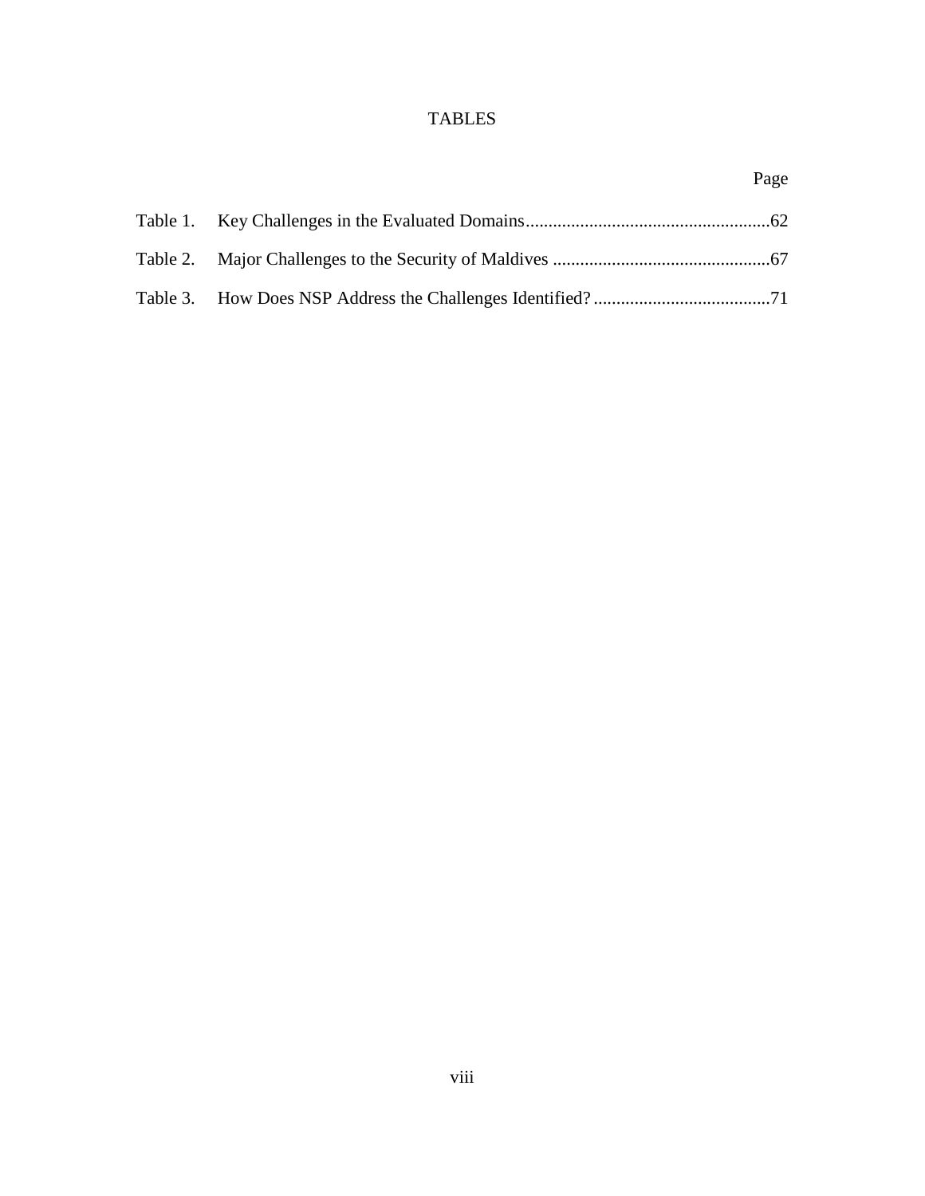# TABLES

| | | Page |
|---|---|---|
| Table 1. | Key Challenges in the Evaluated Domains | 62 |
| Table 2. | Major Challenges to the Security of Maldives | 67 |
| Table 3. | How Does NSP Address the Challenges Identified? | 71 |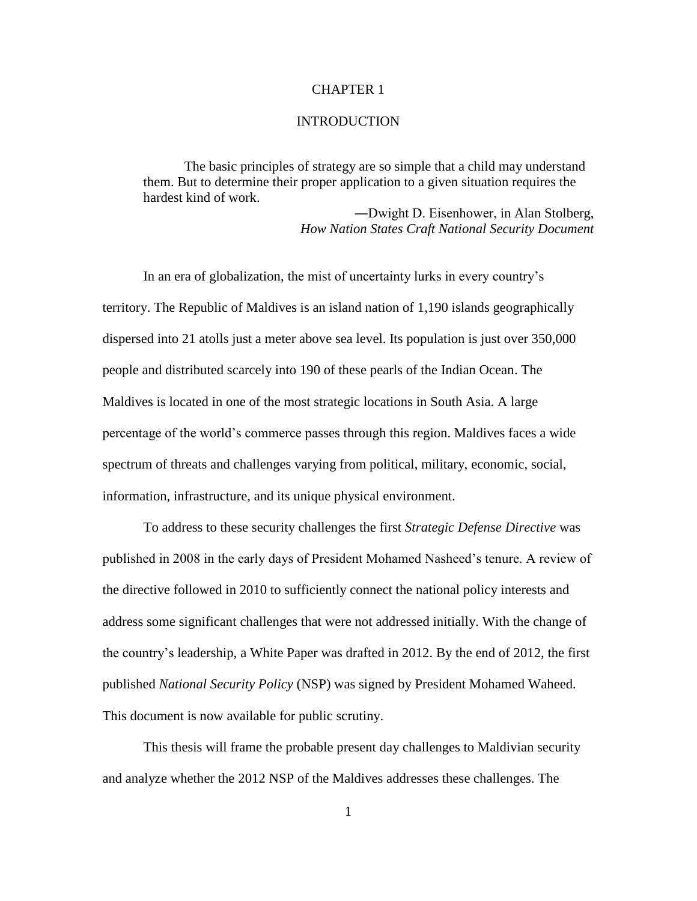# CHAPTER 1

# INTRODUCTION

> The basic principles of strategy are so simple that a child may understand them. But to determine their proper application to a given situation requires the hardest kind of work.
>
> —Dwight D. Eisenhower, in Alan Stolberg, *How Nation States Craft National Security Document*

In an era of globalization, the mist of uncertainty lurks in every country's territory. The Republic of Maldives is an island nation of 1,190 islands geographically dispersed into 21 atolls just a meter above sea level. Its population is just over 350,000 people and distributed scarcely into 190 of these pearls of the Indian Ocean. The Maldives is located in one of the most strategic locations in South Asia. A large percentage of the world's commerce passes through this region. Maldives faces a wide spectrum of threats and challenges varying from political, military, economic, social, information, infrastructure, and its unique physical environment.

To address to these security challenges the first *Strategic Defense Directive* was published in 2008 in the early days of President Mohamed Nasheed's tenure. A review of the directive followed in 2010 to sufficiently connect the national policy interests and address some significant challenges that were not addressed initially. With the change of the country's leadership, a White Paper was drafted in 2012. By the end of 2012, the first published *National Security Policy* (NSP) was signed by President Mohamed Waheed. This document is now available for public scrutiny.

This thesis will frame the probable present day challenges to Maldivian security and analyze whether the 2012 NSP of the Maldives addresses these challenges. The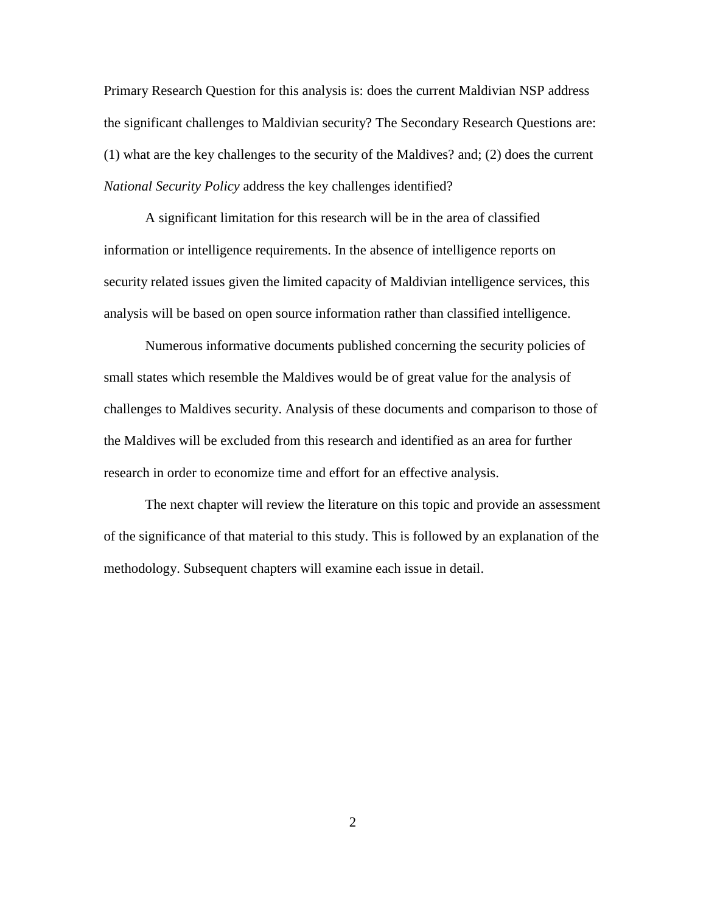Primary Research Question for this analysis is: does the current Maldivian NSP address the significant challenges to Maldivian security? The Secondary Research Questions are: (1) what are the key challenges to the security of the Maldives? and; (2) does the current *National Security Policy* address the key challenges identified?

A significant limitation for this research will be in the area of classified information or intelligence requirements. In the absence of intelligence reports on security related issues given the limited capacity of Maldivian intelligence services, this analysis will be based on open source information rather than classified intelligence.

Numerous informative documents published concerning the security policies of small states which resemble the Maldives would be of great value for the analysis of challenges to Maldives security. Analysis of these documents and comparison to those of the Maldives will be excluded from this research and identified as an area for further research in order to economize time and effort for an effective analysis.

The next chapter will review the literature on this topic and provide an assessment of the significance of that material to this study. This is followed by an explanation of the methodology. Subsequent chapters will examine each issue in detail.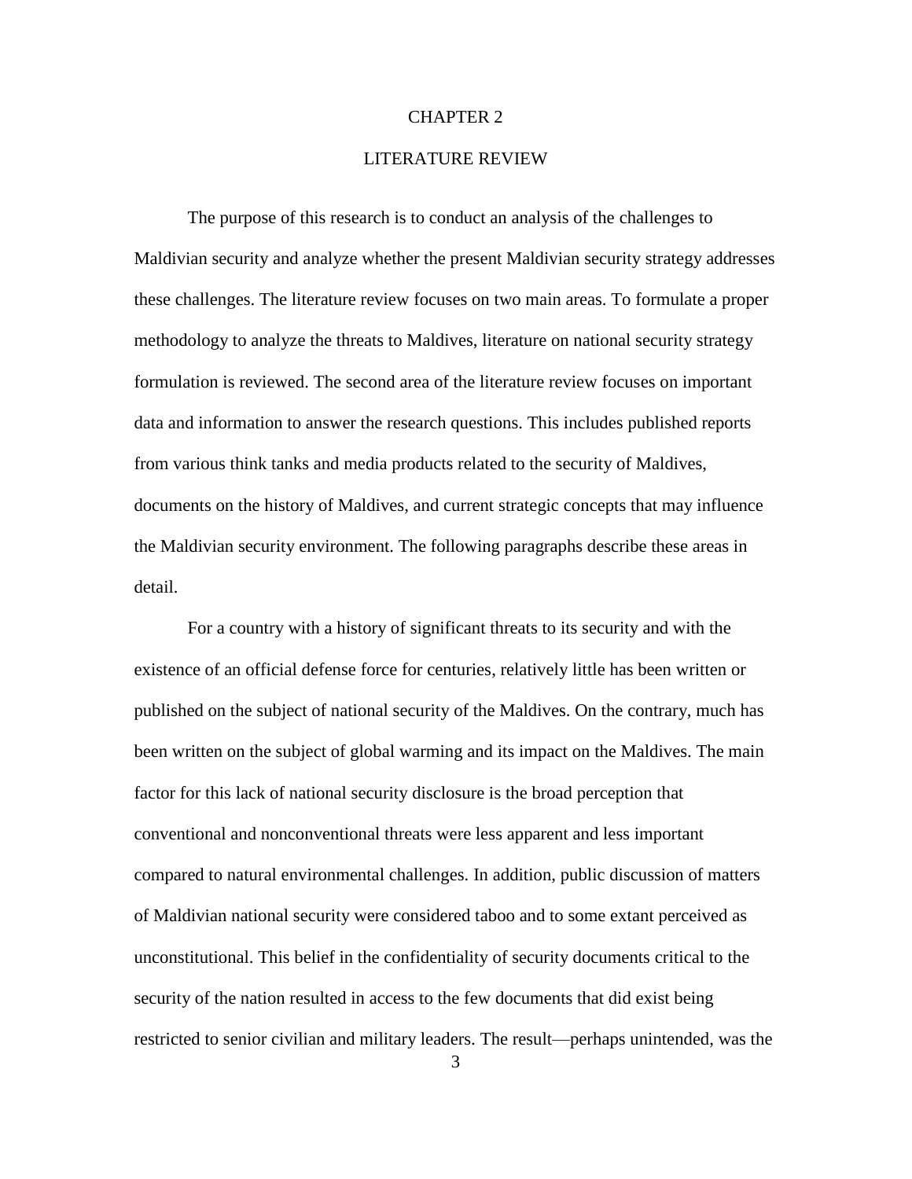# CHAPTER 2

# LITERATURE REVIEW

The purpose of this research is to conduct an analysis of the challenges to Maldivian security and analyze whether the present Maldivian security strategy addresses these challenges. The literature review focuses on two main areas. To formulate a proper methodology to analyze the threats to Maldives, literature on national security strategy formulation is reviewed. The second area of the literature review focuses on important data and information to answer the research questions. This includes published reports from various think tanks and media products related to the security of Maldives, documents on the history of Maldives, and current strategic concepts that may influence the Maldivian security environment. The following paragraphs describe these areas in detail.

For a country with a history of significant threats to its security and with the existence of an official defense force for centuries, relatively little has been written or published on the subject of national security of the Maldives. On the contrary, much has been written on the subject of global warming and its impact on the Maldives. The main factor for this lack of national security disclosure is the broad perception that conventional and nonconventional threats were less apparent and less important compared to natural environmental challenges. In addition, public discussion of matters of Maldivian national security were considered taboo and to some extant perceived as unconstitutional. This belief in the confidentiality of security documents critical to the security of the nation resulted in access to the few documents that did exist being restricted to senior civilian and military leaders. The result—perhaps unintended, was the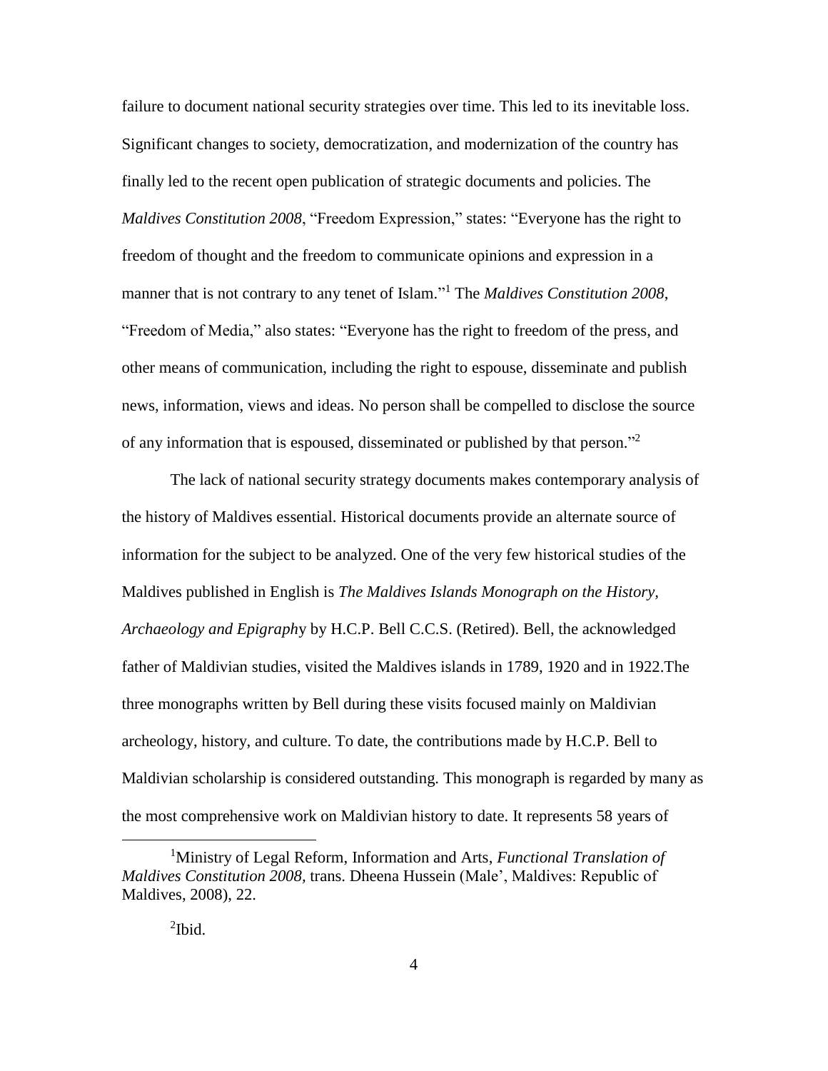failure to document national security strategies over time. This led to its inevitable loss. Significant changes to society, democratization, and modernization of the country has finally led to the recent open publication of strategic documents and policies. The *Maldives Constitution 2008*, "Freedom Expression," states: "Everyone has the right to freedom of thought and the freedom to communicate opinions and expression in a manner that is not contrary to any tenet of Islam."[1] The *Maldives Constitution 2008*, "Freedom of Media," also states: "Everyone has the right to freedom of the press, and other means of communication, including the right to espouse, disseminate and publish news, information, views and ideas. No person shall be compelled to disclose the source of any information that is espoused, disseminated or published by that person."[2]

The lack of national security strategy documents makes contemporary analysis of the history of Maldives essential. Historical documents provide an alternate source of information for the subject to be analyzed. One of the very few historical studies of the Maldives published in English is *The Maldives Islands Monograph on the History, Archaeology and Epigraphy* by H.C.P. Bell C.C.S. (Retired). Bell, the acknowledged father of Maldivian studies, visited the Maldives islands in 1789, 1920 and in 1922.The three monographs written by Bell during these visits focused mainly on Maldivian archeology, history, and culture. To date, the contributions made by H.C.P. Bell to Maldivian scholarship is considered outstanding. This monograph is regarded by many as the most comprehensive work on Maldivian history to date. It represents 58 years of

---

[1] Ministry of Legal Reform, Information and Arts, *Functional Translation of Maldives Constitution 2008*, trans. Dheena Hussein (Male', Maldives: Republic of Maldives, 2008), 22.

[2] Ibid.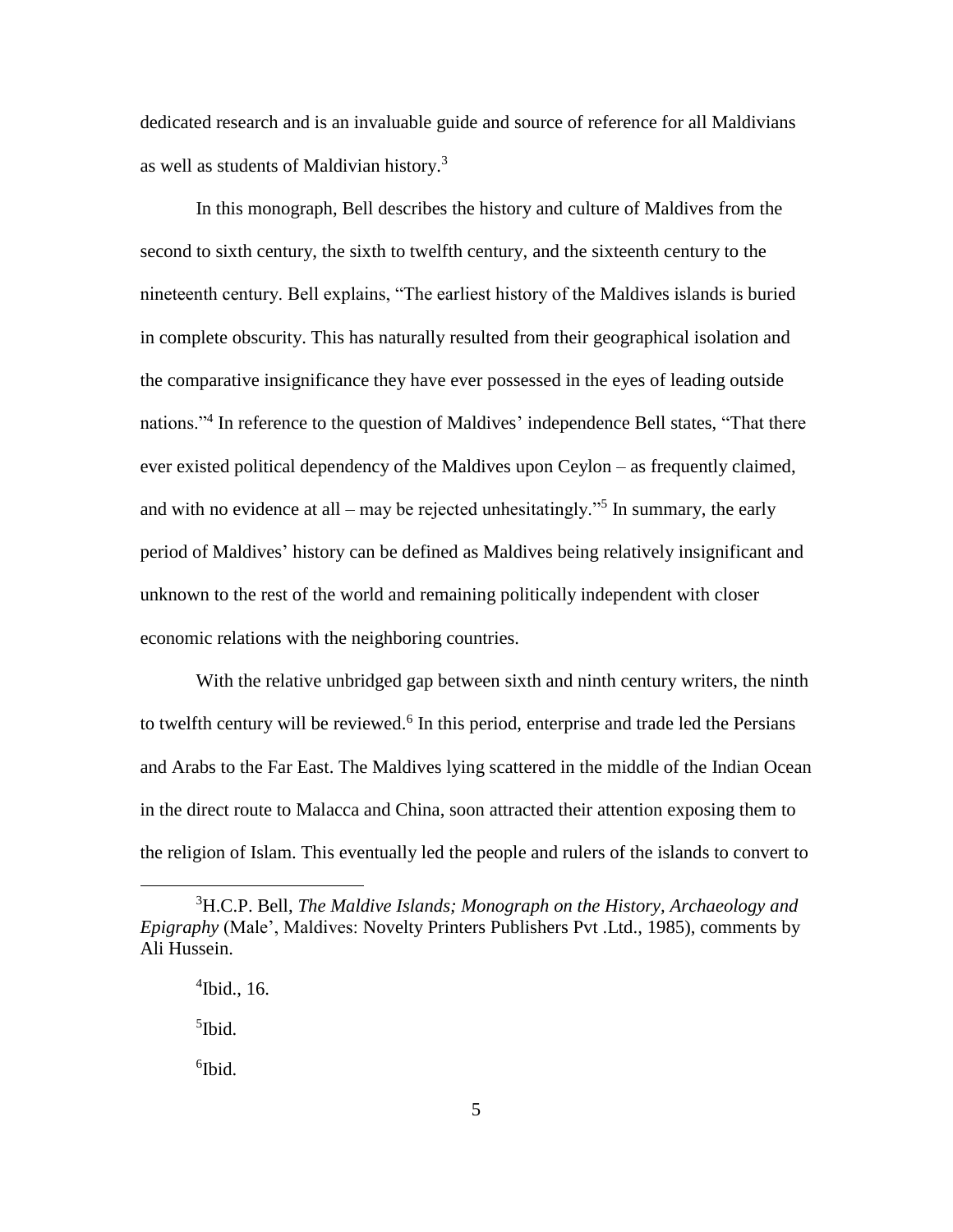dedicated research and is an invaluable guide and source of reference for all Maldivians as well as students of Maldivian history.[3]

In this monograph, Bell describes the history and culture of Maldives from the second to sixth century, the sixth to twelfth century, and the sixteenth century to the nineteenth century. Bell explains, "The earliest history of the Maldives islands is buried in complete obscurity. This has naturally resulted from their geographical isolation and the comparative insignificance they have ever possessed in the eyes of leading outside nations."[4] In reference to the question of Maldives' independence Bell states, "That there ever existed political dependency of the Maldives upon Ceylon – as frequently claimed, and with no evidence at all – may be rejected unhesitatingly."[5] In summary, the early period of Maldives' history can be defined as Maldives being relatively insignificant and unknown to the rest of the world and remaining politically independent with closer economic relations with the neighboring countries.

With the relative unbridged gap between sixth and ninth century writers, the ninth to twelfth century will be reviewed.[6] In this period, enterprise and trade led the Persians and Arabs to the Far East. The Maldives lying scattered in the middle of the Indian Ocean in the direct route to Malacca and China, soon attracted their attention exposing them to the religion of Islam. This eventually led the people and rulers of the islands to convert to

---

[3]H.C.P. Bell, *The Maldive Islands; Monograph on the History, Archaeology and Epigraphy* (Male', Maldives: Novelty Printers Publishers Pvt .Ltd., 1985), comments by Ali Hussein.

[4]Ibid., 16.

[5]Ibid.

[6]Ibid.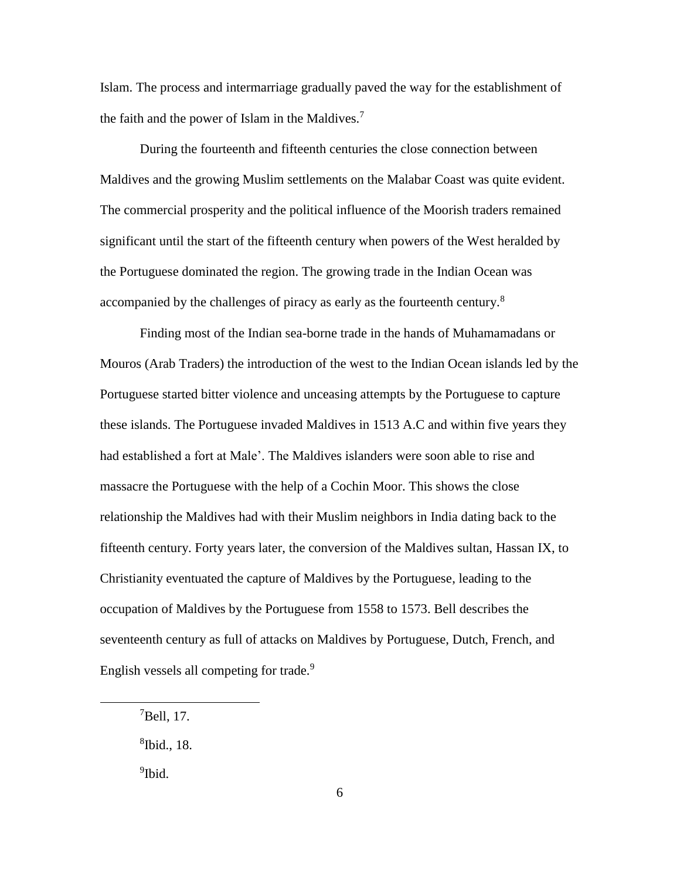Islam. The process and intermarriage gradually paved the way for the establishment of the faith and the power of Islam in the Maldives.[7]

During the fourteenth and fifteenth centuries the close connection between Maldives and the growing Muslim settlements on the Malabar Coast was quite evident. The commercial prosperity and the political influence of the Moorish traders remained significant until the start of the fifteenth century when powers of the West heralded by the Portuguese dominated the region. The growing trade in the Indian Ocean was accompanied by the challenges of piracy as early as the fourteenth century.[8]

Finding most of the Indian sea-borne trade in the hands of Muhamamadans or Mouros (Arab Traders) the introduction of the west to the Indian Ocean islands led by the Portuguese started bitter violence and unceasing attempts by the Portuguese to capture these islands. The Portuguese invaded Maldives in 1513 A.C and within five years they had established a fort at Male'. The Maldives islanders were soon able to rise and massacre the Portuguese with the help of a Cochin Moor. This shows the close relationship the Maldives had with their Muslim neighbors in India dating back to the fifteenth century. Forty years later, the conversion of the Maldives sultan, Hassan IX, to Christianity eventuated the capture of Maldives by the Portuguese, leading to the occupation of Maldives by the Portuguese from 1558 to 1573. Bell describes the seventeenth century as full of attacks on Maldives by Portuguese, Dutch, French, and English vessels all competing for trade.[9]

---

[7]Bell, 17.

[8]Ibid., 18.

[9]Ibid.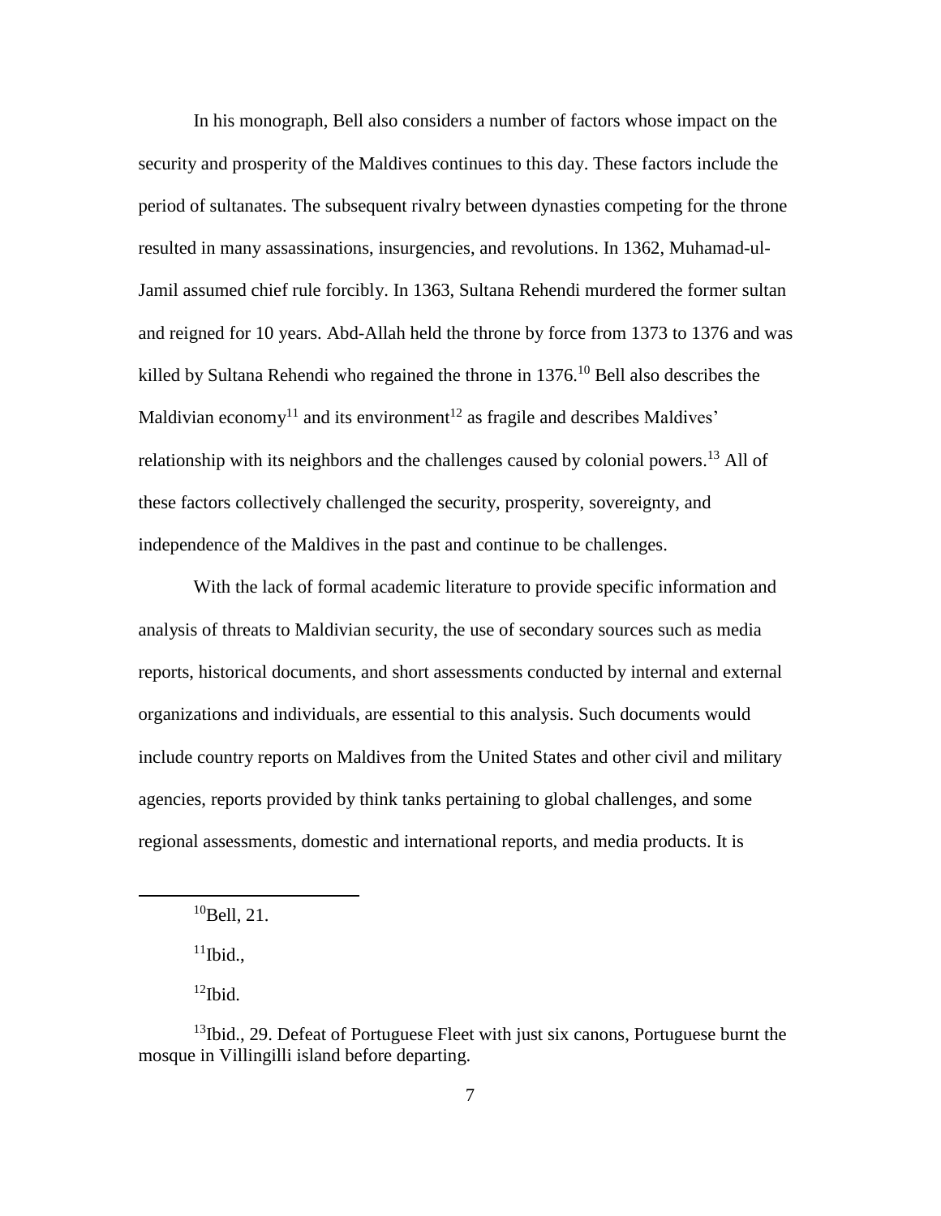In his monograph, Bell also considers a number of factors whose impact on the security and prosperity of the Maldives continues to this day. These factors include the period of sultanates. The subsequent rivalry between dynasties competing for the throne resulted in many assassinations, insurgencies, and revolutions. In 1362, Muhamad-ul-Jamil assumed chief rule forcibly. In 1363, Sultana Rehendi murdered the former sultan and reigned for 10 years. Abd-Allah held the throne by force from 1373 to 1376 and was killed by Sultana Rehendi who regained the throne in 1376.[10] Bell also describes the Maldivian economy[11] and its environment[12] as fragile and describes Maldives' relationship with its neighbors and the challenges caused by colonial powers.[13] All of these factors collectively challenged the security, prosperity, sovereignty, and independence of the Maldives in the past and continue to be challenges.

With the lack of formal academic literature to provide specific information and analysis of threats to Maldivian security, the use of secondary sources such as media reports, historical documents, and short assessments conducted by internal and external organizations and individuals, are essential to this analysis. Such documents would include country reports on Maldives from the United States and other civil and military agencies, reports provided by think tanks pertaining to global challenges, and some regional assessments, domestic and international reports, and media products. It is

---

[10]Bell, 21.

[11]Ibid.,

[12]Ibid.

[13]Ibid., 29. Defeat of Portuguese Fleet with just six canons, Portuguese burnt the mosque in Villingilli island before departing.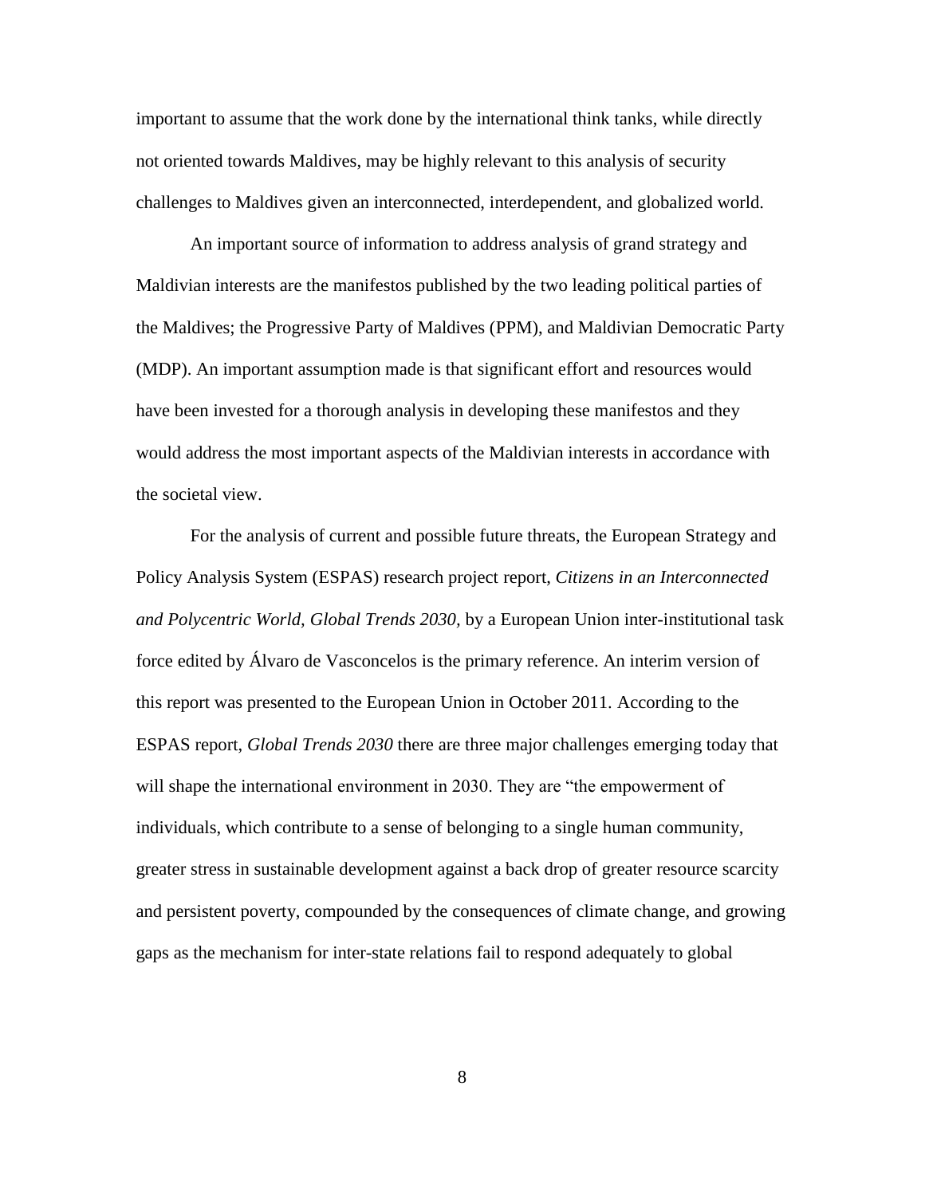important to assume that the work done by the international think tanks, while directly not oriented towards Maldives, may be highly relevant to this analysis of security challenges to Maldives given an interconnected, interdependent, and globalized world.

An important source of information to address analysis of grand strategy and Maldivian interests are the manifestos published by the two leading political parties of the Maldives; the Progressive Party of Maldives (PPM), and Maldivian Democratic Party (MDP). An important assumption made is that significant effort and resources would have been invested for a thorough analysis in developing these manifestos and they would address the most important aspects of the Maldivian interests in accordance with the societal view.

For the analysis of current and possible future threats, the European Strategy and Policy Analysis System (ESPAS) research project report, *Citizens in an Interconnected and Polycentric World, Global Trends 2030*, by a European Union inter-institutional task force edited by Álvaro de Vasconcelos is the primary reference. An interim version of this report was presented to the European Union in October 2011. According to the ESPAS report, *Global Trends 2030* there are three major challenges emerging today that will shape the international environment in 2030. They are "the empowerment of individuals, which contribute to a sense of belonging to a single human community, greater stress in sustainable development against a back drop of greater resource scarcity and persistent poverty, compounded by the consequences of climate change, and growing gaps as the mechanism for inter-state relations fail to respond adequately to global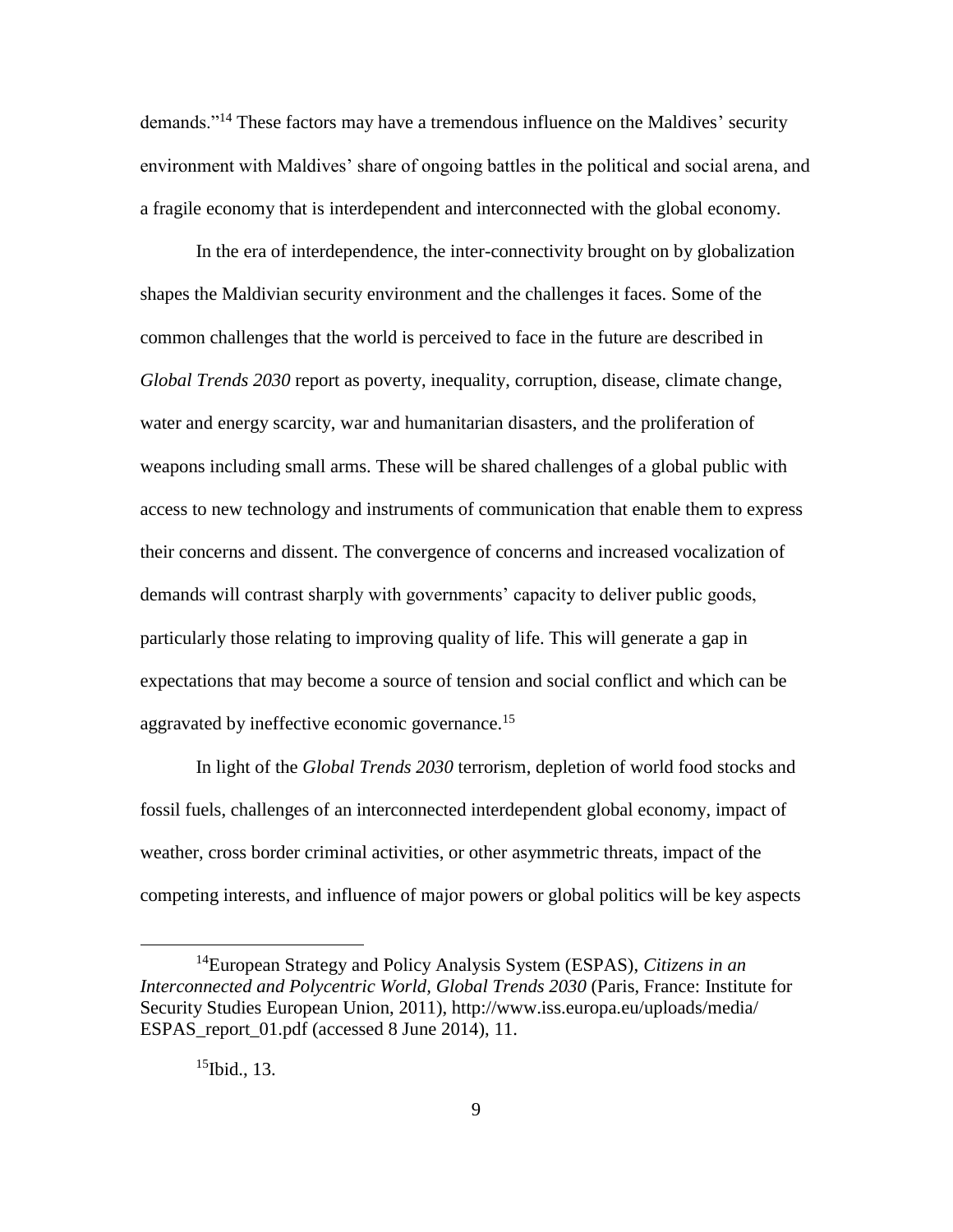demands."[14] These factors may have a tremendous influence on the Maldives' security environment with Maldives' share of ongoing battles in the political and social arena, and a fragile economy that is interdependent and interconnected with the global economy.

In the era of interdependence, the inter-connectivity brought on by globalization shapes the Maldivian security environment and the challenges it faces. Some of the common challenges that the world is perceived to face in the future are described in *Global Trends 2030* report as poverty, inequality, corruption, disease, climate change, water and energy scarcity, war and humanitarian disasters, and the proliferation of weapons including small arms. These will be shared challenges of a global public with access to new technology and instruments of communication that enable them to express their concerns and dissent. The convergence of concerns and increased vocalization of demands will contrast sharply with governments' capacity to deliver public goods, particularly those relating to improving quality of life. This will generate a gap in expectations that may become a source of tension and social conflict and which can be aggravated by ineffective economic governance.[15]

In light of the *Global Trends 2030* terrorism, depletion of world food stocks and fossil fuels, challenges of an interconnected interdependent global economy, impact of weather, cross border criminal activities, or other asymmetric threats, impact of the competing interests, and influence of major powers or global politics will be key aspects

---

[14] European Strategy and Policy Analysis System (ESPAS), *Citizens in an Interconnected and Polycentric World, Global Trends 2030* (Paris, France: Institute for Security Studies European Union, 2011), http://www.iss.europa.eu/uploads/media/ESPAS_report_01.pdf (accessed 8 June 2014), 11.

[15] Ibid., 13.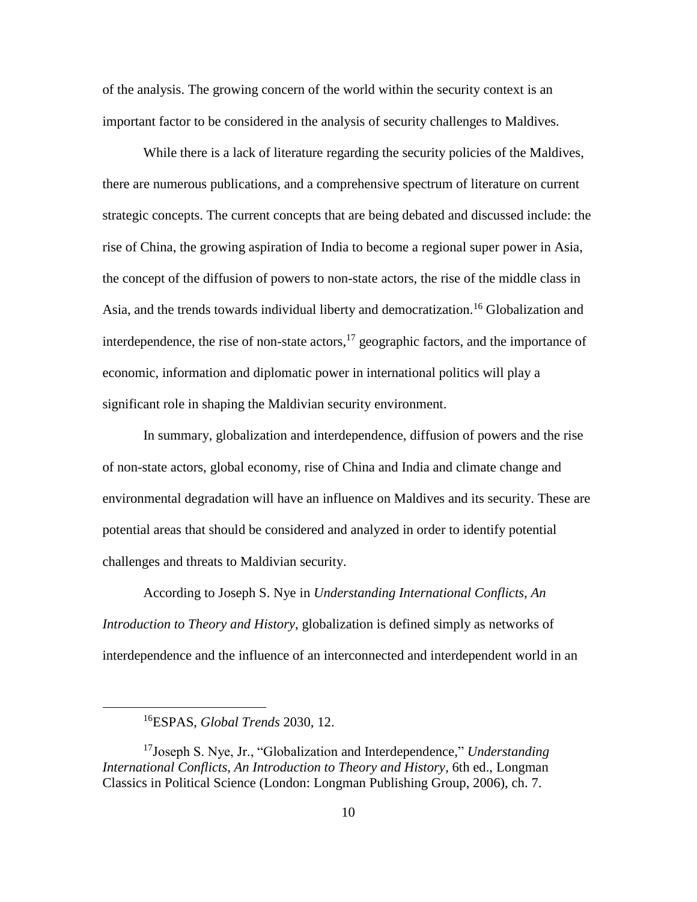of the analysis. The growing concern of the world within the security context is an important factor to be considered in the analysis of security challenges to Maldives.

While there is a lack of literature regarding the security policies of the Maldives, there are numerous publications, and a comprehensive spectrum of literature on current strategic concepts. The current concepts that are being debated and discussed include: the rise of China, the growing aspiration of India to become a regional super power in Asia, the concept of the diffusion of powers to non-state actors, the rise of the middle class in Asia, and the trends towards individual liberty and democratization.[16] Globalization and interdependence, the rise of non-state actors,[17] geographic factors, and the importance of economic, information and diplomatic power in international politics will play a significant role in shaping the Maldivian security environment.

In summary, globalization and interdependence, diffusion of powers and the rise of non-state actors, global economy, rise of China and India and climate change and environmental degradation will have an influence on Maldives and its security. These are potential areas that should be considered and analyzed in order to identify potential challenges and threats to Maldivian security.

According to Joseph S. Nye in *Understanding International Conflicts, An Introduction to Theory and History*, globalization is defined simply as networks of interdependence and the influence of an interconnected and interdependent world in an

---

[16]ESPAS, *Global Trends* 2030, 12.

[17]Joseph S. Nye, Jr., "Globalization and Interdependence," *Understanding International Conflicts, An Introduction to Theory and History*, 6th ed., Longman Classics in Political Science (London: Longman Publishing Group, 2006), ch. 7.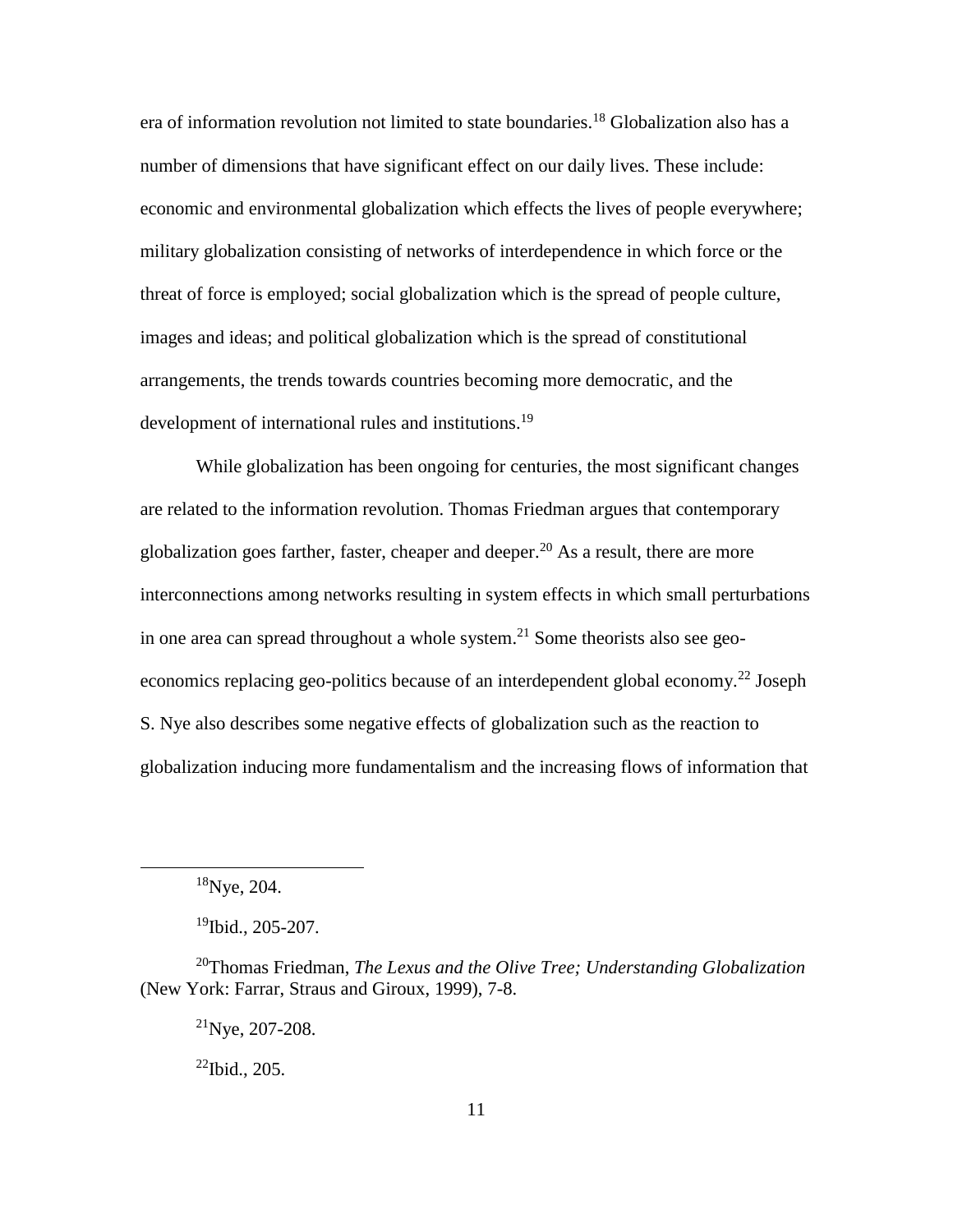era of information revolution not limited to state boundaries.[18] Globalization also has a number of dimensions that have significant effect on our daily lives. These include: economic and environmental globalization which effects the lives of people everywhere; military globalization consisting of networks of interdependence in which force or the threat of force is employed; social globalization which is the spread of people culture, images and ideas; and political globalization which is the spread of constitutional arrangements, the trends towards countries becoming more democratic, and the development of international rules and institutions.[19]

While globalization has been ongoing for centuries, the most significant changes are related to the information revolution. Thomas Friedman argues that contemporary globalization goes farther, faster, cheaper and deeper.[20] As a result, there are more interconnections among networks resulting in system effects in which small perturbations in one area can spread throughout a whole system.[21] Some theorists also see geo-economics replacing geo-politics because of an interdependent global economy.[22] Joseph S. Nye also describes some negative effects of globalization such as the reaction to globalization inducing more fundamentalism and the increasing flows of information that

---

[18]Nye, 204.

[19]Ibid., 205-207.

[20]Thomas Friedman, *The Lexus and the Olive Tree; Understanding Globalization* (New York: Farrar, Straus and Giroux, 1999), 7-8.

[21]Nye, 207-208.

[22]Ibid., 205.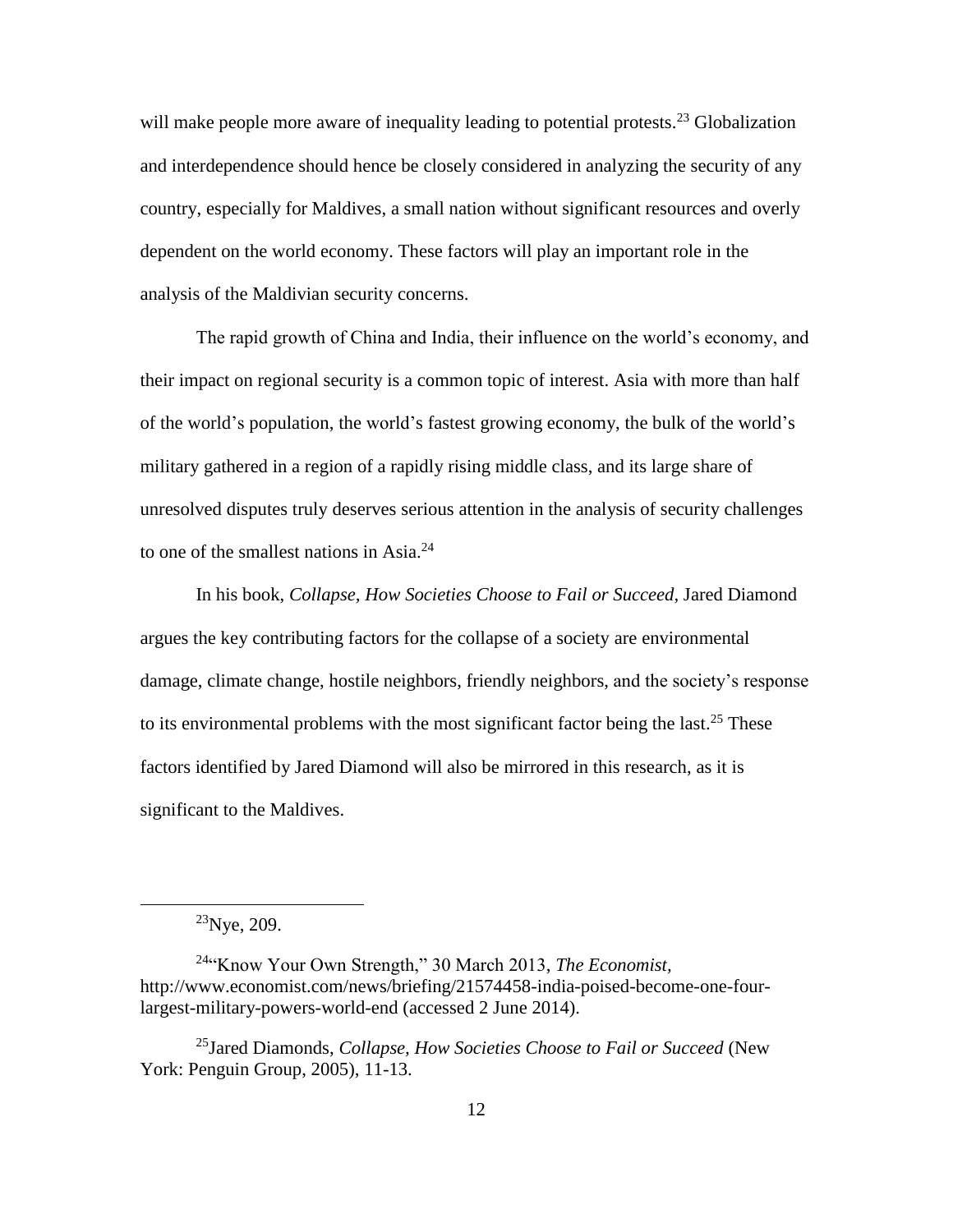will make people more aware of inequality leading to potential protests.[23] Globalization and interdependence should hence be closely considered in analyzing the security of any country, especially for Maldives, a small nation without significant resources and overly dependent on the world economy. These factors will play an important role in the analysis of the Maldivian security concerns.

The rapid growth of China and India, their influence on the world's economy, and their impact on regional security is a common topic of interest. Asia with more than half of the world's population, the world's fastest growing economy, the bulk of the world's military gathered in a region of a rapidly rising middle class, and its large share of unresolved disputes truly deserves serious attention in the analysis of security challenges to one of the smallest nations in Asia.[24]

In his book, *Collapse, How Societies Choose to Fail or Succeed,* Jared Diamond argues the key contributing factors for the collapse of a society are environmental damage, climate change, hostile neighbors, friendly neighbors, and the society's response to its environmental problems with the most significant factor being the last.[25] These factors identified by Jared Diamond will also be mirrored in this research, as it is significant to the Maldives.

---

[23]Nye, 209.

[24]"Know Your Own Strength," 30 March 2013, *The Economist,* http://www.economist.com/news/briefing/21574458-india-poised-become-one-four-largest-military-powers-world-end (accessed 2 June 2014).

[25]Jared Diamonds, *Collapse, How Societies Choose to Fail or Succeed* (New York: Penguin Group, 2005), 11-13.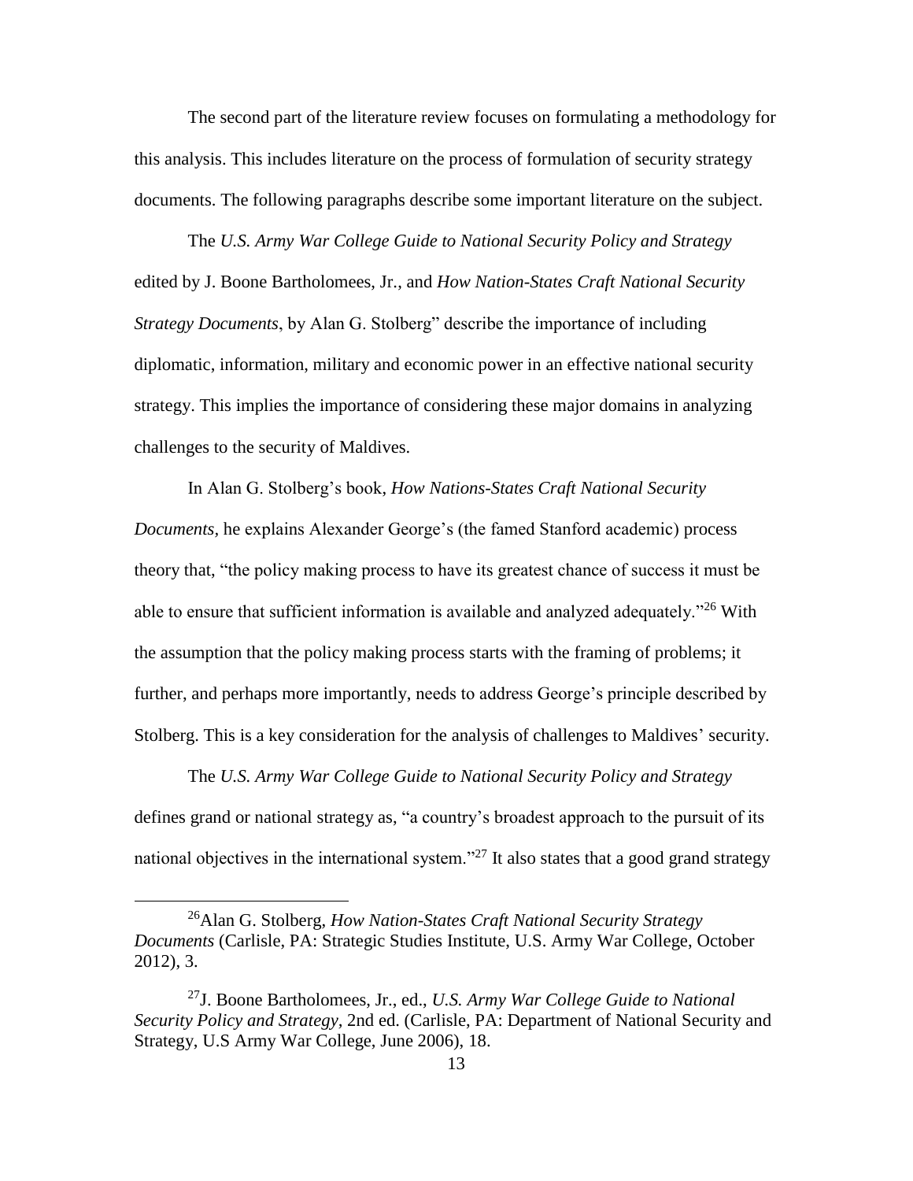The second part of the literature review focuses on formulating a methodology for this analysis. This includes literature on the process of formulation of security strategy documents. The following paragraphs describe some important literature on the subject.

The *U.S. Army War College Guide to National Security Policy and Strategy* edited by J. Boone Bartholomees, Jr., and *How Nation-States Craft National Security Strategy Documents*, by Alan G. Stolberg" describe the importance of including diplomatic, information, military and economic power in an effective national security strategy. This implies the importance of considering these major domains in analyzing challenges to the security of Maldives.

In Alan G. Stolberg's book, *How Nations-States Craft National Security Documents,* he explains Alexander George's (the famed Stanford academic) process theory that, "the policy making process to have its greatest chance of success it must be able to ensure that sufficient information is available and analyzed adequately."[26] With the assumption that the policy making process starts with the framing of problems; it further, and perhaps more importantly, needs to address George's principle described by Stolberg. This is a key consideration for the analysis of challenges to Maldives' security.

The *U.S. Army War College Guide to National Security Policy and Strategy* defines grand or national strategy as, "a country's broadest approach to the pursuit of its national objectives in the international system."[27] It also states that a good grand strategy

---

[26]Alan G. Stolberg, *How Nation-States Craft National Security Strategy Documents* (Carlisle, PA: Strategic Studies Institute, U.S. Army War College, October 2012), 3.

[27]J. Boone Bartholomees, Jr., ed., *U.S. Army War College Guide to National Security Policy and Strategy,* 2nd ed. (Carlisle, PA: Department of National Security and Strategy, U.S Army War College, June 2006), 18.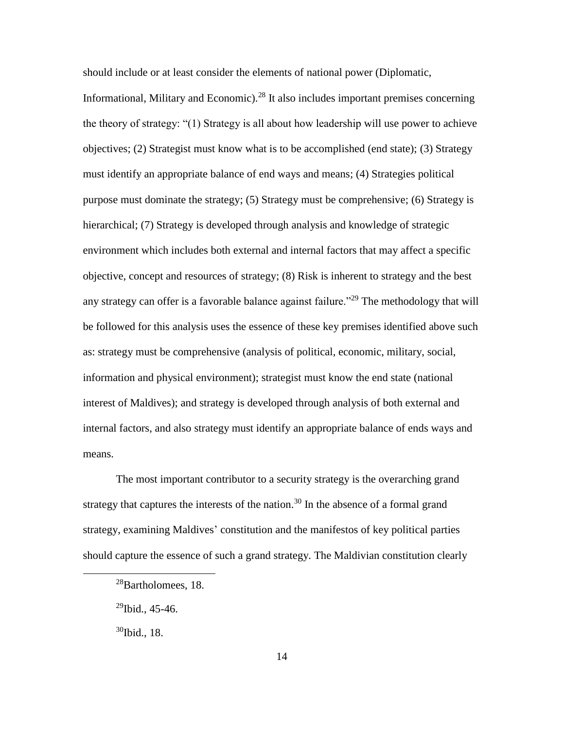should include or at least consider the elements of national power (Diplomatic, Informational, Military and Economic).[28] It also includes important premises concerning the theory of strategy: "(1) Strategy is all about how leadership will use power to achieve objectives; (2) Strategist must know what is to be accomplished (end state); (3) Strategy must identify an appropriate balance of end ways and means; (4) Strategies political purpose must dominate the strategy; (5) Strategy must be comprehensive; (6) Strategy is hierarchical; (7) Strategy is developed through analysis and knowledge of strategic environment which includes both external and internal factors that may affect a specific objective, concept and resources of strategy; (8) Risk is inherent to strategy and the best any strategy can offer is a favorable balance against failure."[29] The methodology that will be followed for this analysis uses the essence of these key premises identified above such as: strategy must be comprehensive (analysis of political, economic, military, social, information and physical environment); strategist must know the end state (national interest of Maldives); and strategy is developed through analysis of both external and internal factors, and also strategy must identify an appropriate balance of ends ways and means.

The most important contributor to a security strategy is the overarching grand strategy that captures the interests of the nation.[30] In the absence of a formal grand strategy, examining Maldives' constitution and the manifestos of key political parties should capture the essence of such a grand strategy. The Maldivian constitution clearly

---

[28]Bartholomees, 18.

[29]Ibid., 45-46.

[30]Ibid., 18.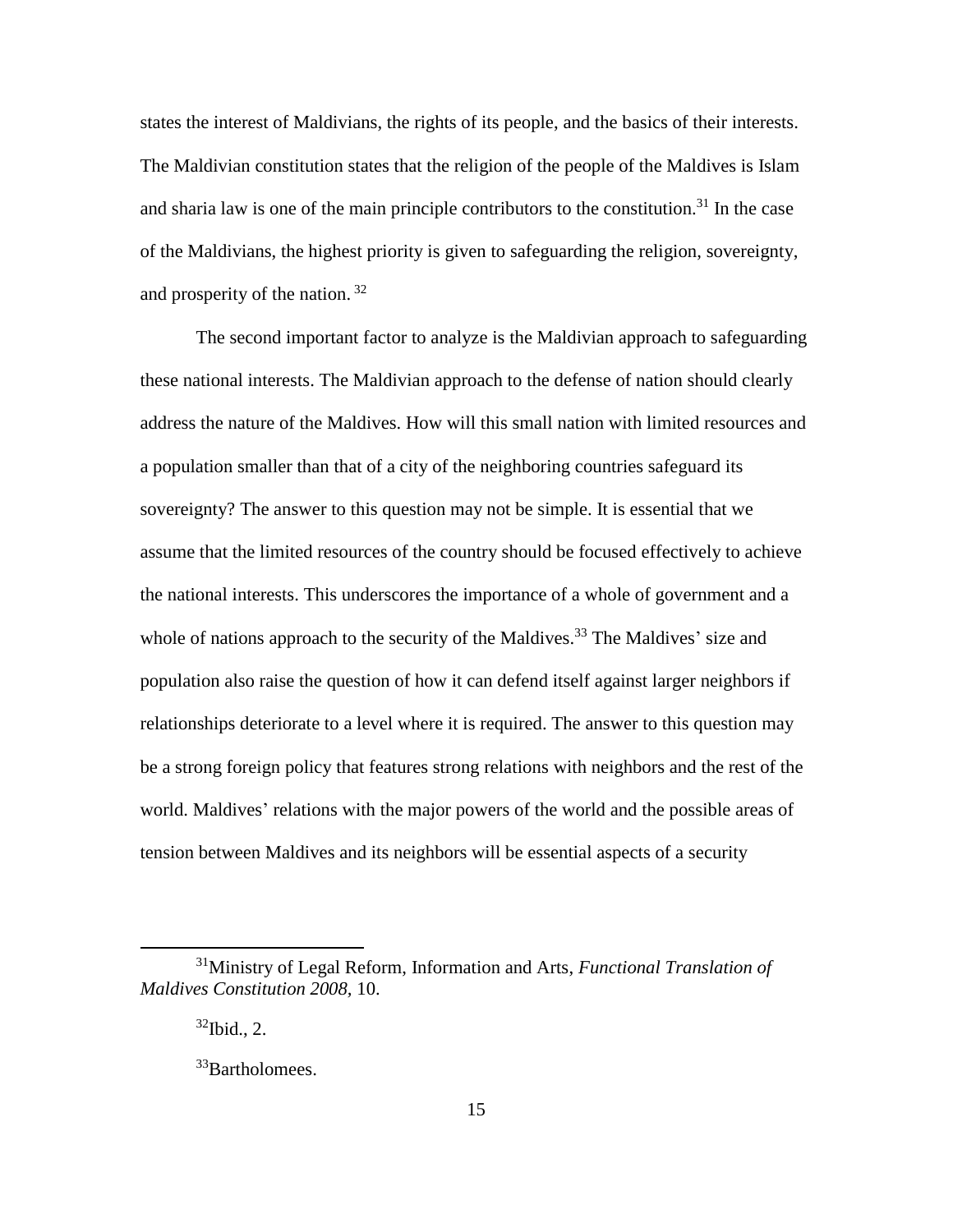states the interest of Maldivians, the rights of its people, and the basics of their interests. The Maldivian constitution states that the religion of the people of the Maldives is Islam and sharia law is one of the main principle contributors to the constitution.[31] In the case of the Maldivians, the highest priority is given to safeguarding the religion, sovereignty, and prosperity of the nation. [32]

The second important factor to analyze is the Maldivian approach to safeguarding these national interests. The Maldivian approach to the defense of nation should clearly address the nature of the Maldives. How will this small nation with limited resources and a population smaller than that of a city of the neighboring countries safeguard its sovereignty? The answer to this question may not be simple. It is essential that we assume that the limited resources of the country should be focused effectively to achieve the national interests. This underscores the importance of a whole of government and a whole of nations approach to the security of the Maldives.[33] The Maldives' size and population also raise the question of how it can defend itself against larger neighbors if relationships deteriorate to a level where it is required. The answer to this question may be a strong foreign policy that features strong relations with neighbors and the rest of the world. Maldives' relations with the major powers of the world and the possible areas of tension between Maldives and its neighbors will be essential aspects of a security

---

[31]Ministry of Legal Reform, Information and Arts, *Functional Translation of Maldives Constitution 2008*, 10.

[32]Ibid., 2.

[33]Bartholomees.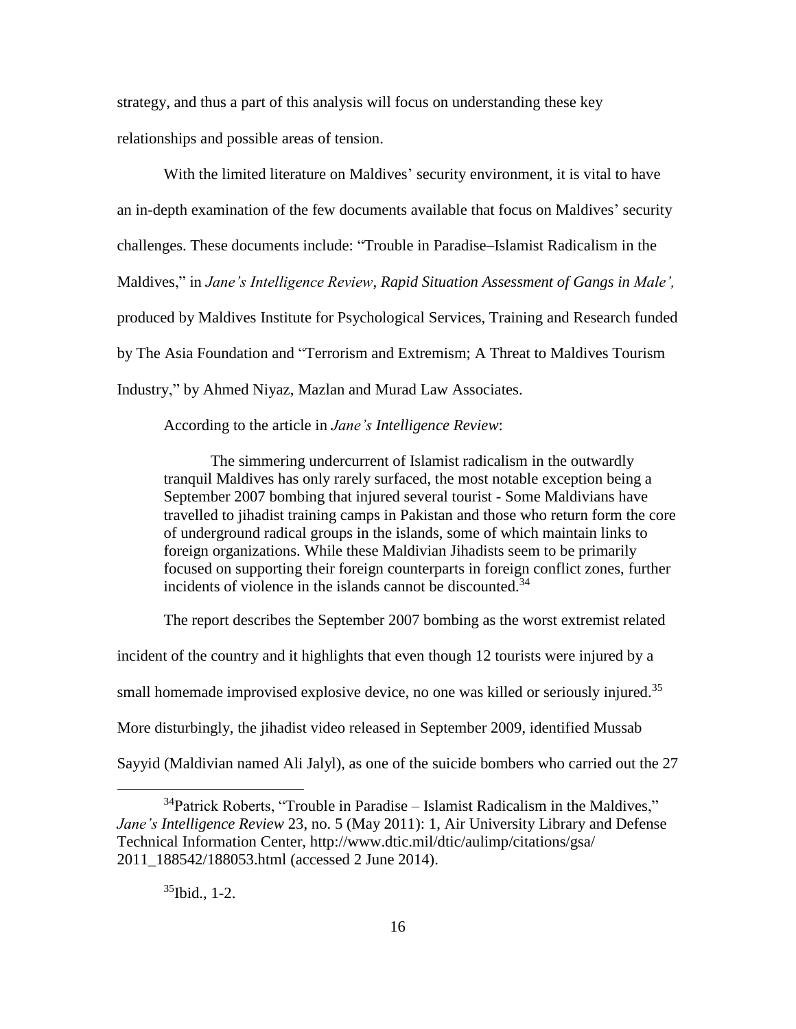strategy, and thus a part of this analysis will focus on understanding these key relationships and possible areas of tension.

With the limited literature on Maldives' security environment, it is vital to have an in-depth examination of the few documents available that focus on Maldives' security challenges. These documents include: "Trouble in Paradise–Islamist Radicalism in the Maldives," in *Jane's Intelligence Review*, *Rapid Situation Assessment of Gangs in Male',* produced by Maldives Institute for Psychological Services, Training and Research funded by The Asia Foundation and "Terrorism and Extremism; A Threat to Maldives Tourism Industry," by Ahmed Niyaz, Mazlan and Murad Law Associates.

According to the article in *Jane's Intelligence Review*:

> The simmering undercurrent of Islamist radicalism in the outwardly tranquil Maldives has only rarely surfaced, the most notable exception being a September 2007 bombing that injured several tourist - Some Maldivians have travelled to jihadist training camps in Pakistan and those who return form the core of underground radical groups in the islands, some of which maintain links to foreign organizations. While these Maldivian Jihadists seem to be primarily focused on supporting their foreign counterparts in foreign conflict zones, further incidents of violence in the islands cannot be discounted.[34]

The report describes the September 2007 bombing as the worst extremist related incident of the country and it highlights that even though 12 tourists were injured by a small homemade improvised explosive device, no one was killed or seriously injured.[35] More disturbingly, the jihadist video released in September 2009, identified Mussab Sayyid (Maldivian named Ali Jalyl), as one of the suicide bombers who carried out the 27

---

[34]Patrick Roberts, "Trouble in Paradise – Islamist Radicalism in the Maldives," *Jane's Intelligence Review* 23, no. 5 (May 2011): 1, Air University Library and Defense Technical Information Center, http://www.dtic.mil/dtic/aulimp/citations/gsa/2011_188542/188053.html (accessed 2 June 2014).

[35]Ibid., 1-2.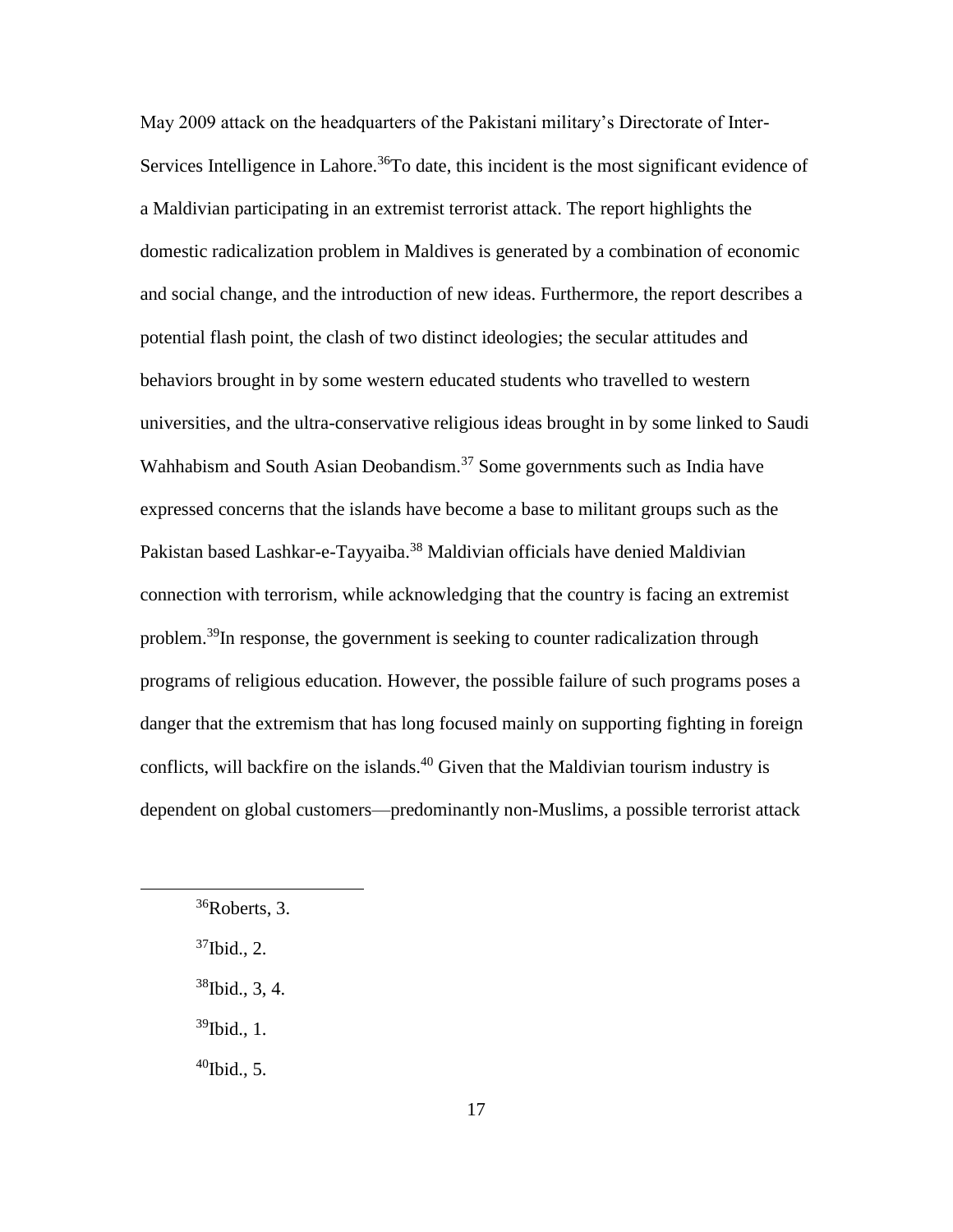May 2009 attack on the headquarters of the Pakistani military's Directorate of Inter-Services Intelligence in Lahore.[36]To date, this incident is the most significant evidence of a Maldivian participating in an extremist terrorist attack. The report highlights the domestic radicalization problem in Maldives is generated by a combination of economic and social change, and the introduction of new ideas. Furthermore, the report describes a potential flash point, the clash of two distinct ideologies; the secular attitudes and behaviors brought in by some western educated students who travelled to western universities, and the ultra-conservative religious ideas brought in by some linked to Saudi Wahhabism and South Asian Deobandism.[37] Some governments such as India have expressed concerns that the islands have become a base to militant groups such as the Pakistan based Lashkar-e-Tayyaiba.[38] Maldivian officials have denied Maldivian connection with terrorism, while acknowledging that the country is facing an extremist problem.[39]In response, the government is seeking to counter radicalization through programs of religious education. However, the possible failure of such programs poses a danger that the extremism that has long focused mainly on supporting fighting in foreign conflicts, will backfire on the islands.[40] Given that the Maldivian tourism industry is dependent on global customers—predominantly non-Muslims, a possible terrorist attack

[36]Roberts, 3.

[37]Ibid., 2.

[38]Ibid., 3, 4.

[39]Ibid., 1.

[40]Ibid., 5.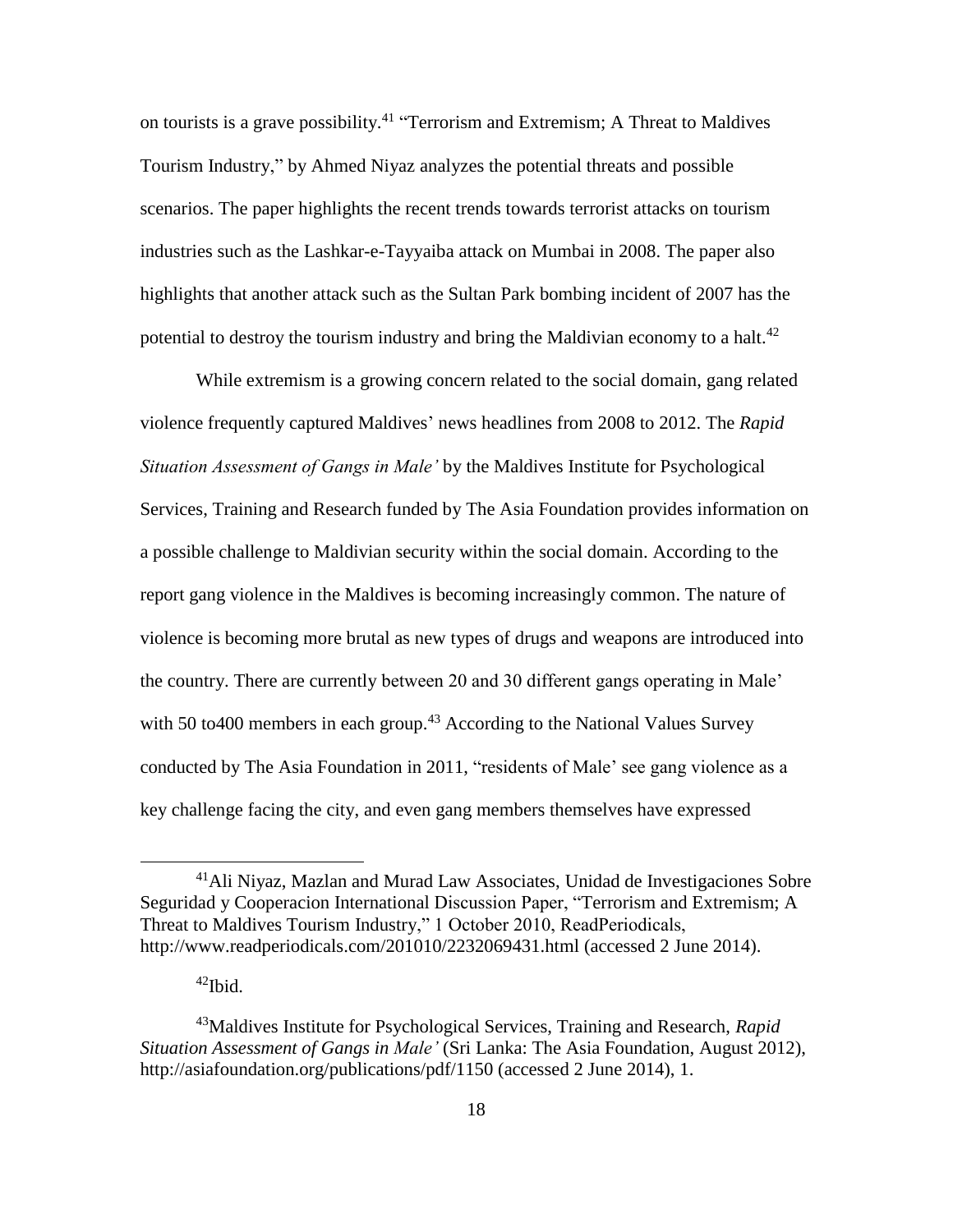on tourists is a grave possibility.[41] "Terrorism and Extremism; A Threat to Maldives Tourism Industry," by Ahmed Niyaz analyzes the potential threats and possible scenarios. The paper highlights the recent trends towards terrorist attacks on tourism industries such as the Lashkar-e-Tayyaiba attack on Mumbai in 2008. The paper also highlights that another attack such as the Sultan Park bombing incident of 2007 has the potential to destroy the tourism industry and bring the Maldivian economy to a halt.[42]

While extremism is a growing concern related to the social domain, gang related violence frequently captured Maldives' news headlines from 2008 to 2012. The *Rapid Situation Assessment of Gangs in Male'* by the Maldives Institute for Psychological Services, Training and Research funded by The Asia Foundation provides information on a possible challenge to Maldivian security within the social domain. According to the report gang violence in the Maldives is becoming increasingly common. The nature of violence is becoming more brutal as new types of drugs and weapons are introduced into the country. There are currently between 20 and 30 different gangs operating in Male' with 50 to400 members in each group.[43] According to the National Values Survey conducted by The Asia Foundation in 2011, "residents of Male' see gang violence as a key challenge facing the city, and even gang members themselves have expressed

---

[41]Ali Niyaz, Mazlan and Murad Law Associates, Unidad de Investigaciones Sobre Seguridad y Cooperacion International Discussion Paper, "Terrorism and Extremism; A Threat to Maldives Tourism Industry," 1 October 2010, ReadPeriodicals, http://www.readperiodicals.com/201010/2232069431.html (accessed 2 June 2014).

[42]Ibid.

[43]Maldives Institute for Psychological Services, Training and Research, *Rapid Situation Assessment of Gangs in Male'* (Sri Lanka: The Asia Foundation, August 2012), http://asiafoundation.org/publications/pdf/1150 (accessed 2 June 2014), 1.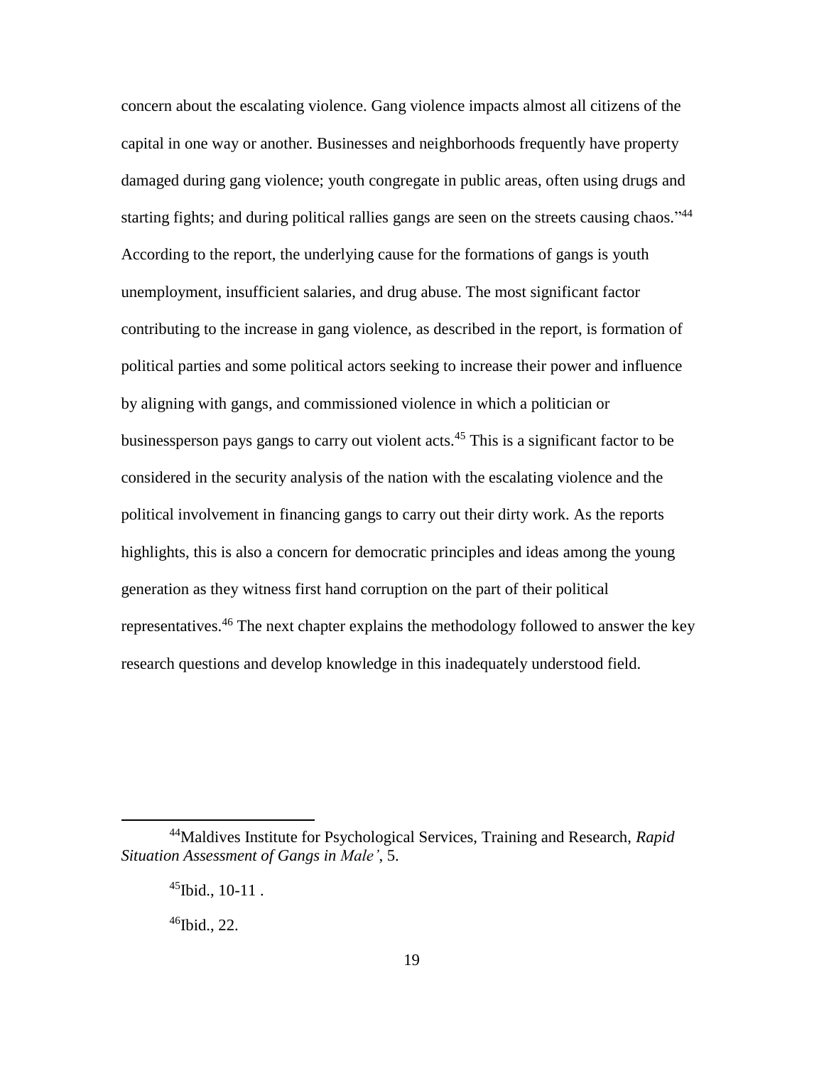concern about the escalating violence. Gang violence impacts almost all citizens of the capital in one way or another. Businesses and neighborhoods frequently have property damaged during gang violence; youth congregate in public areas, often using drugs and starting fights; and during political rallies gangs are seen on the streets causing chaos."[44] According to the report, the underlying cause for the formations of gangs is youth unemployment, insufficient salaries, and drug abuse. The most significant factor contributing to the increase in gang violence, as described in the report, is formation of political parties and some political actors seeking to increase their power and influence by aligning with gangs, and commissioned violence in which a politician or businessperson pays gangs to carry out violent acts.[45] This is a significant factor to be considered in the security analysis of the nation with the escalating violence and the political involvement in financing gangs to carry out their dirty work. As the reports highlights, this is also a concern for democratic principles and ideas among the young generation as they witness first hand corruption on the part of their political representatives.[46] The next chapter explains the methodology followed to answer the key research questions and develop knowledge in this inadequately understood field.

---

[44]Maldives Institute for Psychological Services, Training and Research, *Rapid Situation Assessment of Gangs in Male'*, 5.

[45]Ibid., 10-11 .

[46]Ibid., 22.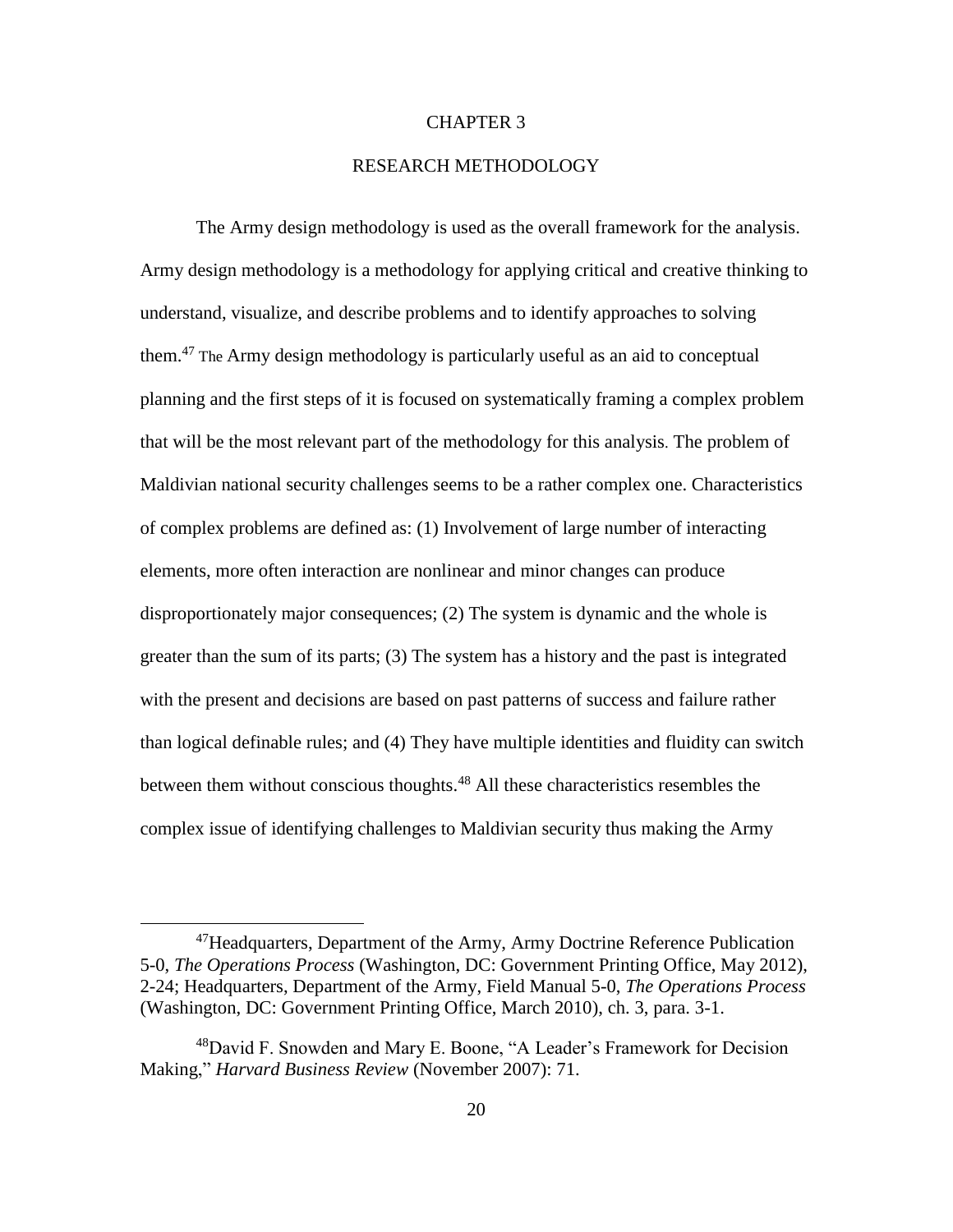# CHAPTER 3

## RESEARCH METHODOLOGY

The Army design methodology is used as the overall framework for the analysis. Army design methodology is a methodology for applying critical and creative thinking to understand, visualize, and describe problems and to identify approaches to solving them.[47] The Army design methodology is particularly useful as an aid to conceptual planning and the first steps of it is focused on systematically framing a complex problem that will be the most relevant part of the methodology for this analysis. The problem of Maldivian national security challenges seems to be a rather complex one. Characteristics of complex problems are defined as: (1) Involvement of large number of interacting elements, more often interaction are nonlinear and minor changes can produce disproportionately major consequences; (2) The system is dynamic and the whole is greater than the sum of its parts; (3) The system has a history and the past is integrated with the present and decisions are based on past patterns of success and failure rather than logical definable rules; and (4) They have multiple identities and fluidity can switch between them without conscious thoughts.[48] All these characteristics resembles the complex issue of identifying challenges to Maldivian security thus making the Army

---

[47]Headquarters, Department of the Army, Army Doctrine Reference Publication 5-0, *The Operations Process* (Washington, DC: Government Printing Office, May 2012), 2-24; Headquarters, Department of the Army, Field Manual 5-0, *The Operations Process* (Washington, DC: Government Printing Office, March 2010), ch. 3, para. 3-1.

[48]David F. Snowden and Mary E. Boone, "A Leader's Framework for Decision Making," *Harvard Business Review* (November 2007): 71.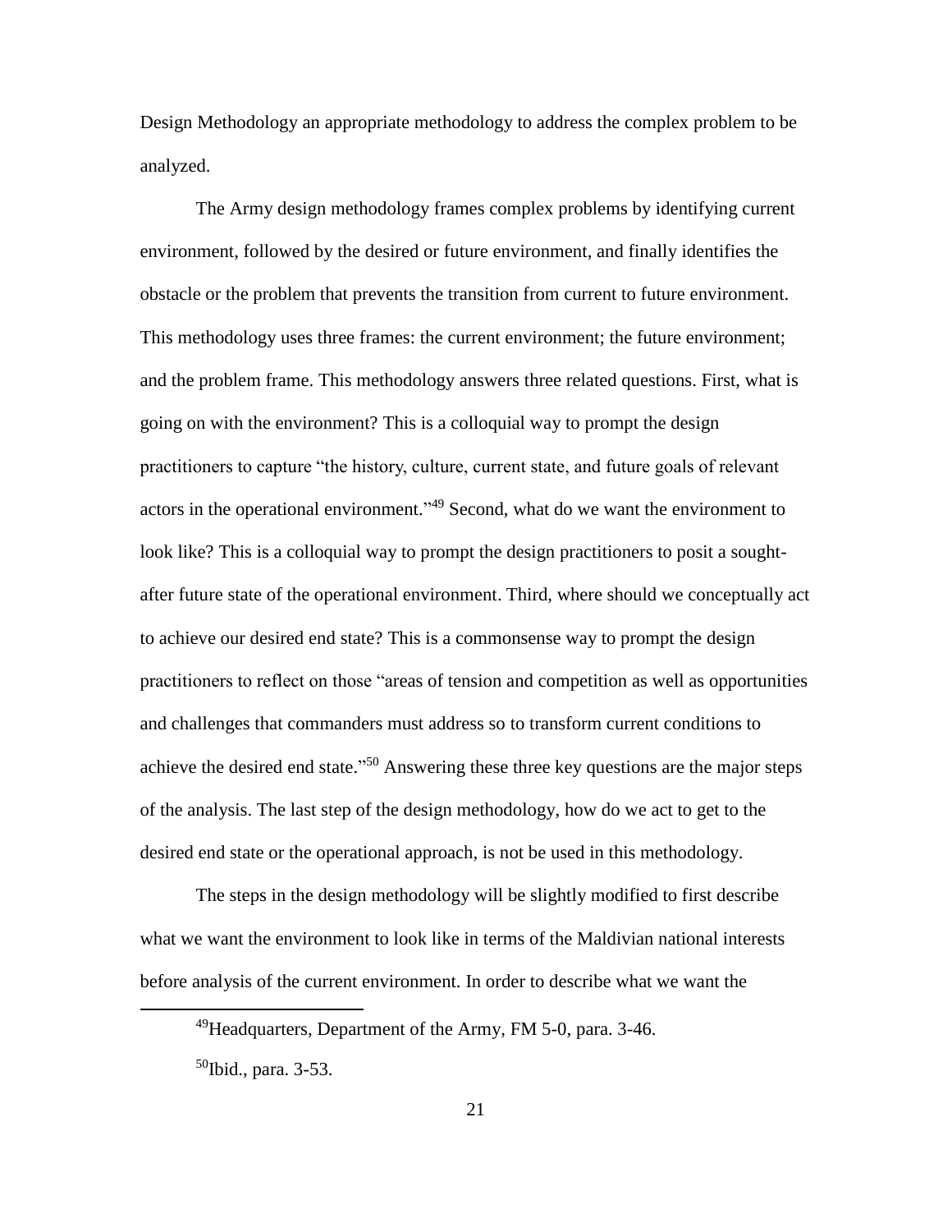Design Methodology an appropriate methodology to address the complex problem to be analyzed.

The Army design methodology frames complex problems by identifying current environment, followed by the desired or future environment, and finally identifies the obstacle or the problem that prevents the transition from current to future environment. This methodology uses three frames: the current environment; the future environment; and the problem frame. This methodology answers three related questions. First, what is going on with the environment? This is a colloquial way to prompt the design practitioners to capture "the history, culture, current state, and future goals of relevant actors in the operational environment."[49] Second, what do we want the environment to look like? This is a colloquial way to prompt the design practitioners to posit a sought-after future state of the operational environment. Third, where should we conceptually act to achieve our desired end state? This is a commonsense way to prompt the design practitioners to reflect on those "areas of tension and competition as well as opportunities and challenges that commanders must address so to transform current conditions to achieve the desired end state."[50] Answering these three key questions are the major steps of the analysis. The last step of the design methodology, how do we act to get to the desired end state or the operational approach, is not be used in this methodology.

The steps in the design methodology will be slightly modified to first describe what we want the environment to look like in terms of the Maldivian national interests before analysis of the current environment. In order to describe what we want the

---

[49]Headquarters, Department of the Army, FM 5-0, para. 3-46.

[50]Ibid., para. 3-53.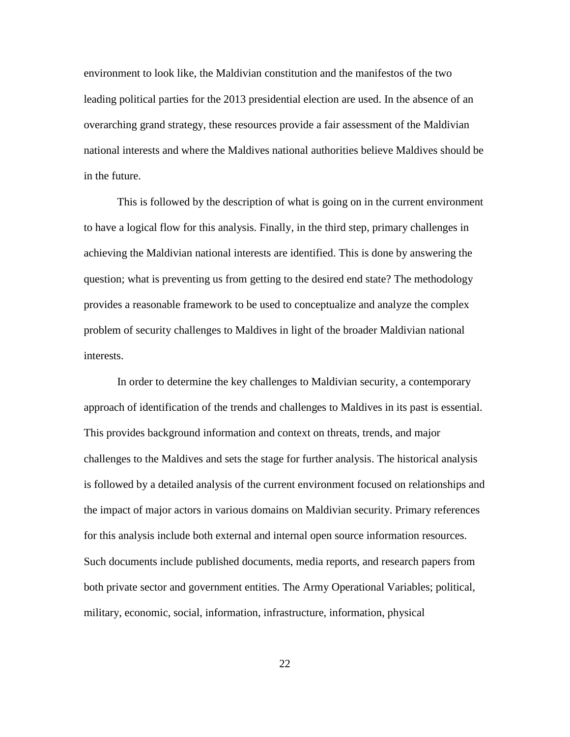environment to look like, the Maldivian constitution and the manifestos of the two leading political parties for the 2013 presidential election are used. In the absence of an overarching grand strategy, these resources provide a fair assessment of the Maldivian national interests and where the Maldives national authorities believe Maldives should be in the future.

This is followed by the description of what is going on in the current environment to have a logical flow for this analysis. Finally, in the third step, primary challenges in achieving the Maldivian national interests are identified. This is done by answering the question; what is preventing us from getting to the desired end state? The methodology provides a reasonable framework to be used to conceptualize and analyze the complex problem of security challenges to Maldives in light of the broader Maldivian national interests.

In order to determine the key challenges to Maldivian security, a contemporary approach of identification of the trends and challenges to Maldives in its past is essential. This provides background information and context on threats, trends, and major challenges to the Maldives and sets the stage for further analysis. The historical analysis is followed by a detailed analysis of the current environment focused on relationships and the impact of major actors in various domains on Maldivian security. Primary references for this analysis include both external and internal open source information resources. Such documents include published documents, media reports, and research papers from both private sector and government entities. The Army Operational Variables; political, military, economic, social, information, infrastructure, information, physical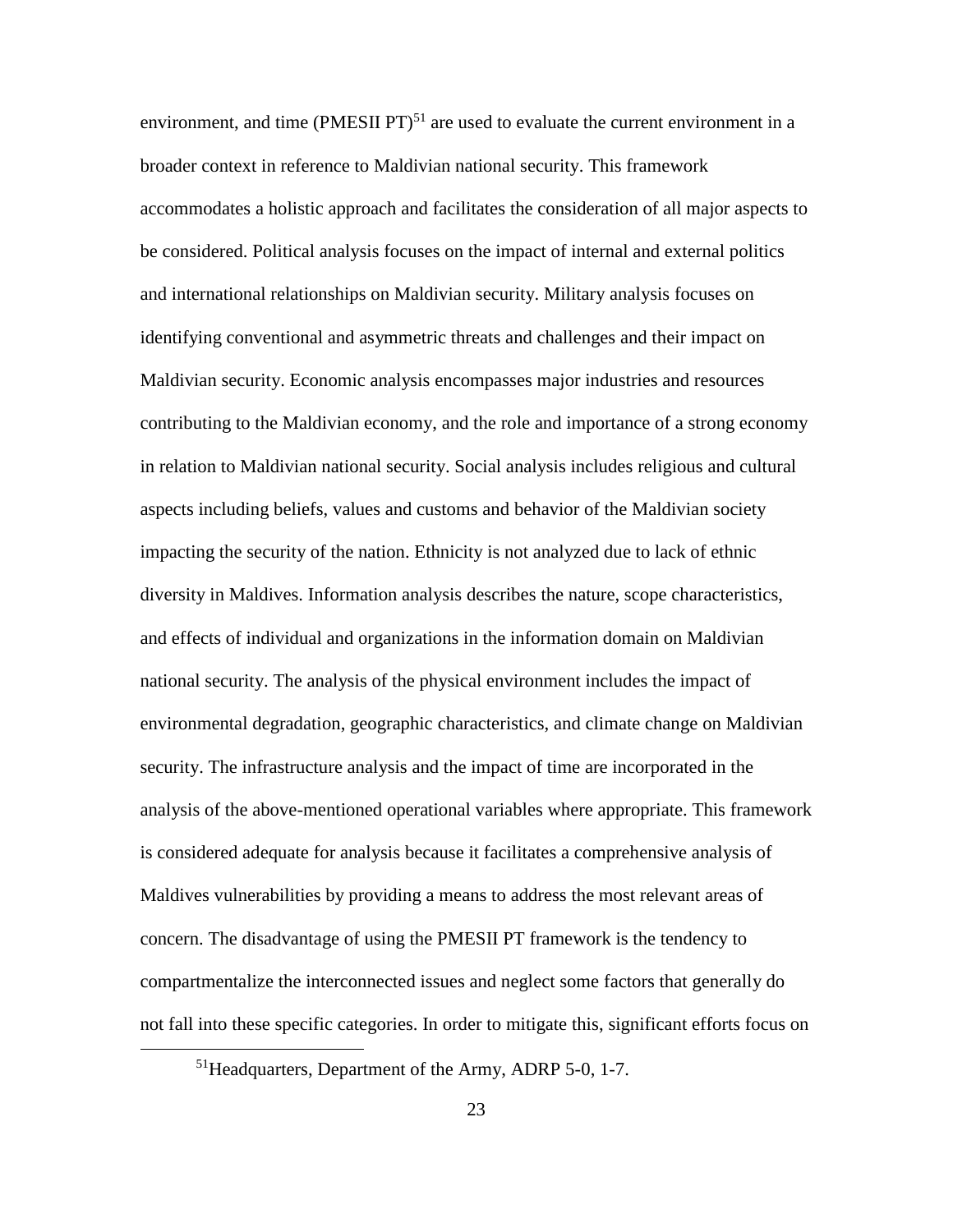environment, and time (PMESII PT)[51] are used to evaluate the current environment in a broader context in reference to Maldivian national security. This framework accommodates a holistic approach and facilitates the consideration of all major aspects to be considered. Political analysis focuses on the impact of internal and external politics and international relationships on Maldivian security. Military analysis focuses on identifying conventional and asymmetric threats and challenges and their impact on Maldivian security. Economic analysis encompasses major industries and resources contributing to the Maldivian economy, and the role and importance of a strong economy in relation to Maldivian national security. Social analysis includes religious and cultural aspects including beliefs, values and customs and behavior of the Maldivian society impacting the security of the nation. Ethnicity is not analyzed due to lack of ethnic diversity in Maldives. Information analysis describes the nature, scope characteristics, and effects of individual and organizations in the information domain on Maldivian national security. The analysis of the physical environment includes the impact of environmental degradation, geographic characteristics, and climate change on Maldivian security. The infrastructure analysis and the impact of time are incorporated in the analysis of the above-mentioned operational variables where appropriate. This framework is considered adequate for analysis because it facilitates a comprehensive analysis of Maldives vulnerabilities by providing a means to address the most relevant areas of concern. The disadvantage of using the PMESII PT framework is the tendency to compartmentalize the interconnected issues and neglect some factors that generally do not fall into these specific categories. In order to mitigate this, significant efforts focus on

[51]Headquarters, Department of the Army, ADRP 5-0, 1-7.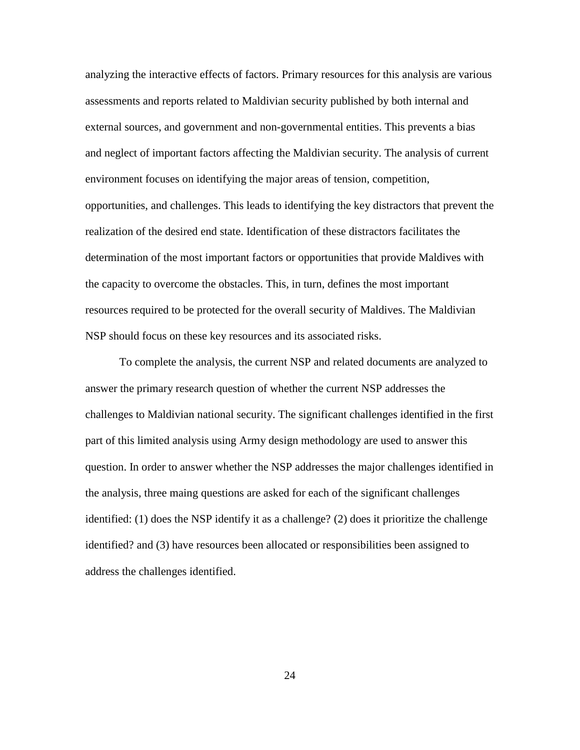analyzing the interactive effects of factors. Primary resources for this analysis are various assessments and reports related to Maldivian security published by both internal and external sources, and government and non-governmental entities. This prevents a bias and neglect of important factors affecting the Maldivian security. The analysis of current environment focuses on identifying the major areas of tension, competition, opportunities, and challenges. This leads to identifying the key distractors that prevent the realization of the desired end state. Identification of these distractors facilitates the determination of the most important factors or opportunities that provide Maldives with the capacity to overcome the obstacles. This, in turn, defines the most important resources required to be protected for the overall security of Maldives. The Maldivian NSP should focus on these key resources and its associated risks.

To complete the analysis, the current NSP and related documents are analyzed to answer the primary research question of whether the current NSP addresses the challenges to Maldivian national security. The significant challenges identified in the first part of this limited analysis using Army design methodology are used to answer this question. In order to answer whether the NSP addresses the major challenges identified in the analysis, three maing questions are asked for each of the significant challenges identified: (1) does the NSP identify it as a challenge? (2) does it prioritize the challenge identified? and (3) have resources been allocated or responsibilities been assigned to address the challenges identified.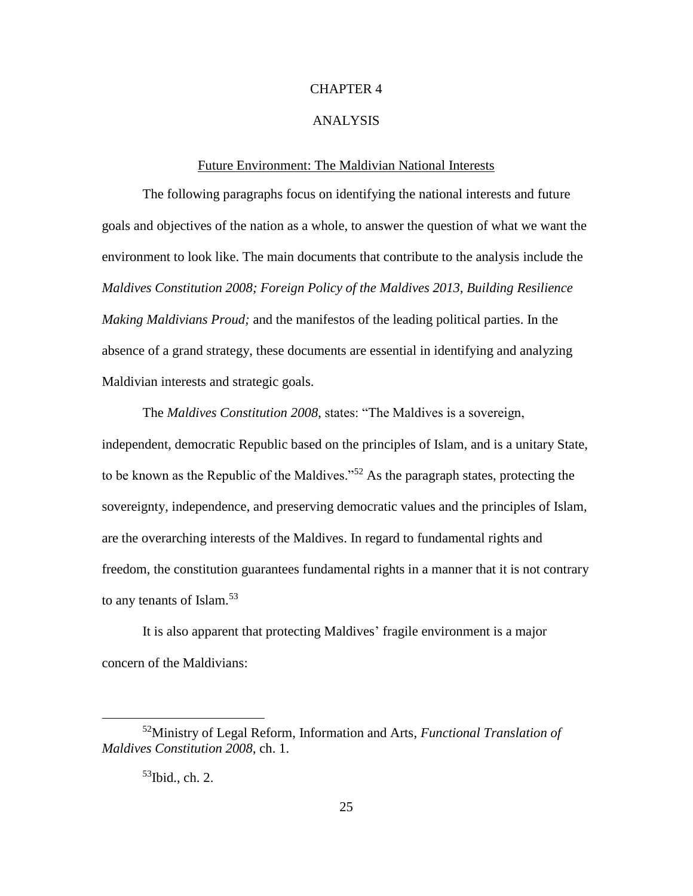# CHAPTER 4

# ANALYSIS

## Future Environment: The Maldivian National Interests

The following paragraphs focus on identifying the national interests and future goals and objectives of the nation as a whole, to answer the question of what we want the environment to look like. The main documents that contribute to the analysis include the *Maldives Constitution 2008; Foreign Policy of the Maldives 2013, Building Resilience Making Maldivians Proud;* and the manifestos of the leading political parties. In the absence of a grand strategy, these documents are essential in identifying and analyzing Maldivian interests and strategic goals.

The *Maldives Constitution 2008*, states: "The Maldives is a sovereign, independent, democratic Republic based on the principles of Islam, and is a unitary State, to be known as the Republic of the Maldives."[52] As the paragraph states, protecting the sovereignty, independence, and preserving democratic values and the principles of Islam, are the overarching interests of the Maldives. In regard to fundamental rights and freedom, the constitution guarantees fundamental rights in a manner that it is not contrary to any tenants of Islam.[53]

It is also apparent that protecting Maldives' fragile environment is a major concern of the Maldivians:

---

[52]Ministry of Legal Reform, Information and Arts, *Functional Translation of Maldives Constitution 2008*, ch. 1.

[53]Ibid., ch. 2.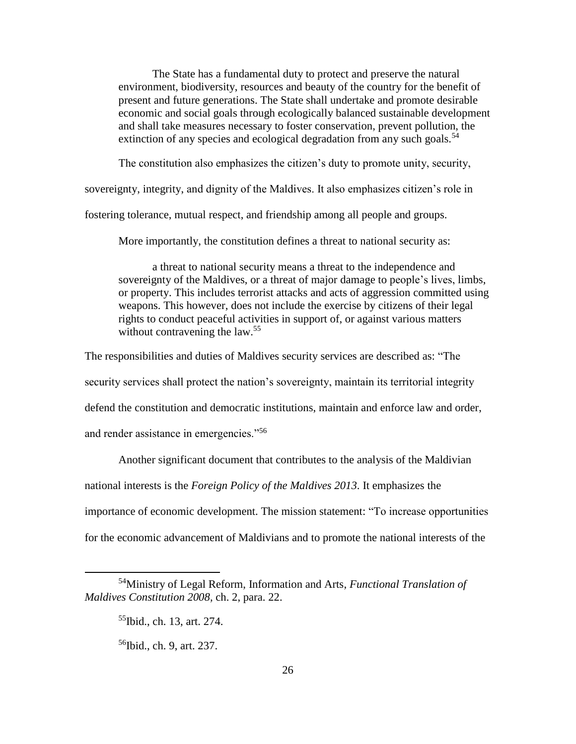> The State has a fundamental duty to protect and preserve the natural environment, biodiversity, resources and beauty of the country for the benefit of present and future generations. The State shall undertake and promote desirable economic and social goals through ecologically balanced sustainable development and shall take measures necessary to foster conservation, prevent pollution, the extinction of any species and ecological degradation from any such goals.[54]

The constitution also emphasizes the citizen's duty to promote unity, security, sovereignty, integrity, and dignity of the Maldives. It also emphasizes citizen's role in fostering tolerance, mutual respect, and friendship among all people and groups.

More importantly, the constitution defines a threat to national security as:

> a threat to national security means a threat to the independence and sovereignty of the Maldives, or a threat of major damage to people's lives, limbs, or property. This includes terrorist attacks and acts of aggression committed using weapons. This however, does not include the exercise by citizens of their legal rights to conduct peaceful activities in support of, or against various matters without contravening the law.[55]

The responsibilities and duties of Maldives security services are described as: "The security services shall protect the nation's sovereignty, maintain its territorial integrity defend the constitution and democratic institutions, maintain and enforce law and order, and render assistance in emergencies."[56]

Another significant document that contributes to the analysis of the Maldivian national interests is the *Foreign Policy of the Maldives 2013*. It emphasizes the importance of economic development. The mission statement: "To increase opportunities for the economic advancement of Maldivians and to promote the national interests of the

---

[54] Ministry of Legal Reform, Information and Arts, *Functional Translation of Maldives Constitution 2008*, ch. 2, para. 22.

[55] Ibid., ch. 13, art. 274.

[56] Ibid., ch. 9, art. 237.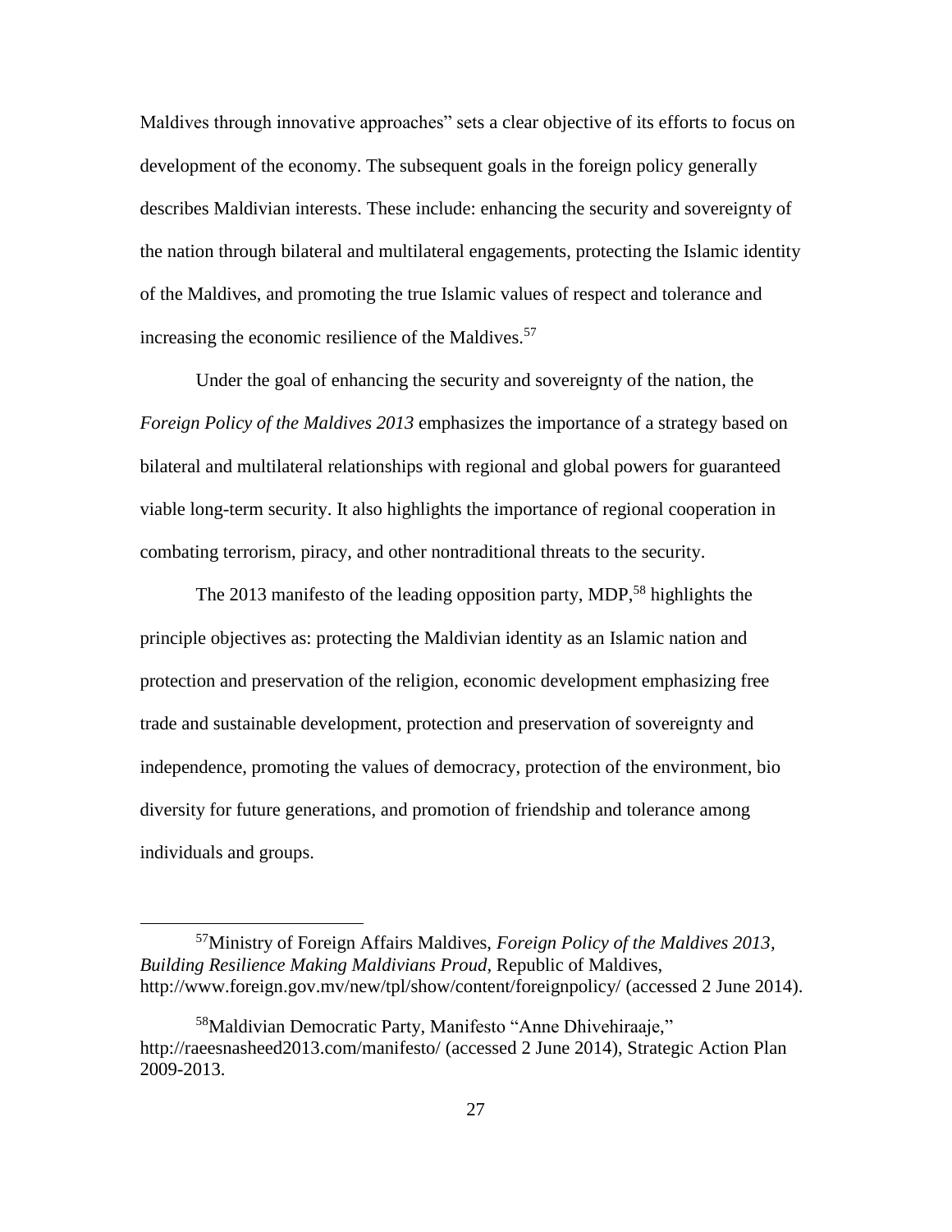Maldives through innovative approaches" sets a clear objective of its efforts to focus on development of the economy. The subsequent goals in the foreign policy generally describes Maldivian interests. These include: enhancing the security and sovereignty of the nation through bilateral and multilateral engagements, protecting the Islamic identity of the Maldives, and promoting the true Islamic values of respect and tolerance and increasing the economic resilience of the Maldives.[57]

Under the goal of enhancing the security and sovereignty of the nation, the *Foreign Policy of the Maldives 2013* emphasizes the importance of a strategy based on bilateral and multilateral relationships with regional and global powers for guaranteed viable long-term security. It also highlights the importance of regional cooperation in combating terrorism, piracy, and other nontraditional threats to the security.

The 2013 manifesto of the leading opposition party, MDP,[58] highlights the principle objectives as: protecting the Maldivian identity as an Islamic nation and protection and preservation of the religion, economic development emphasizing free trade and sustainable development, protection and preservation of sovereignty and independence, promoting the values of democracy, protection of the environment, bio diversity for future generations, and promotion of friendship and tolerance among individuals and groups.

---

[57]Ministry of Foreign Affairs Maldives, *Foreign Policy of the Maldives 2013, Building Resilience Making Maldivians Proud*, Republic of Maldives, http://www.foreign.gov.mv/new/tpl/show/content/foreignpolicy/ (accessed 2 June 2014).

[58]Maldivian Democratic Party, Manifesto "Anne Dhivehiraaje," http://raeesnasheed2013.com/manifesto/ (accessed 2 June 2014), Strategic Action Plan 2009-2013.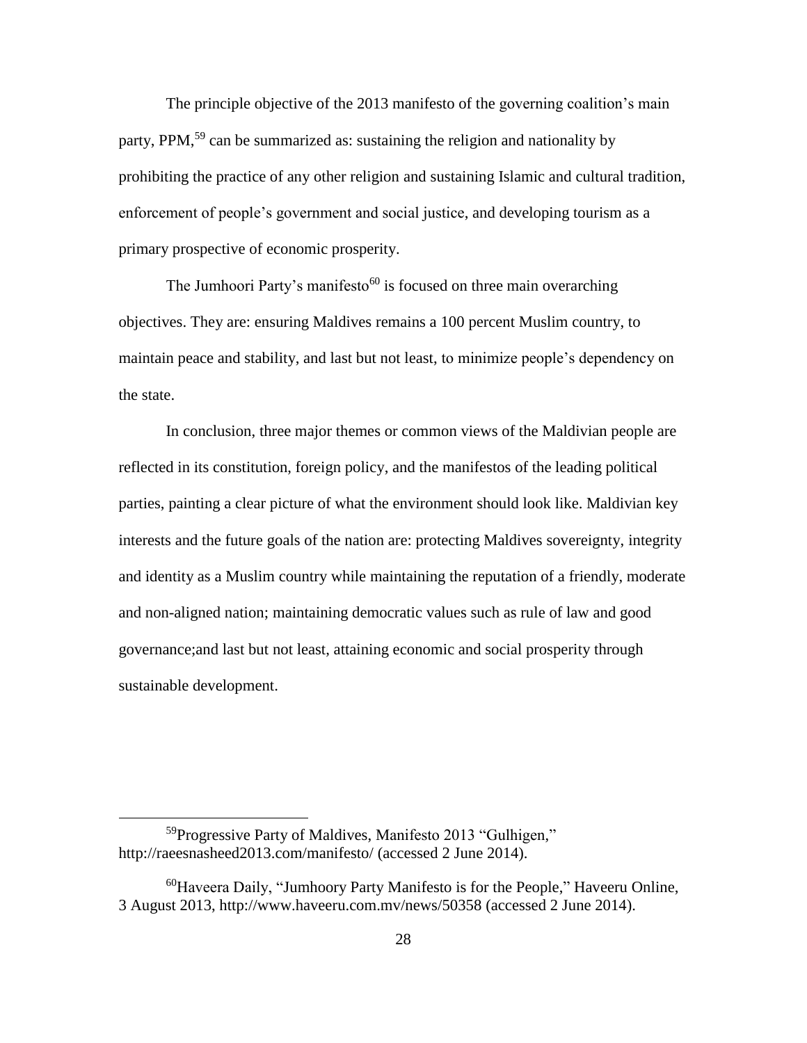The principle objective of the 2013 manifesto of the governing coalition's main party, PPM,[59] can be summarized as: sustaining the religion and nationality by prohibiting the practice of any other religion and sustaining Islamic and cultural tradition, enforcement of people's government and social justice, and developing tourism as a primary prospective of economic prosperity.

The Jumhoori Party's manifesto[60] is focused on three main overarching objectives. They are: ensuring Maldives remains a 100 percent Muslim country, to maintain peace and stability, and last but not least, to minimize people's dependency on the state.

In conclusion, three major themes or common views of the Maldivian people are reflected in its constitution, foreign policy, and the manifestos of the leading political parties, painting a clear picture of what the environment should look like. Maldivian key interests and the future goals of the nation are: protecting Maldives sovereignty, integrity and identity as a Muslim country while maintaining the reputation of a friendly, moderate and non-aligned nation; maintaining democratic values such as rule of law and good governance;and last but not least, attaining economic and social prosperity through sustainable development.

---

[59]Progressive Party of Maldives, Manifesto 2013 "Gulhigen," http://raeesnasheed2013.com/manifesto/ (accessed 2 June 2014).

[60]Haveera Daily, "Jumhoory Party Manifesto is for the People," Haveeru Online, 3 August 2013, http://www.haveeru.com.mv/news/50358 (accessed 2 June 2014).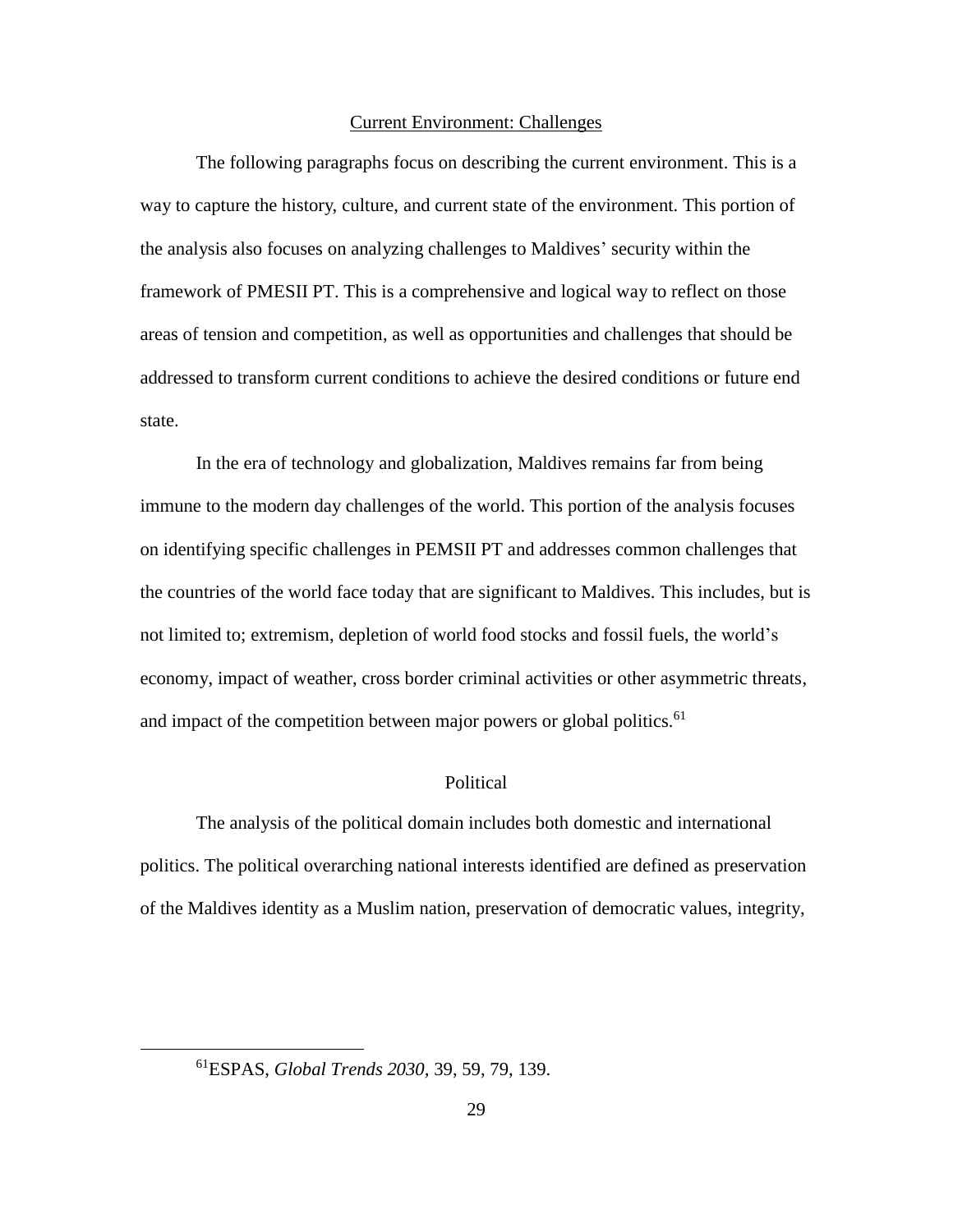## Current Environment: Challenges

The following paragraphs focus on describing the current environment. This is a way to capture the history, culture, and current state of the environment. This portion of the analysis also focuses on analyzing challenges to Maldives' security within the framework of PMESII PT. This is a comprehensive and logical way to reflect on those areas of tension and competition, as well as opportunities and challenges that should be addressed to transform current conditions to achieve the desired conditions or future end state.

In the era of technology and globalization, Maldives remains far from being immune to the modern day challenges of the world. This portion of the analysis focuses on identifying specific challenges in PEMSII PT and addresses common challenges that the countries of the world face today that are significant to Maldives. This includes, but is not limited to; extremism, depletion of world food stocks and fossil fuels, the world's economy, impact of weather, cross border criminal activities or other asymmetric threats, and impact of the competition between major powers or global politics.[61]

### Political

The analysis of the political domain includes both domestic and international politics. The political overarching national interests identified are defined as preservation of the Maldives identity as a Muslim nation, preservation of democratic values, integrity,

---

[61]ESPAS, *Global Trends 2030*, 39, 59, 79, 139.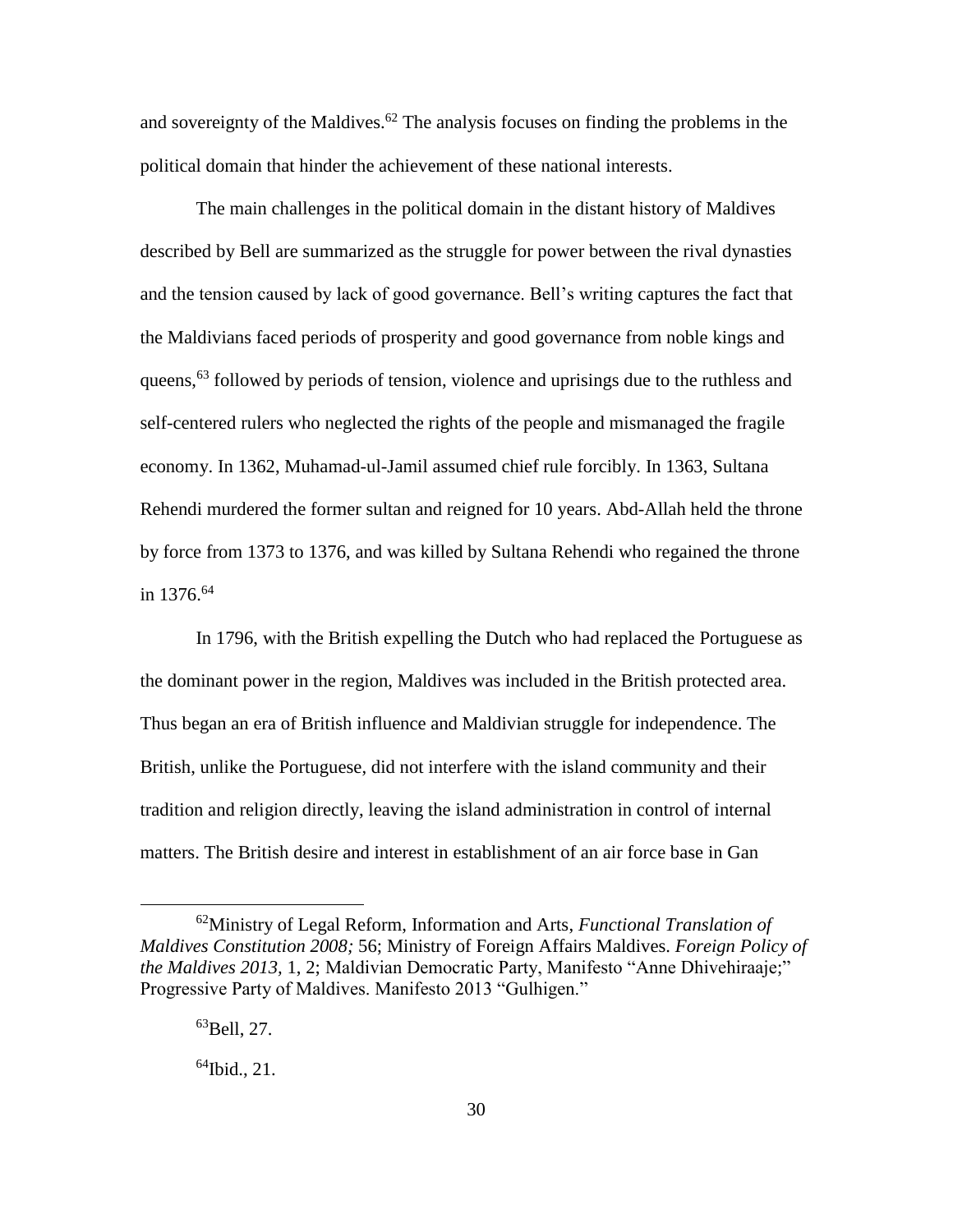and sovereignty of the Maldives.[62] The analysis focuses on finding the problems in the political domain that hinder the achievement of these national interests.

The main challenges in the political domain in the distant history of Maldives described by Bell are summarized as the struggle for power between the rival dynasties and the tension caused by lack of good governance. Bell's writing captures the fact that the Maldivians faced periods of prosperity and good governance from noble kings and queens,[63] followed by periods of tension, violence and uprisings due to the ruthless and self-centered rulers who neglected the rights of the people and mismanaged the fragile economy. In 1362, Muhamad-ul-Jamil assumed chief rule forcibly. In 1363, Sultana Rehendi murdered the former sultan and reigned for 10 years. Abd-Allah held the throne by force from 1373 to 1376, and was killed by Sultana Rehendi who regained the throne in 1376.[64]

In 1796, with the British expelling the Dutch who had replaced the Portuguese as the dominant power in the region, Maldives was included in the British protected area. Thus began an era of British influence and Maldivian struggle for independence. The British, unlike the Portuguese, did not interfere with the island community and their tradition and religion directly, leaving the island administration in control of internal matters. The British desire and interest in establishment of an air force base in Gan

---

[62]Ministry of Legal Reform, Information and Arts, *Functional Translation of Maldives Constitution 2008;* 56; Ministry of Foreign Affairs Maldives. *Foreign Policy of the Maldives 2013*, 1, 2; Maldivian Democratic Party, Manifesto "Anne Dhivehiraaje;" Progressive Party of Maldives. Manifesto 2013 "Gulhigen."

[63]Bell, 27.

[64]Ibid., 21.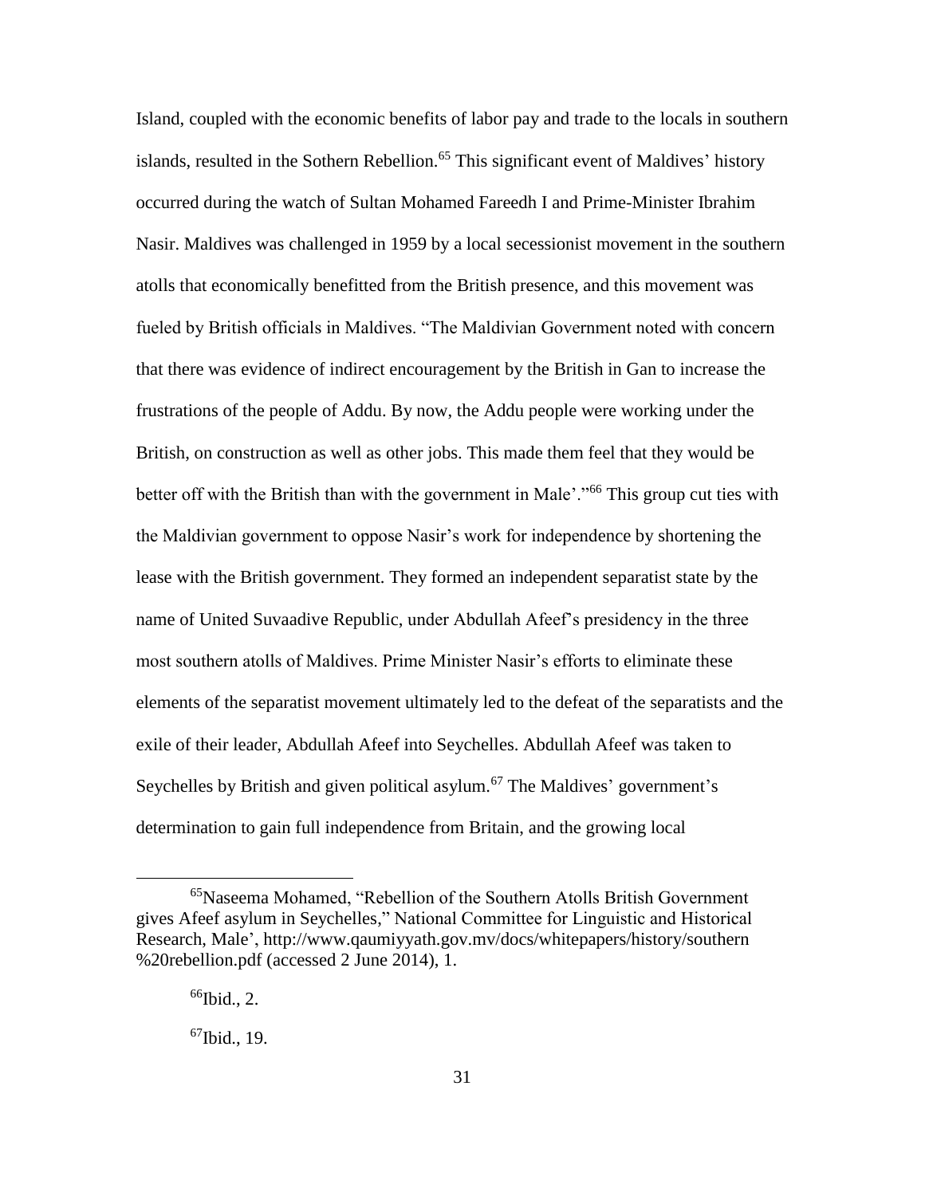Island, coupled with the economic benefits of labor pay and trade to the locals in southern islands, resulted in the Sothern Rebellion.[65] This significant event of Maldives' history occurred during the watch of Sultan Mohamed Fareedh I and Prime-Minister Ibrahim Nasir. Maldives was challenged in 1959 by a local secessionist movement in the southern atolls that economically benefitted from the British presence, and this movement was fueled by British officials in Maldives. "The Maldivian Government noted with concern that there was evidence of indirect encouragement by the British in Gan to increase the frustrations of the people of Addu. By now, the Addu people were working under the British, on construction as well as other jobs. This made them feel that they would be better off with the British than with the government in Male'."[66] This group cut ties with the Maldivian government to oppose Nasir's work for independence by shortening the lease with the British government. They formed an independent separatist state by the name of United Suvaadive Republic, under Abdullah Afeef's presidency in the three most southern atolls of Maldives. Prime Minister Nasir's efforts to eliminate these elements of the separatist movement ultimately led to the defeat of the separatists and the exile of their leader, Abdullah Afeef into Seychelles. Abdullah Afeef was taken to Seychelles by British and given political asylum.[67] The Maldives' government's determination to gain full independence from Britain, and the growing local

---

[65]Naseema Mohamed, "Rebellion of the Southern Atolls British Government gives Afeef asylum in Seychelles," National Committee for Linguistic and Historical Research, Male', http://www.qaumiyyath.gov.mv/docs/whitepapers/history/southern %20rebellion.pdf (accessed 2 June 2014), 1.

[66]Ibid., 2.

[67]Ibid., 19.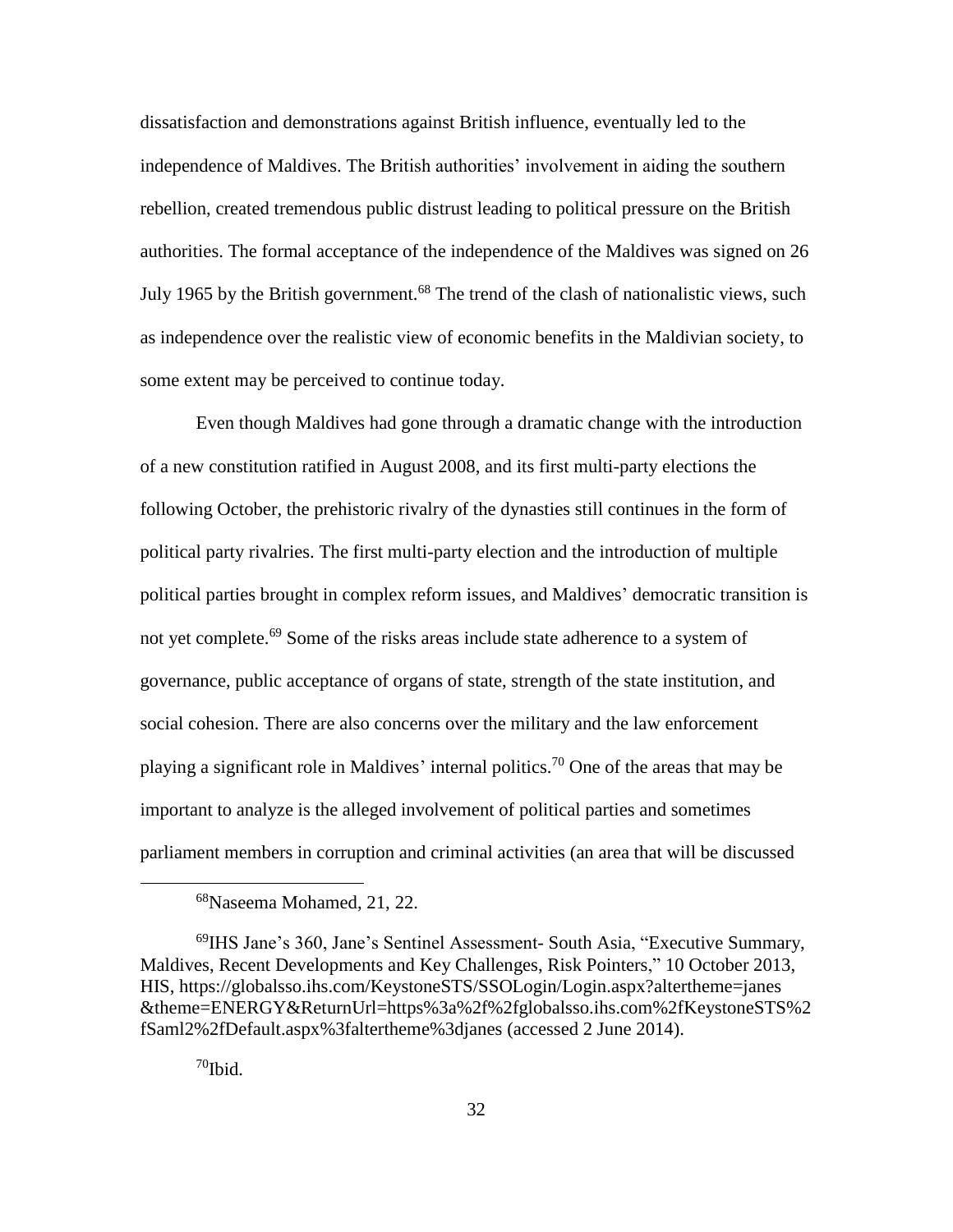dissatisfaction and demonstrations against British influence, eventually led to the independence of Maldives. The British authorities' involvement in aiding the southern rebellion, created tremendous public distrust leading to political pressure on the British authorities. The formal acceptance of the independence of the Maldives was signed on 26 July 1965 by the British government.[68] The trend of the clash of nationalistic views, such as independence over the realistic view of economic benefits in the Maldivian society, to some extent may be perceived to continue today.

Even though Maldives had gone through a dramatic change with the introduction of a new constitution ratified in August 2008, and its first multi-party elections the following October, the prehistoric rivalry of the dynasties still continues in the form of political party rivalries. The first multi-party election and the introduction of multiple political parties brought in complex reform issues, and Maldives' democratic transition is not yet complete.[69] Some of the risks areas include state adherence to a system of governance, public acceptance of organs of state, strength of the state institution, and social cohesion. There are also concerns over the military and the law enforcement playing a significant role in Maldives' internal politics.[70] One of the areas that may be important to analyze is the alleged involvement of political parties and sometimes parliament members in corruption and criminal activities (an area that will be discussed

---

[68]Naseema Mohamed, 21, 22.

[69]IHS Jane's 360, Jane's Sentinel Assessment- South Asia, "Executive Summary, Maldives, Recent Developments and Key Challenges, Risk Pointers," 10 October 2013, HIS, https://globalsso.ihs.com/KeystoneSTS/SSOLogin/Login.aspx?altertheme=janes&theme=ENERGY&ReturnUrl=https%3a%2f%2fglobalsso.ihs.com%2fKeystoneSTS%2fSaml2%2fDefault.aspx%3faltertheme%3djanes (accessed 2 June 2014).

[70]Ibid.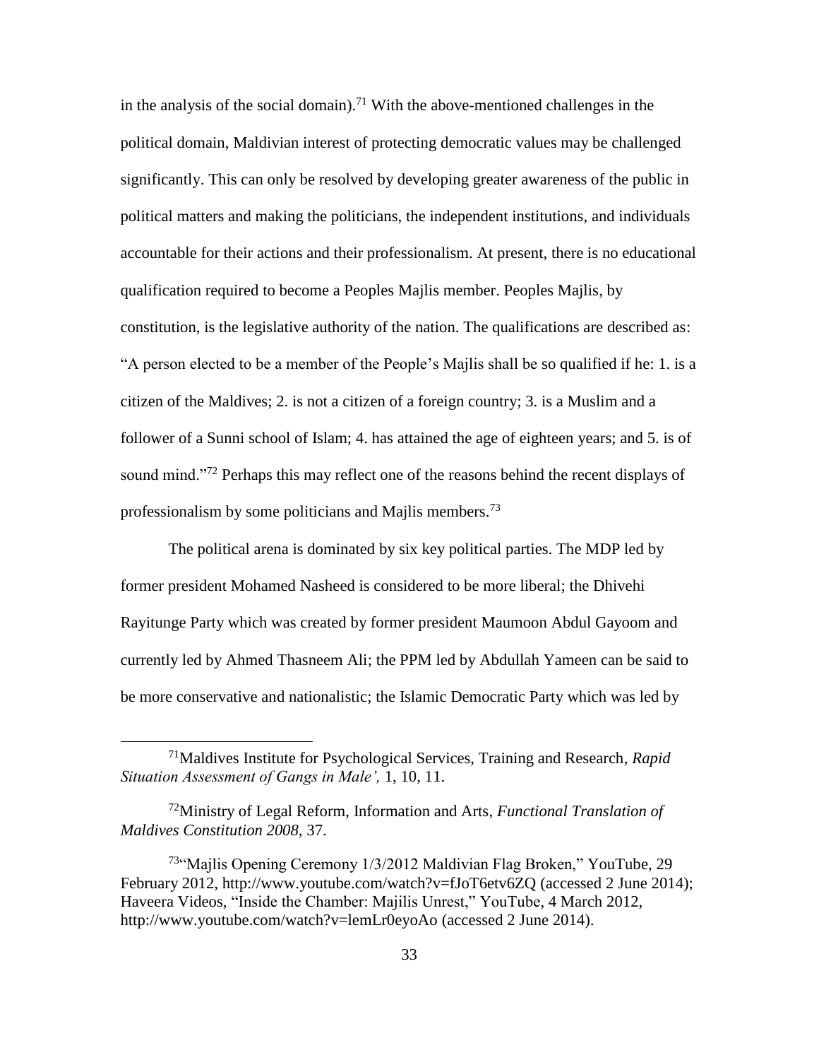in the analysis of the social domain).[71] With the above-mentioned challenges in the political domain, Maldivian interest of protecting democratic values may be challenged significantly. This can only be resolved by developing greater awareness of the public in political matters and making the politicians, the independent institutions, and individuals accountable for their actions and their professionalism. At present, there is no educational qualification required to become a Peoples Majlis member. Peoples Majlis, by constitution, is the legislative authority of the nation. The qualifications are described as: "A person elected to be a member of the People's Majlis shall be so qualified if he: 1. is a citizen of the Maldives; 2. is not a citizen of a foreign country; 3. is a Muslim and a follower of a Sunni school of Islam; 4. has attained the age of eighteen years; and 5. is of sound mind."[72] Perhaps this may reflect one of the reasons behind the recent displays of professionalism by some politicians and Majlis members.[73]

The political arena is dominated by six key political parties. The MDP led by former president Mohamed Nasheed is considered to be more liberal; the Dhivehi Rayitunge Party which was created by former president Maumoon Abdul Gayoom and currently led by Ahmed Thasneem Ali; the PPM led by Abdullah Yameen can be said to be more conservative and nationalistic; the Islamic Democratic Party which was led by

---

[71]Maldives Institute for Psychological Services, Training and Research, *Rapid Situation Assessment of Gangs in Male',* 1, 10, 11.

[72]Ministry of Legal Reform, Information and Arts, *Functional Translation of Maldives Constitution 2008*, 37.

[73]"Majlis Opening Ceremony 1/3/2012 Maldivian Flag Broken," YouTube, 29 February 2012, http://www.youtube.com/watch?v=fJoT6etv6ZQ (accessed 2 June 2014); Haveera Videos, "Inside the Chamber: Majilis Unrest," YouTube, 4 March 2012, http://www.youtube.com/watch?v=lemLr0eyoAo (accessed 2 June 2014).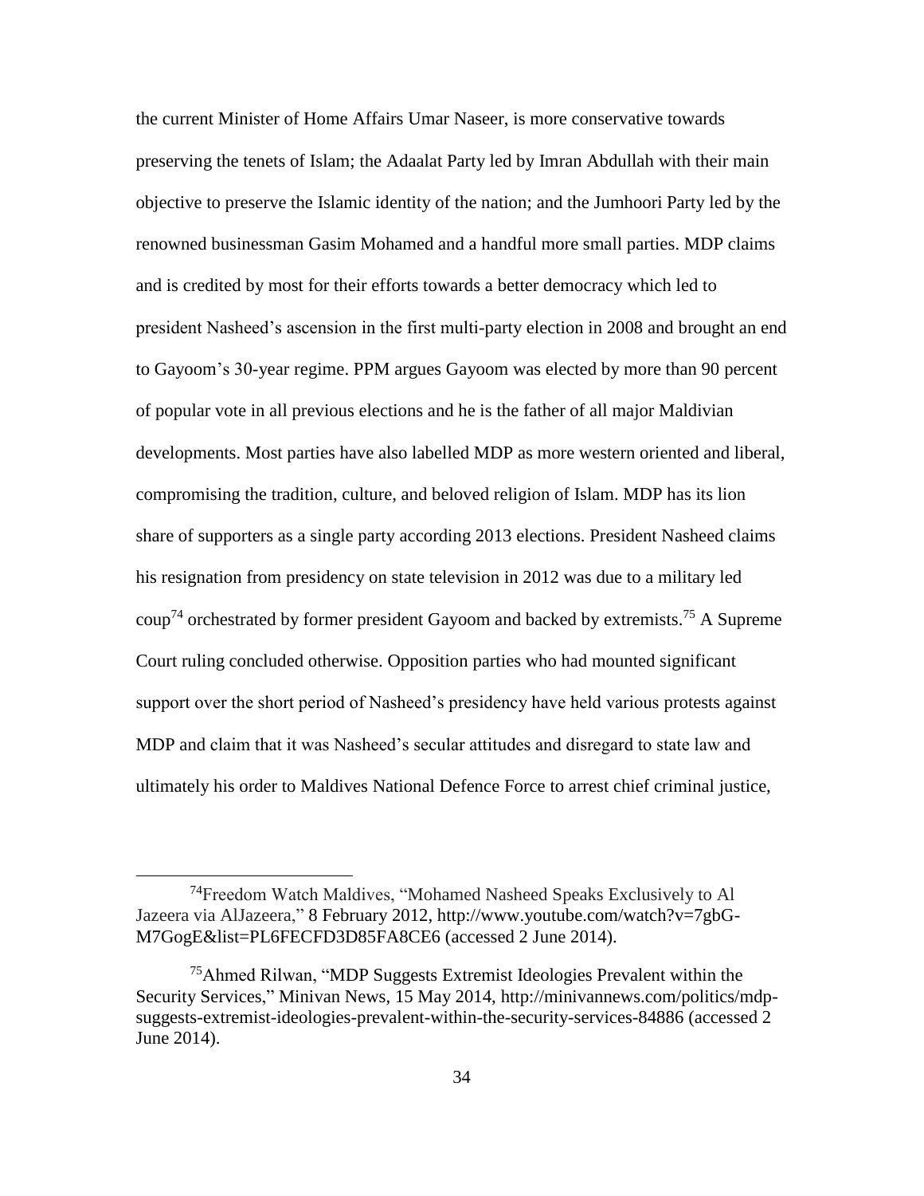the current Minister of Home Affairs Umar Naseer, is more conservative towards preserving the tenets of Islam; the Adaalat Party led by Imran Abdullah with their main objective to preserve the Islamic identity of the nation; and the Jumhoori Party led by the renowned businessman Gasim Mohamed and a handful more small parties. MDP claims and is credited by most for their efforts towards a better democracy which led to president Nasheed's ascension in the first multi-party election in 2008 and brought an end to Gayoom's 30-year regime. PPM argues Gayoom was elected by more than 90 percent of popular vote in all previous elections and he is the father of all major Maldivian developments. Most parties have also labelled MDP as more western oriented and liberal, compromising the tradition, culture, and beloved religion of Islam. MDP has its lion share of supporters as a single party according 2013 elections. President Nasheed claims his resignation from presidency on state television in 2012 was due to a military led coup[74] orchestrated by former president Gayoom and backed by extremists.[75] A Supreme Court ruling concluded otherwise. Opposition parties who had mounted significant support over the short period of Nasheed's presidency have held various protests against MDP and claim that it was Nasheed's secular attitudes and disregard to state law and ultimately his order to Maldives National Defence Force to arrest chief criminal justice,

---

[74] Freedom Watch Maldives, "Mohamed Nasheed Speaks Exclusively to Al Jazeera via AlJazeera," 8 February 2012, http://www.youtube.com/watch?v=7gbG-M7GogE&list=PL6FECFD3D85FA8CE6 (accessed 2 June 2014).

[75] Ahmed Rilwan, "MDP Suggests Extremist Ideologies Prevalent within the Security Services," Minivan News, 15 May 2014, http://minivannews.com/politics/mdp-suggests-extremist-ideologies-prevalent-within-the-security-services-84886 (accessed 2 June 2014).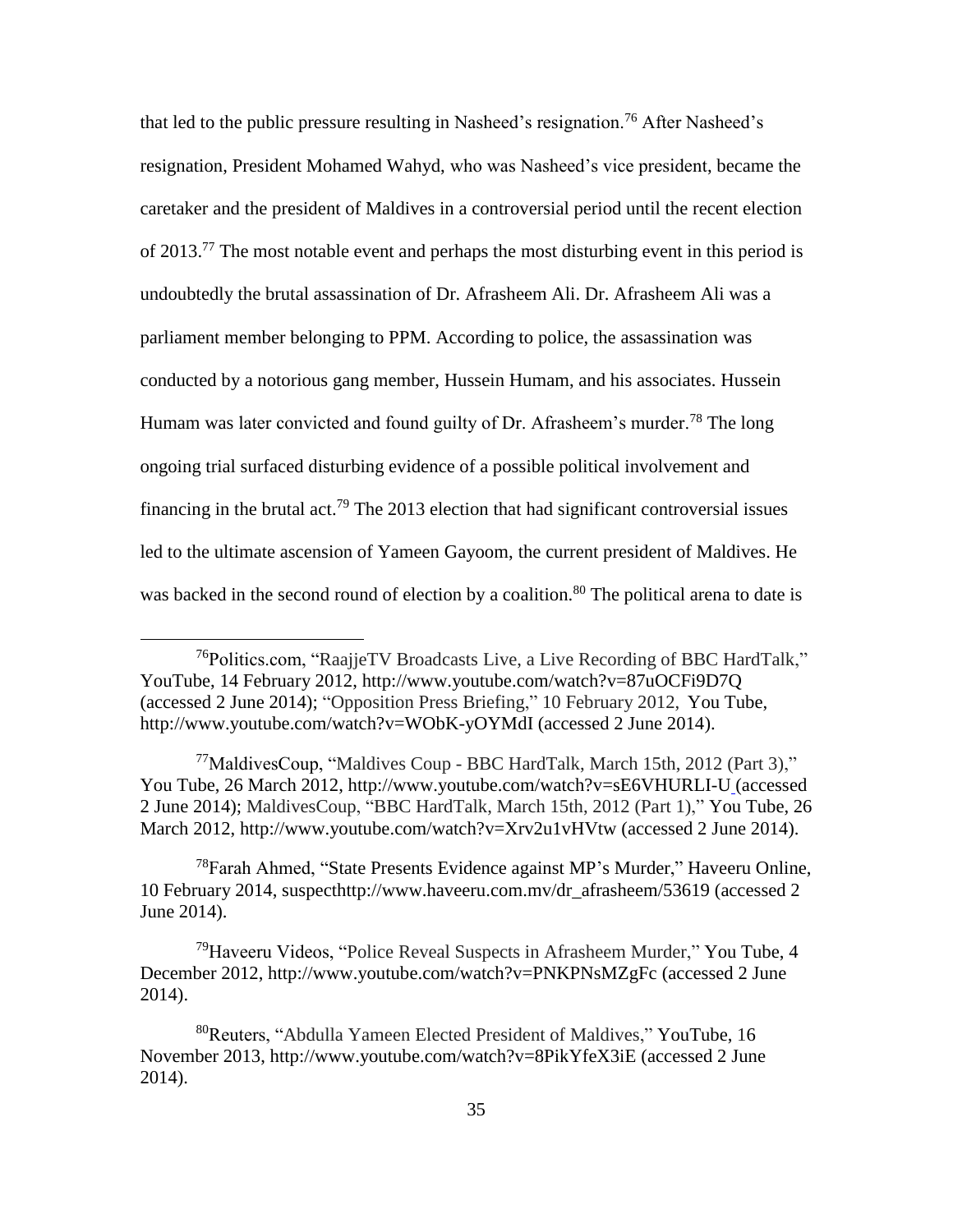that led to the public pressure resulting in Nasheed's resignation.[76] After Nasheed's resignation, President Mohamed Wahyd, who was Nasheed's vice president, became the caretaker and the president of Maldives in a controversial period until the recent election of 2013.[77] The most notable event and perhaps the most disturbing event in this period is undoubtedly the brutal assassination of Dr. Afrasheem Ali. Dr. Afrasheem Ali was a parliament member belonging to PPM. According to police, the assassination was conducted by a notorious gang member, Hussein Humam, and his associates. Hussein Humam was later convicted and found guilty of Dr. Afrasheem's murder.[78] The long ongoing trial surfaced disturbing evidence of a possible political involvement and financing in the brutal act.[79] The 2013 election that had significant controversial issues led to the ultimate ascension of Yameen Gayoom, the current president of Maldives. He was backed in the second round of election by a coalition.[80] The political arena to date is

---

[76]Politics.com, "RaajjeTV Broadcasts Live, a Live Recording of BBC HardTalk," YouTube, 14 February 2012, http://www.youtube.com/watch?v=87uOCFi9D7Q (accessed 2 June 2014); "Opposition Press Briefing," 10 February 2012, You Tube, http://www.youtube.com/watch?v=WObK-yOYMdI (accessed 2 June 2014).

[77]MaldivesCoup, "Maldives Coup - BBC HardTalk, March 15th, 2012 (Part 3)," You Tube, 26 March 2012, http://www.youtube.com/watch?v=sE6VHURLI-U (accessed 2 June 2014); MaldivesCoup, "BBC HardTalk, March 15th, 2012 (Part 1)," You Tube, 26 March 2012, http://www.youtube.com/watch?v=Xrv2u1vHVtw (accessed 2 June 2014).

[78]Farah Ahmed, "State Presents Evidence against MP's Murder," Haveeru Online, 10 February 2014, suspecthttp://www.haveeru.com.mv/dr_afrasheem/53619 (accessed 2 June 2014).

[79]Haveeru Videos, "Police Reveal Suspects in Afrasheem Murder," You Tube, 4 December 2012, http://www.youtube.com/watch?v=PNKPNsMZgFc (accessed 2 June 2014).

[80]Reuters, "Abdulla Yameen Elected President of Maldives," YouTube, 16 November 2013, http://www.youtube.com/watch?v=8PikYfeX3iE (accessed 2 June 2014).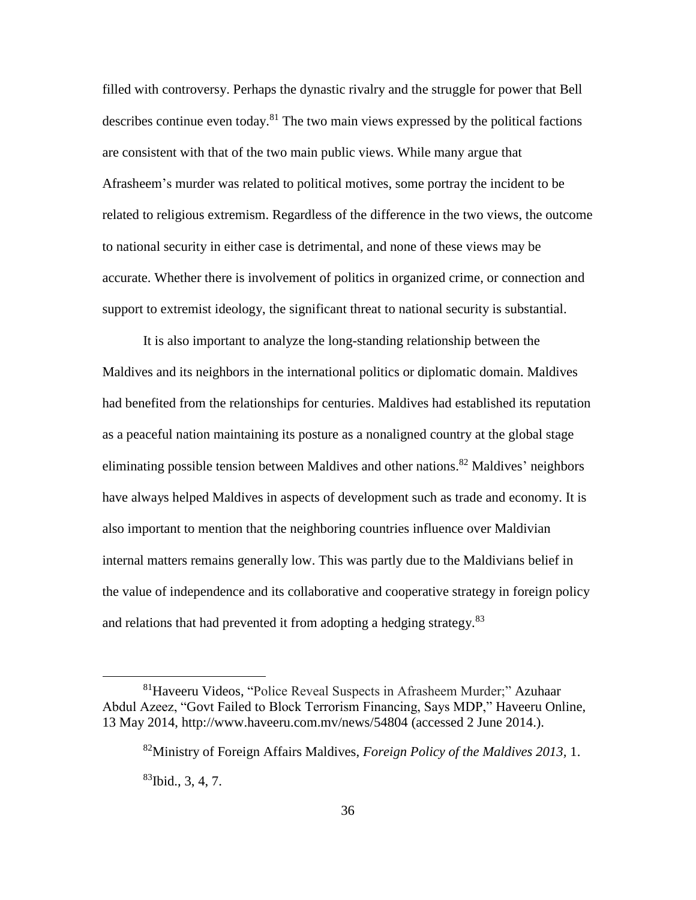filled with controversy. Perhaps the dynastic rivalry and the struggle for power that Bell describes continue even today.[81] The two main views expressed by the political factions are consistent with that of the two main public views. While many argue that Afrasheem's murder was related to political motives, some portray the incident to be related to religious extremism. Regardless of the difference in the two views, the outcome to national security in either case is detrimental, and none of these views may be accurate. Whether there is involvement of politics in organized crime, or connection and support to extremist ideology, the significant threat to national security is substantial.

It is also important to analyze the long-standing relationship between the Maldives and its neighbors in the international politics or diplomatic domain. Maldives had benefited from the relationships for centuries. Maldives had established its reputation as a peaceful nation maintaining its posture as a nonaligned country at the global stage eliminating possible tension between Maldives and other nations.[82] Maldives' neighbors have always helped Maldives in aspects of development such as trade and economy. It is also important to mention that the neighboring countries influence over Maldivian internal matters remains generally low. This was partly due to the Maldivians belief in the value of independence and its collaborative and cooperative strategy in foreign policy and relations that had prevented it from adopting a hedging strategy.[83]

---

[81]Haveeru Videos, "Police Reveal Suspects in Afrasheem Murder;" Azuhaar Abdul Azeez, "Govt Failed to Block Terrorism Financing, Says MDP," Haveeru Online, 13 May 2014, http://www.haveeru.com.mv/news/54804 (accessed 2 June 2014.).

[82]Ministry of Foreign Affairs Maldives, *Foreign Policy of the Maldives 2013*, 1.

[83]Ibid., 3, 4, 7.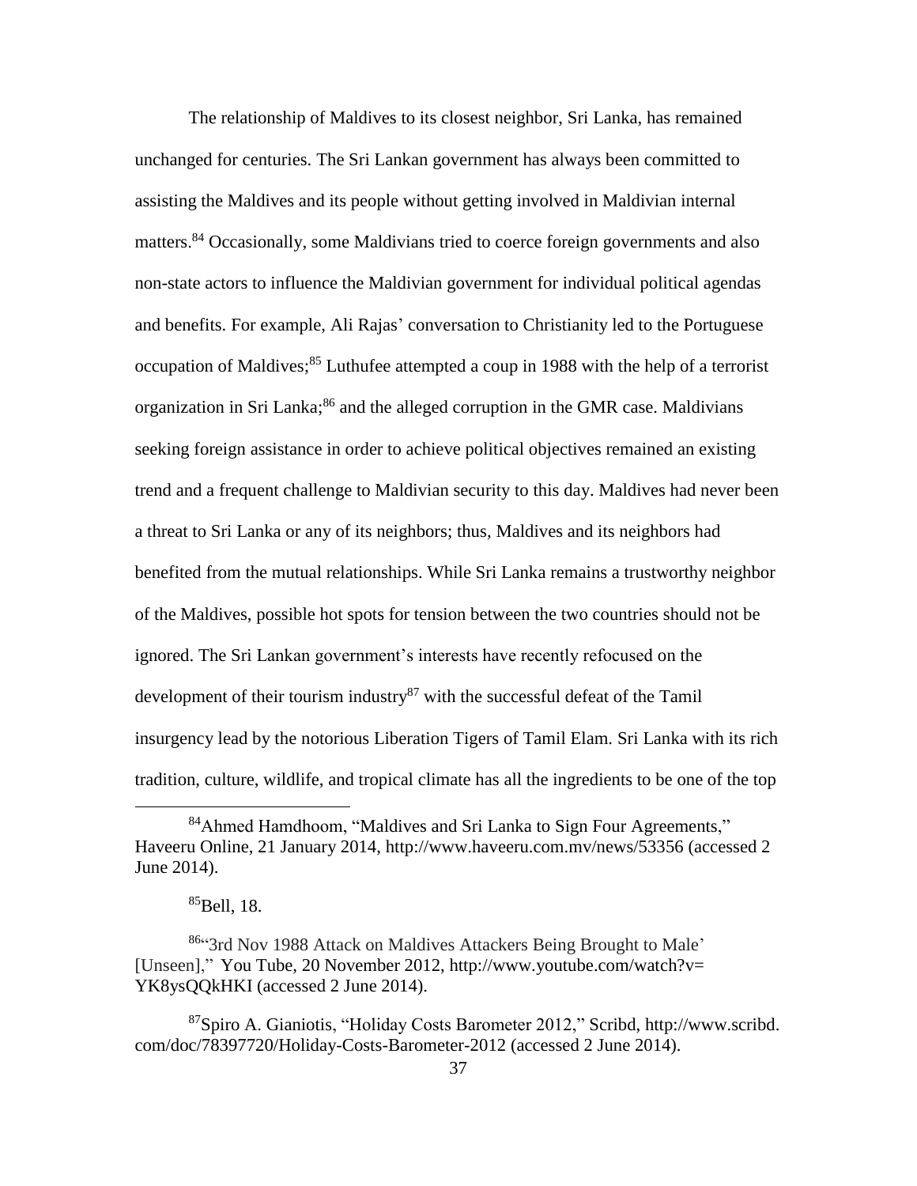The relationship of Maldives to its closest neighbor, Sri Lanka, has remained unchanged for centuries. The Sri Lankan government has always been committed to assisting the Maldives and its people without getting involved in Maldivian internal matters.[84] Occasionally, some Maldivians tried to coerce foreign governments and also non-state actors to influence the Maldivian government for individual political agendas and benefits. For example, Ali Rajas' conversation to Christianity led to the Portuguese occupation of Maldives;[85] Luthufee attempted a coup in 1988 with the help of a terrorist organization in Sri Lanka;[86] and the alleged corruption in the GMR case. Maldivians seeking foreign assistance in order to achieve political objectives remained an existing trend and a frequent challenge to Maldivian security to this day. Maldives had never been a threat to Sri Lanka or any of its neighbors; thus, Maldives and its neighbors had benefited from the mutual relationships. While Sri Lanka remains a trustworthy neighbor of the Maldives, possible hot spots for tension between the two countries should not be ignored. The Sri Lankan government's interests have recently refocused on the development of their tourism industry[87] with the successful defeat of the Tamil insurgency lead by the notorious Liberation Tigers of Tamil Elam. Sri Lanka with its rich tradition, culture, wildlife, and tropical climate has all the ingredients to be one of the top

---

[84]Ahmed Hamdhoom, "Maldives and Sri Lanka to Sign Four Agreements," Haveeru Online, 21 January 2014, http://www.haveeru.com.mv/news/53356 (accessed 2 June 2014).

[85]Bell, 18.

[86]"3rd Nov 1988 Attack on Maldives Attackers Being Brought to Male' [Unseen]," You Tube, 20 November 2012, http://www.youtube.com/watch?v=YK8ysQQkHKI (accessed 2 June 2014).

[87]Spiro A. Gianiotis, "Holiday Costs Barometer 2012," Scribd, http://www.scribd.com/doc/78397720/Holiday-Costs-Barometer-2012 (accessed 2 June 2014).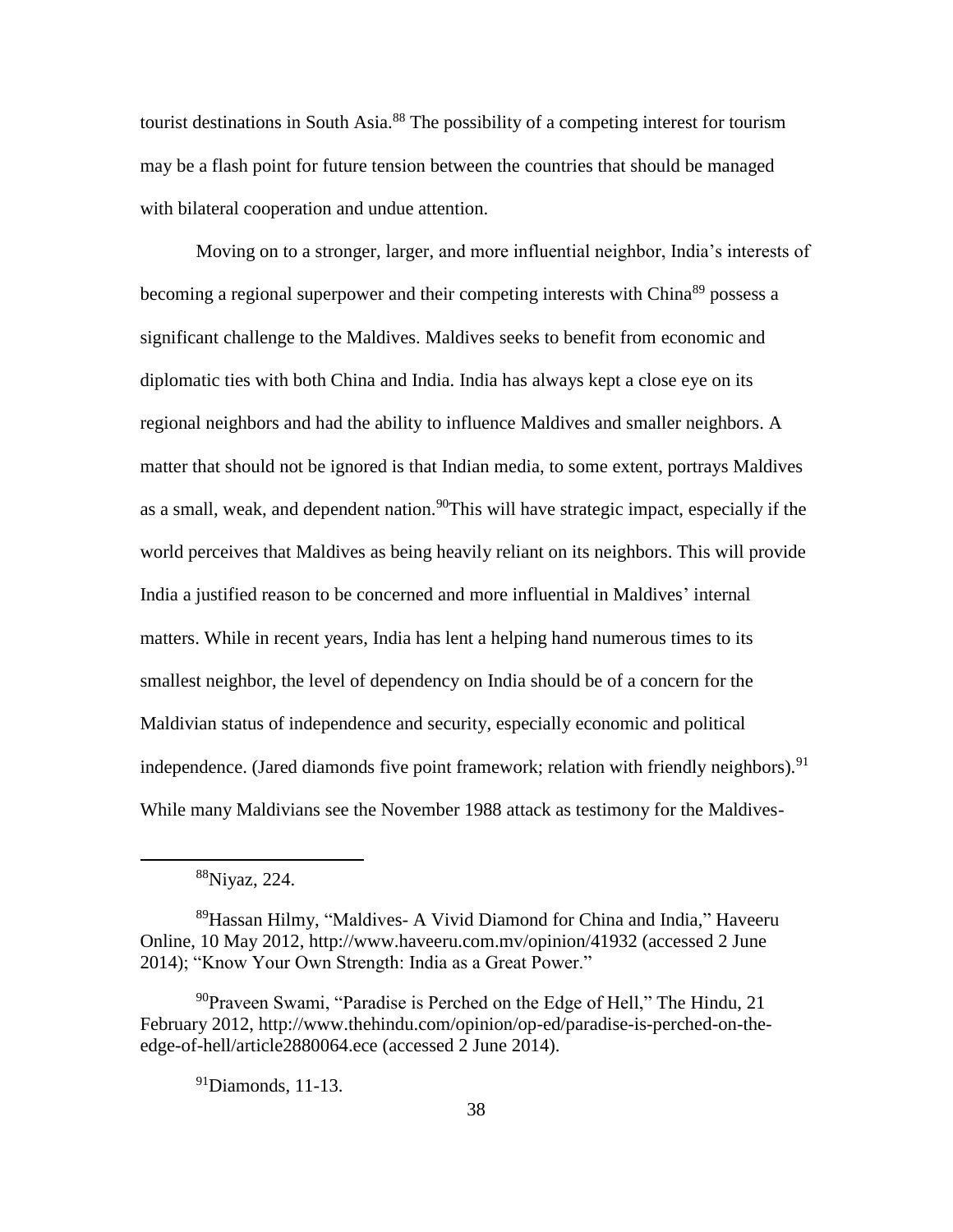tourist destinations in South Asia.[88] The possibility of a competing interest for tourism may be a flash point for future tension between the countries that should be managed with bilateral cooperation and undue attention.

Moving on to a stronger, larger, and more influential neighbor, India's interests of becoming a regional superpower and their competing interests with China[89] possess a significant challenge to the Maldives. Maldives seeks to benefit from economic and diplomatic ties with both China and India. India has always kept a close eye on its regional neighbors and had the ability to influence Maldives and smaller neighbors. A matter that should not be ignored is that Indian media, to some extent, portrays Maldives as a small, weak, and dependent nation.[90]This will have strategic impact, especially if the world perceives that Maldives as being heavily reliant on its neighbors. This will provide India a justified reason to be concerned and more influential in Maldives' internal matters. While in recent years, India has lent a helping hand numerous times to its smallest neighbor, the level of dependency on India should be of a concern for the Maldivian status of independence and security, especially economic and political independence. (Jared diamonds five point framework; relation with friendly neighbors).[91] While many Maldivians see the November 1988 attack as testimony for the Maldives-

---

[88]Niyaz, 224.

[89]Hassan Hilmy, "Maldives- A Vivid Diamond for China and India," Haveeru Online, 10 May 2012, http://www.haveeru.com.mv/opinion/41932 (accessed 2 June 2014); "Know Your Own Strength: India as a Great Power."

[90]Praveen Swami, "Paradise is Perched on the Edge of Hell," The Hindu, 21 February 2012, http://www.thehindu.com/opinion/op-ed/paradise-is-perched-on-the-edge-of-hell/article2880064.ece (accessed 2 June 2014).

[91]Diamonds, 11-13.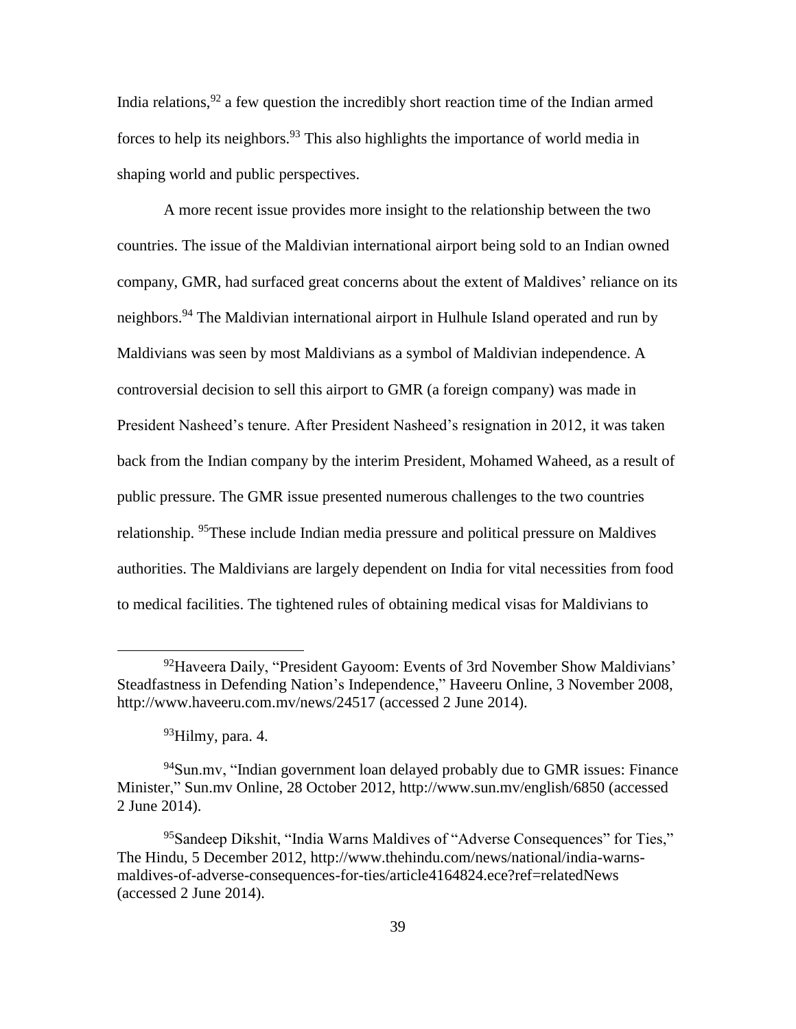India relations,[92] a few question the incredibly short reaction time of the Indian armed forces to help its neighbors.[93] This also highlights the importance of world media in shaping world and public perspectives.

A more recent issue provides more insight to the relationship between the two countries. The issue of the Maldivian international airport being sold to an Indian owned company, GMR, had surfaced great concerns about the extent of Maldives' reliance on its neighbors.[94] The Maldivian international airport in Hulhule Island operated and run by Maldivians was seen by most Maldivians as a symbol of Maldivian independence. A controversial decision to sell this airport to GMR (a foreign company) was made in President Nasheed's tenure. After President Nasheed's resignation in 2012, it was taken back from the Indian company by the interim President, Mohamed Waheed, as a result of public pressure. The GMR issue presented numerous challenges to the two countries relationship. [95]These include Indian media pressure and political pressure on Maldives authorities. The Maldivians are largely dependent on India for vital necessities from food to medical facilities. The tightened rules of obtaining medical visas for Maldivians to

---

[92]Haveera Daily, "President Gayoom: Events of 3rd November Show Maldivians' Steadfastness in Defending Nation's Independence," Haveeru Online, 3 November 2008, http://www.haveeru.com.mv/news/24517 (accessed 2 June 2014).

[93]Hilmy, para. 4.

[94]Sun.mv, "Indian government loan delayed probably due to GMR issues: Finance Minister," Sun.mv Online, 28 October 2012, http://www.sun.mv/english/6850 (accessed 2 June 2014).

[95]Sandeep Dikshit, "India Warns Maldives of "Adverse Consequences" for Ties," The Hindu, 5 December 2012, http://www.thehindu.com/news/national/india-warns-maldives-of-adverse-consequences-for-ties/article4164824.ece?ref=relatedNews (accessed 2 June 2014).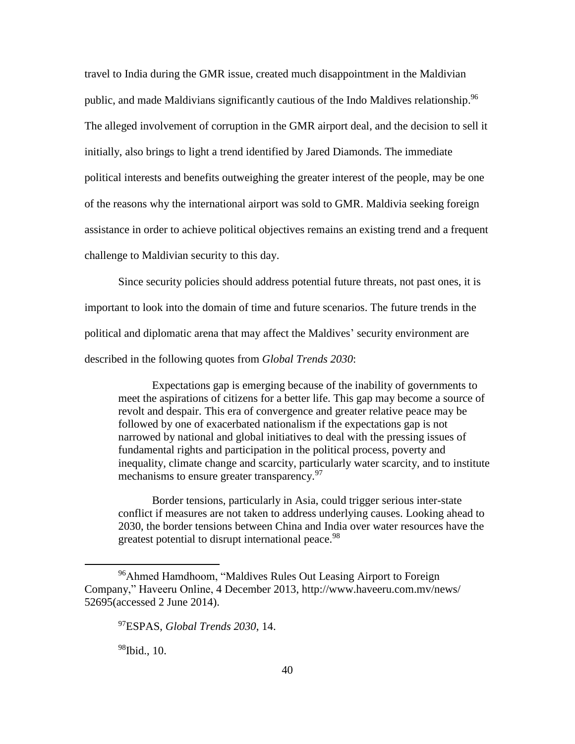travel to India during the GMR issue, created much disappointment in the Maldivian public, and made Maldivians significantly cautious of the Indo Maldives relationship.[96] The alleged involvement of corruption in the GMR airport deal, and the decision to sell it initially, also brings to light a trend identified by Jared Diamonds. The immediate political interests and benefits outweighing the greater interest of the people, may be one of the reasons why the international airport was sold to GMR. Maldivia seeking foreign assistance in order to achieve political objectives remains an existing trend and a frequent challenge to Maldivian security to this day.

Since security policies should address potential future threats, not past ones, it is important to look into the domain of time and future scenarios. The future trends in the political and diplomatic arena that may affect the Maldives' security environment are described in the following quotes from *Global Trends 2030*:

> Expectations gap is emerging because of the inability of governments to meet the aspirations of citizens for a better life. This gap may become a source of revolt and despair. This era of convergence and greater relative peace may be followed by one of exacerbated nationalism if the expectations gap is not narrowed by national and global initiatives to deal with the pressing issues of fundamental rights and participation in the political process, poverty and inequality, climate change and scarcity, particularly water scarcity, and to institute mechanisms to ensure greater transparency.[97]
>
> Border tensions, particularly in Asia, could trigger serious inter-state conflict if measures are not taken to address underlying causes. Looking ahead to 2030, the border tensions between China and India over water resources have the greatest potential to disrupt international peace.[98]

---

[96]Ahmed Hamdhoom, "Maldives Rules Out Leasing Airport to Foreign Company," Haveeru Online, 4 December 2013, http://www.haveeru.com.mv/news/52695(accessed 2 June 2014).

[97]ESPAS, *Global Trends 2030*, 14.

[98]Ibid., 10.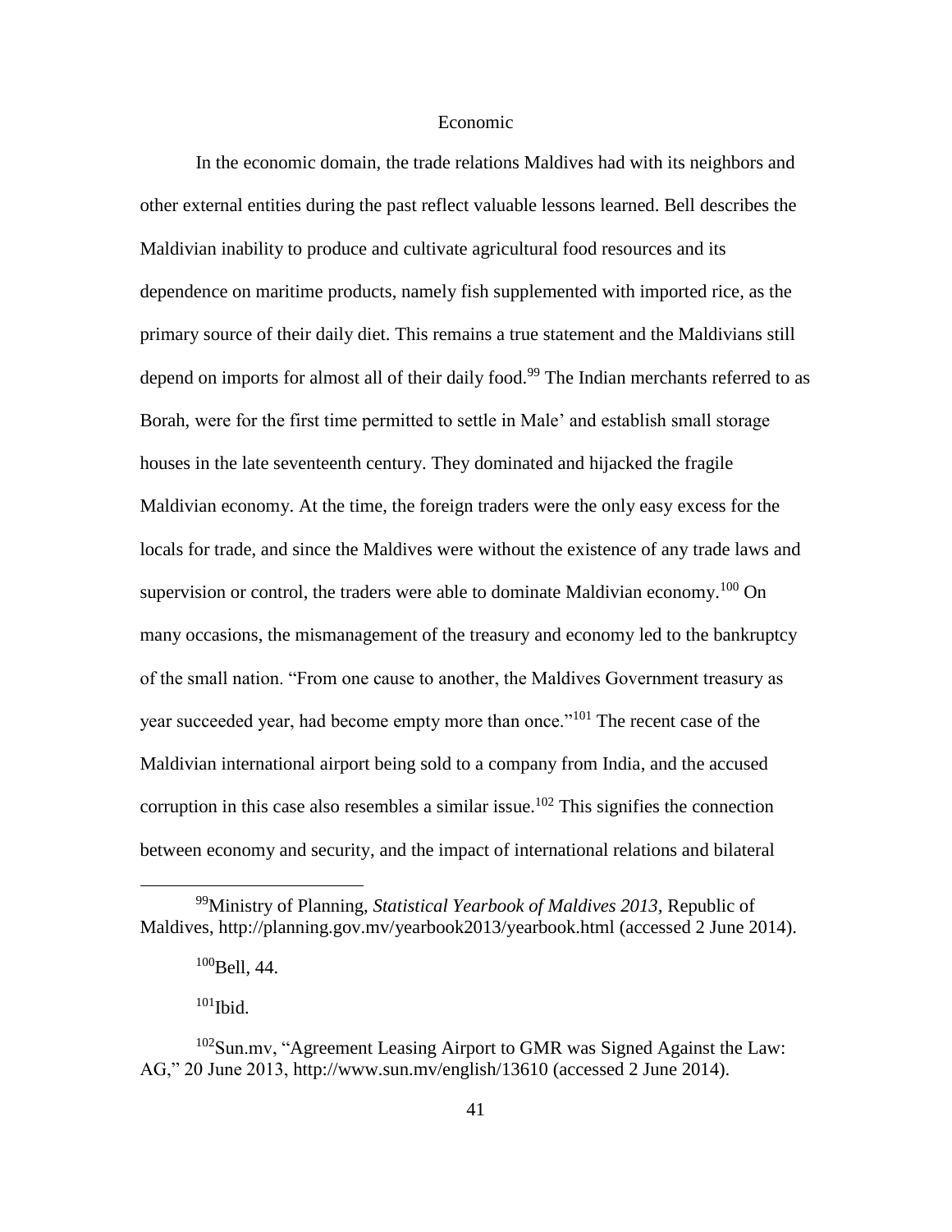## Economic

In the economic domain, the trade relations Maldives had with its neighbors and other external entities during the past reflect valuable lessons learned. Bell describes the Maldivian inability to produce and cultivate agricultural food resources and its dependence on maritime products, namely fish supplemented with imported rice, as the primary source of their daily diet. This remains a true statement and the Maldivians still depend on imports for almost all of their daily food.[99] The Indian merchants referred to as Borah, were for the first time permitted to settle in Male' and establish small storage houses in the late seventeenth century. They dominated and hijacked the fragile Maldivian economy. At the time, the foreign traders were the only easy excess for the locals for trade, and since the Maldives were without the existence of any trade laws and supervision or control, the traders were able to dominate Maldivian economy.[100] On many occasions, the mismanagement of the treasury and economy led to the bankruptcy of the small nation. "From one cause to another, the Maldives Government treasury as year succeeded year, had become empty more than once."[101] The recent case of the Maldivian international airport being sold to a company from India, and the accused corruption in this case also resembles a similar issue.[102] This signifies the connection between economy and security, and the impact of international relations and bilateral

---

[99]Ministry of Planning, *Statistical Yearbook of Maldives 2013,* Republic of Maldives, http://planning.gov.mv/yearbook2013/yearbook.html (accessed 2 June 2014).

[100]Bell, 44.

[101]Ibid.

[102]Sun.mv, "Agreement Leasing Airport to GMR was Signed Against the Law: AG," 20 June 2013, http://www.sun.mv/english/13610 (accessed 2 June 2014).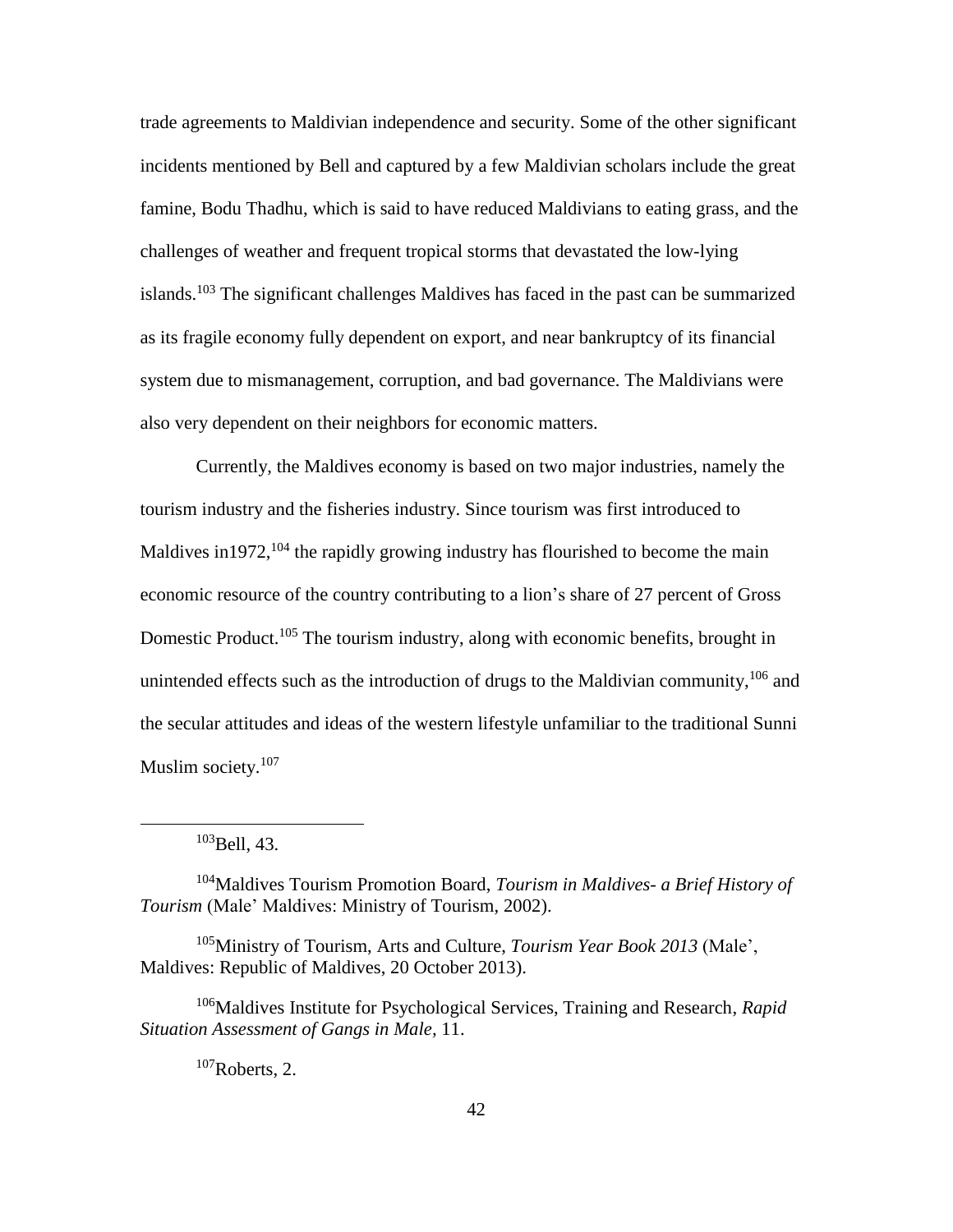trade agreements to Maldivian independence and security. Some of the other significant incidents mentioned by Bell and captured by a few Maldivian scholars include the great famine, Bodu Thadhu, which is said to have reduced Maldivians to eating grass, and the challenges of weather and frequent tropical storms that devastated the low-lying islands.[103] The significant challenges Maldives has faced in the past can be summarized as its fragile economy fully dependent on export, and near bankruptcy of its financial system due to mismanagement, corruption, and bad governance. The Maldivians were also very dependent on their neighbors for economic matters.

Currently, the Maldives economy is based on two major industries, namely the tourism industry and the fisheries industry. Since tourism was first introduced to Maldives in1972,[104] the rapidly growing industry has flourished to become the main economic resource of the country contributing to a lion's share of 27 percent of Gross Domestic Product.[105] The tourism industry, along with economic benefits, brought in unintended effects such as the introduction of drugs to the Maldivian community,[106] and the secular attitudes and ideas of the western lifestyle unfamiliar to the traditional Sunni Muslim society.[107]

---

[103]Bell, 43.

[104]Maldives Tourism Promotion Board, *Tourism in Maldives- a Brief History of Tourism* (Male' Maldives: Ministry of Tourism, 2002).

[105]Ministry of Tourism, Arts and Culture, *Tourism Year Book 2013* (Male', Maldives: Republic of Maldives, 20 October 2013).

[106]Maldives Institute for Psychological Services, Training and Research, *Rapid Situation Assessment of Gangs in Male*, 11.

[107]Roberts, 2.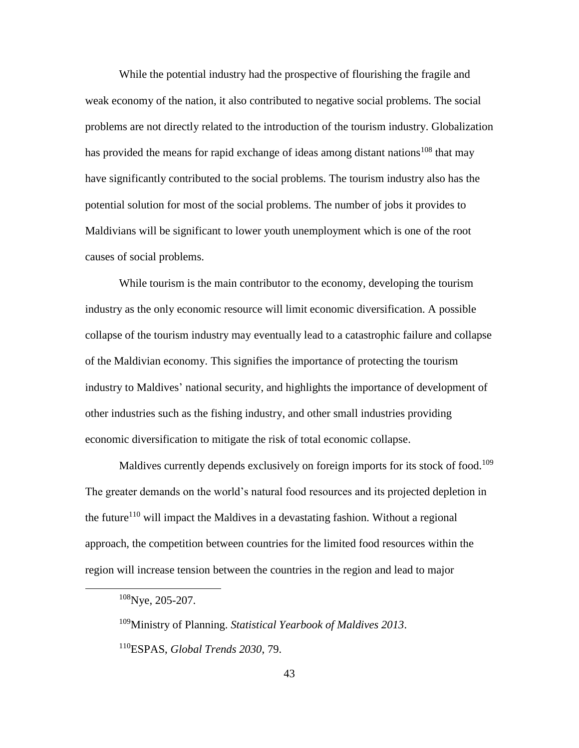While the potential industry had the prospective of flourishing the fragile and weak economy of the nation, it also contributed to negative social problems. The social problems are not directly related to the introduction of the tourism industry. Globalization has provided the means for rapid exchange of ideas among distant nations[108] that may have significantly contributed to the social problems. The tourism industry also has the potential solution for most of the social problems. The number of jobs it provides to Maldivians will be significant to lower youth unemployment which is one of the root causes of social problems.

While tourism is the main contributor to the economy, developing the tourism industry as the only economic resource will limit economic diversification. A possible collapse of the tourism industry may eventually lead to a catastrophic failure and collapse of the Maldivian economy. This signifies the importance of protecting the tourism industry to Maldives' national security, and highlights the importance of development of other industries such as the fishing industry, and other small industries providing economic diversification to mitigate the risk of total economic collapse.

Maldives currently depends exclusively on foreign imports for its stock of food.[109] The greater demands on the world's natural food resources and its projected depletion in the future[110] will impact the Maldives in a devastating fashion. Without a regional approach, the competition between countries for the limited food resources within the region will increase tension between the countries in the region and lead to major

---

[108]Nye, 205-207.

[109]Ministry of Planning. *Statistical Yearbook of Maldives 2013*.

[110]ESPAS, *Global Trends 2030*, 79.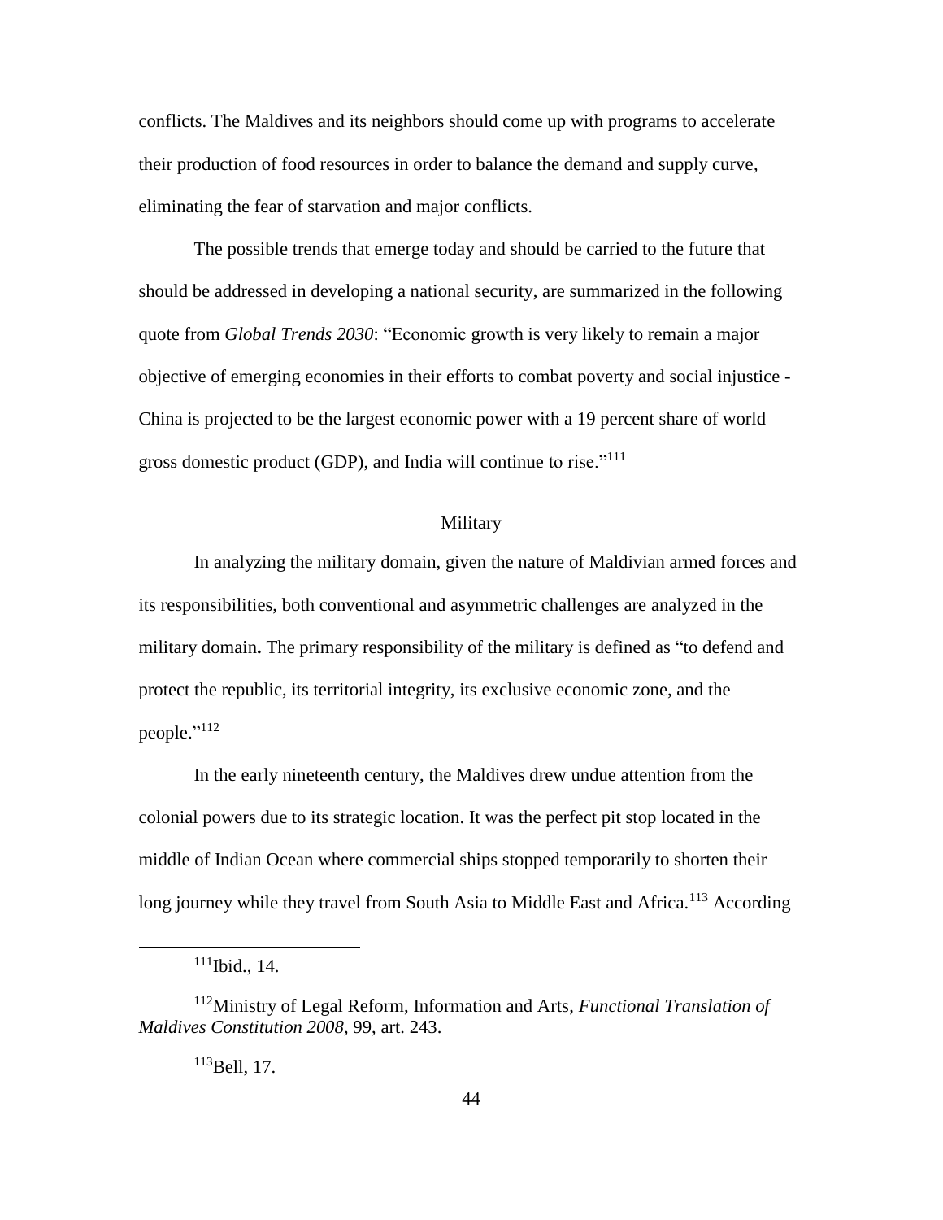conflicts. The Maldives and its neighbors should come up with programs to accelerate their production of food resources in order to balance the demand and supply curve, eliminating the fear of starvation and major conflicts.

The possible trends that emerge today and should be carried to the future that should be addressed in developing a national security, are summarized in the following quote from *Global Trends 2030*: "Economic growth is very likely to remain a major objective of emerging economies in their efforts to combat poverty and social injustice - China is projected to be the largest economic power with a 19 percent share of world gross domestic product (GDP), and India will continue to rise."[111]

## Military

In analyzing the military domain, given the nature of Maldivian armed forces and its responsibilities, both conventional and asymmetric challenges are analyzed in the military domain**.** The primary responsibility of the military is defined as "to defend and protect the republic, its territorial integrity, its exclusive economic zone, and the people."[112]

In the early nineteenth century, the Maldives drew undue attention from the colonial powers due to its strategic location. It was the perfect pit stop located in the middle of Indian Ocean where commercial ships stopped temporarily to shorten their long journey while they travel from South Asia to Middle East and Africa.[113] According

---

[111]Ibid., 14.

[112]Ministry of Legal Reform, Information and Arts, *Functional Translation of Maldives Constitution 2008*, 99, art. 243.

[113]Bell, 17.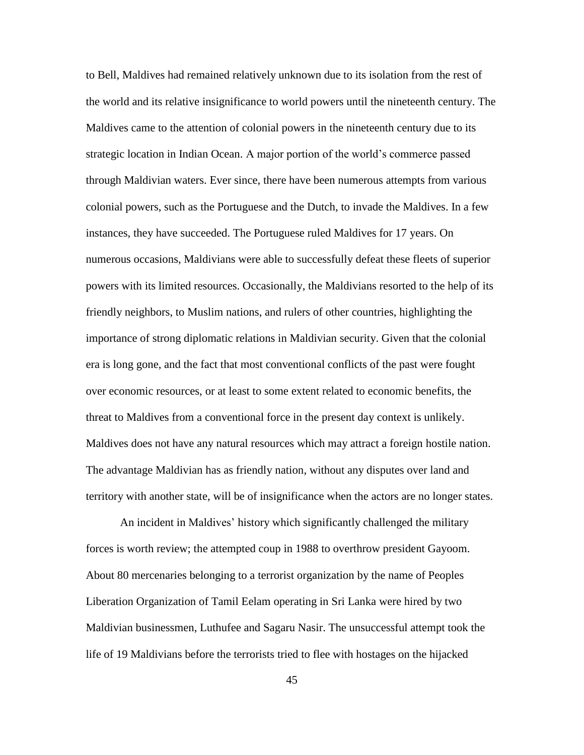to Bell, Maldives had remained relatively unknown due to its isolation from the rest of the world and its relative insignificance to world powers until the nineteenth century. The Maldives came to the attention of colonial powers in the nineteenth century due to its strategic location in Indian Ocean. A major portion of the world's commerce passed through Maldivian waters. Ever since, there have been numerous attempts from various colonial powers, such as the Portuguese and the Dutch, to invade the Maldives. In a few instances, they have succeeded. The Portuguese ruled Maldives for 17 years. On numerous occasions, Maldivians were able to successfully defeat these fleets of superior powers with its limited resources. Occasionally, the Maldivians resorted to the help of its friendly neighbors, to Muslim nations, and rulers of other countries, highlighting the importance of strong diplomatic relations in Maldivian security. Given that the colonial era is long gone, and the fact that most conventional conflicts of the past were fought over economic resources, or at least to some extent related to economic benefits, the threat to Maldives from a conventional force in the present day context is unlikely. Maldives does not have any natural resources which may attract a foreign hostile nation. The advantage Maldivian has as friendly nation, without any disputes over land and territory with another state, will be of insignificance when the actors are no longer states.

An incident in Maldives' history which significantly challenged the military forces is worth review; the attempted coup in 1988 to overthrow president Gayoom. About 80 mercenaries belonging to a terrorist organization by the name of Peoples Liberation Organization of Tamil Eelam operating in Sri Lanka were hired by two Maldivian businessmen, Luthufee and Sagaru Nasir. The unsuccessful attempt took the life of 19 Maldivians before the terrorists tried to flee with hostages on the hijacked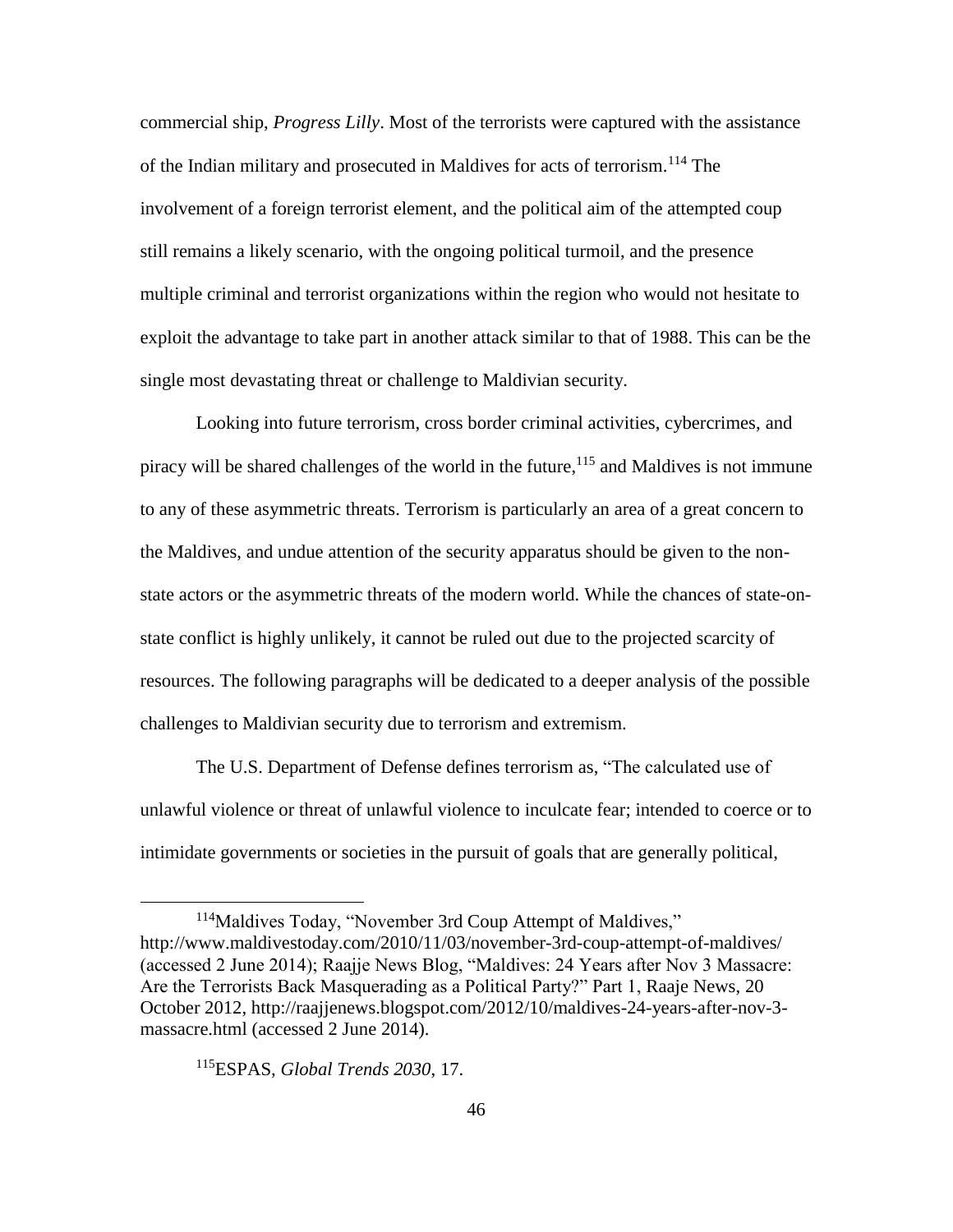commercial ship, *Progress Lilly*. Most of the terrorists were captured with the assistance of the Indian military and prosecuted in Maldives for acts of terrorism.[114] The involvement of a foreign terrorist element, and the political aim of the attempted coup still remains a likely scenario, with the ongoing political turmoil, and the presence multiple criminal and terrorist organizations within the region who would not hesitate to exploit the advantage to take part in another attack similar to that of 1988. This can be the single most devastating threat or challenge to Maldivian security.

Looking into future terrorism, cross border criminal activities, cybercrimes, and piracy will be shared challenges of the world in the future,[115] and Maldives is not immune to any of these asymmetric threats. Terrorism is particularly an area of a great concern to the Maldives, and undue attention of the security apparatus should be given to the non-state actors or the asymmetric threats of the modern world. While the chances of state-on-state conflict is highly unlikely, it cannot be ruled out due to the projected scarcity of resources. The following paragraphs will be dedicated to a deeper analysis of the possible challenges to Maldivian security due to terrorism and extremism.

The U.S. Department of Defense defines terrorism as, "The calculated use of unlawful violence or threat of unlawful violence to inculcate fear; intended to coerce or to intimidate governments or societies in the pursuit of goals that are generally political,

---

[114]Maldives Today, "November 3rd Coup Attempt of Maldives," http://www.maldivestoday.com/2010/11/03/november-3rd-coup-attempt-of-maldives/ (accessed 2 June 2014); Raajje News Blog, "Maldives: 24 Years after Nov 3 Massacre: Are the Terrorists Back Masquerading as a Political Party?" Part 1, Raaje News, 20 October 2012, http://raajjenews.blogspot.com/2012/10/maldives-24-years-after-nov-3-massacre.html (accessed 2 June 2014).

[115]ESPAS, *Global Trends 2030*, 17.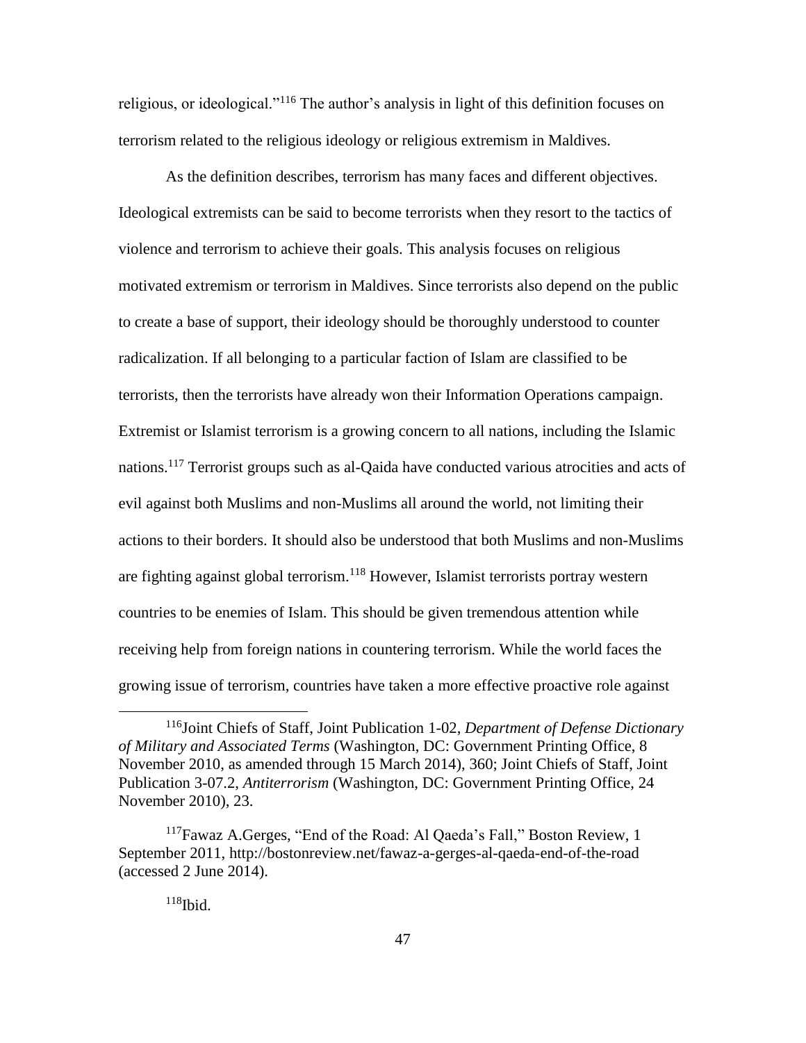religious, or ideological."[116] The author's analysis in light of this definition focuses on terrorism related to the religious ideology or religious extremism in Maldives.

As the definition describes, terrorism has many faces and different objectives. Ideological extremists can be said to become terrorists when they resort to the tactics of violence and terrorism to achieve their goals. This analysis focuses on religious motivated extremism or terrorism in Maldives. Since terrorists also depend on the public to create a base of support, their ideology should be thoroughly understood to counter radicalization. If all belonging to a particular faction of Islam are classified to be terrorists, then the terrorists have already won their Information Operations campaign. Extremist or Islamist terrorism is a growing concern to all nations, including the Islamic nations.[117] Terrorist groups such as al-Qaida have conducted various atrocities and acts of evil against both Muslims and non-Muslims all around the world, not limiting their actions to their borders. It should also be understood that both Muslims and non-Muslims are fighting against global terrorism.[118] However, Islamist terrorists portray western countries to be enemies of Islam. This should be given tremendous attention while receiving help from foreign nations in countering terrorism. While the world faces the growing issue of terrorism, countries have taken a more effective proactive role against

---

[116] Joint Chiefs of Staff, Joint Publication 1-02, *Department of Defense Dictionary of Military and Associated Terms* (Washington, DC: Government Printing Office, 8 November 2010, as amended through 15 March 2014), 360; Joint Chiefs of Staff, Joint Publication 3-07.2, *Antiterrorism* (Washington, DC: Government Printing Office, 24 November 2010), 23.

[117] Fawaz A.Gerges, "End of the Road: Al Qaeda's Fall," Boston Review, 1 September 2011, http://bostonreview.net/fawaz-a-gerges-al-qaeda-end-of-the-road (accessed 2 June 2014).

[118] Ibid.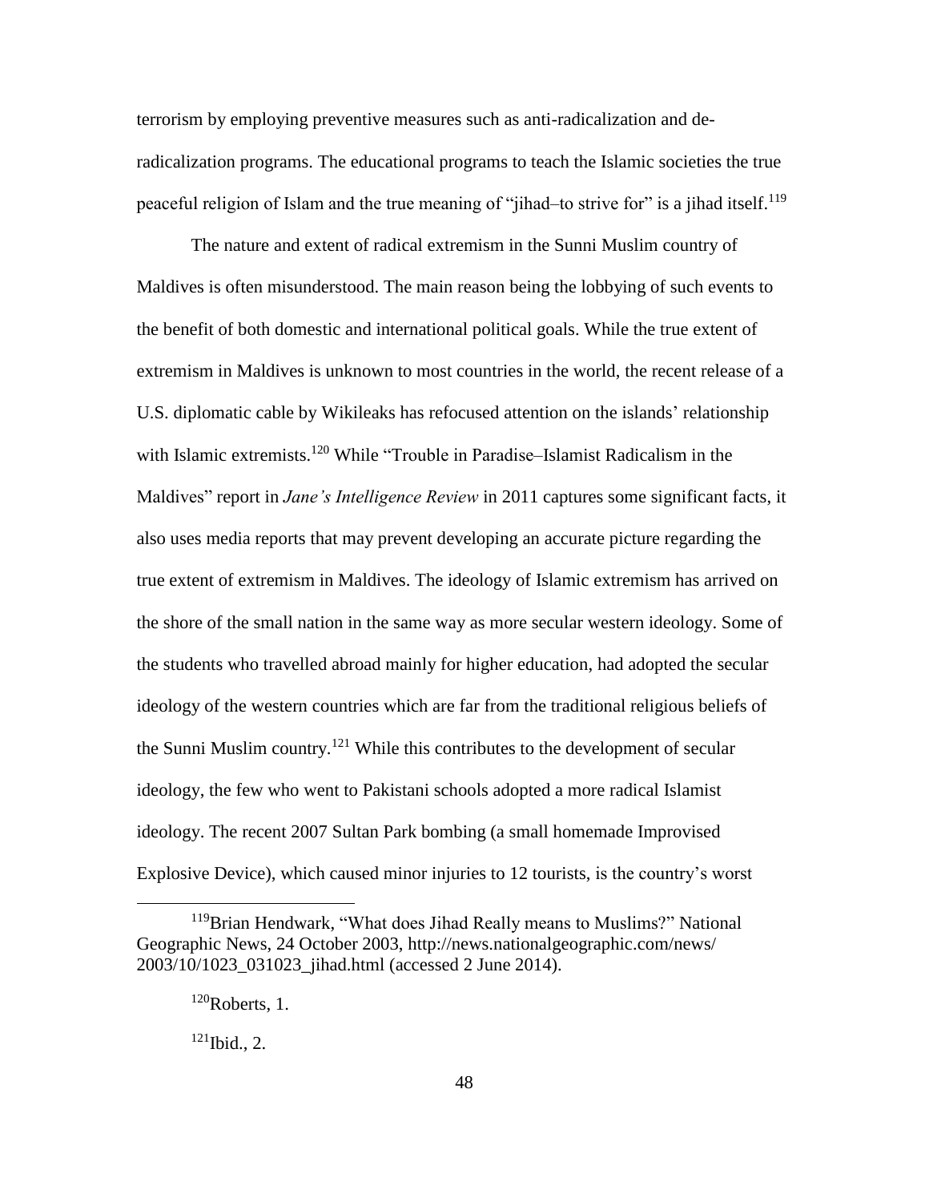terrorism by employing preventive measures such as anti-radicalization and de-radicalization programs. The educational programs to teach the Islamic societies the true peaceful religion of Islam and the true meaning of "jihad–to strive for" is a jihad itself.[119]

The nature and extent of radical extremism in the Sunni Muslim country of Maldives is often misunderstood. The main reason being the lobbying of such events to the benefit of both domestic and international political goals. While the true extent of extremism in Maldives is unknown to most countries in the world, the recent release of a U.S. diplomatic cable by Wikileaks has refocused attention on the islands' relationship with Islamic extremists.[120] While "Trouble in Paradise–Islamist Radicalism in the Maldives" report in *Jane's Intelligence Review* in 2011 captures some significant facts, it also uses media reports that may prevent developing an accurate picture regarding the true extent of extremism in Maldives. The ideology of Islamic extremism has arrived on the shore of the small nation in the same way as more secular western ideology. Some of the students who travelled abroad mainly for higher education, had adopted the secular ideology of the western countries which are far from the traditional religious beliefs of the Sunni Muslim country.[121] While this contributes to the development of secular ideology, the few who went to Pakistani schools adopted a more radical Islamist ideology. The recent 2007 Sultan Park bombing (a small homemade Improvised Explosive Device), which caused minor injuries to 12 tourists, is the country's worst

---

[119]Brian Hendwark, "What does Jihad Really means to Muslims?" National Geographic News, 24 October 2003, http://news.nationalgeographic.com/news/2003/10/1023_031023_jihad.html (accessed 2 June 2014).

[120]Roberts, 1.

[121]Ibid., 2.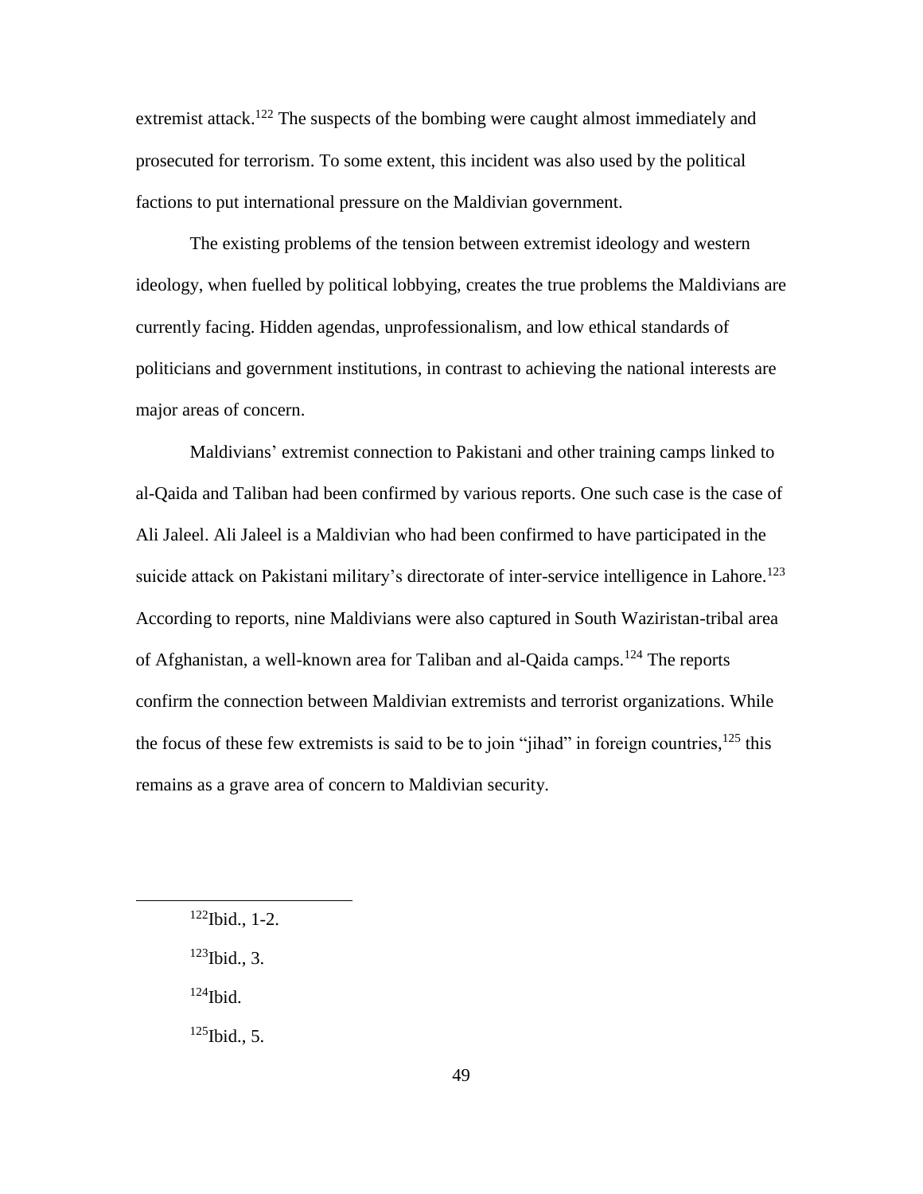extremist attack.[122] The suspects of the bombing were caught almost immediately and prosecuted for terrorism. To some extent, this incident was also used by the political factions to put international pressure on the Maldivian government.

The existing problems of the tension between extremist ideology and western ideology, when fuelled by political lobbying, creates the true problems the Maldivians are currently facing. Hidden agendas, unprofessionalism, and low ethical standards of politicians and government institutions, in contrast to achieving the national interests are major areas of concern.

Maldivians' extremist connection to Pakistani and other training camps linked to al-Qaida and Taliban had been confirmed by various reports. One such case is the case of Ali Jaleel. Ali Jaleel is a Maldivian who had been confirmed to have participated in the suicide attack on Pakistani military's directorate of inter-service intelligence in Lahore.[123] According to reports, nine Maldivians were also captured in South Waziristan-tribal area of Afghanistan, a well-known area for Taliban and al-Qaida camps.[124] The reports confirm the connection between Maldivian extremists and terrorist organizations. While the focus of these few extremists is said to be to join "jihad" in foreign countries,[125] this remains as a grave area of concern to Maldivian security.

---

[122] Ibid., 1-2.

[123] Ibid., 3.

[124] Ibid.

[125] Ibid., 5.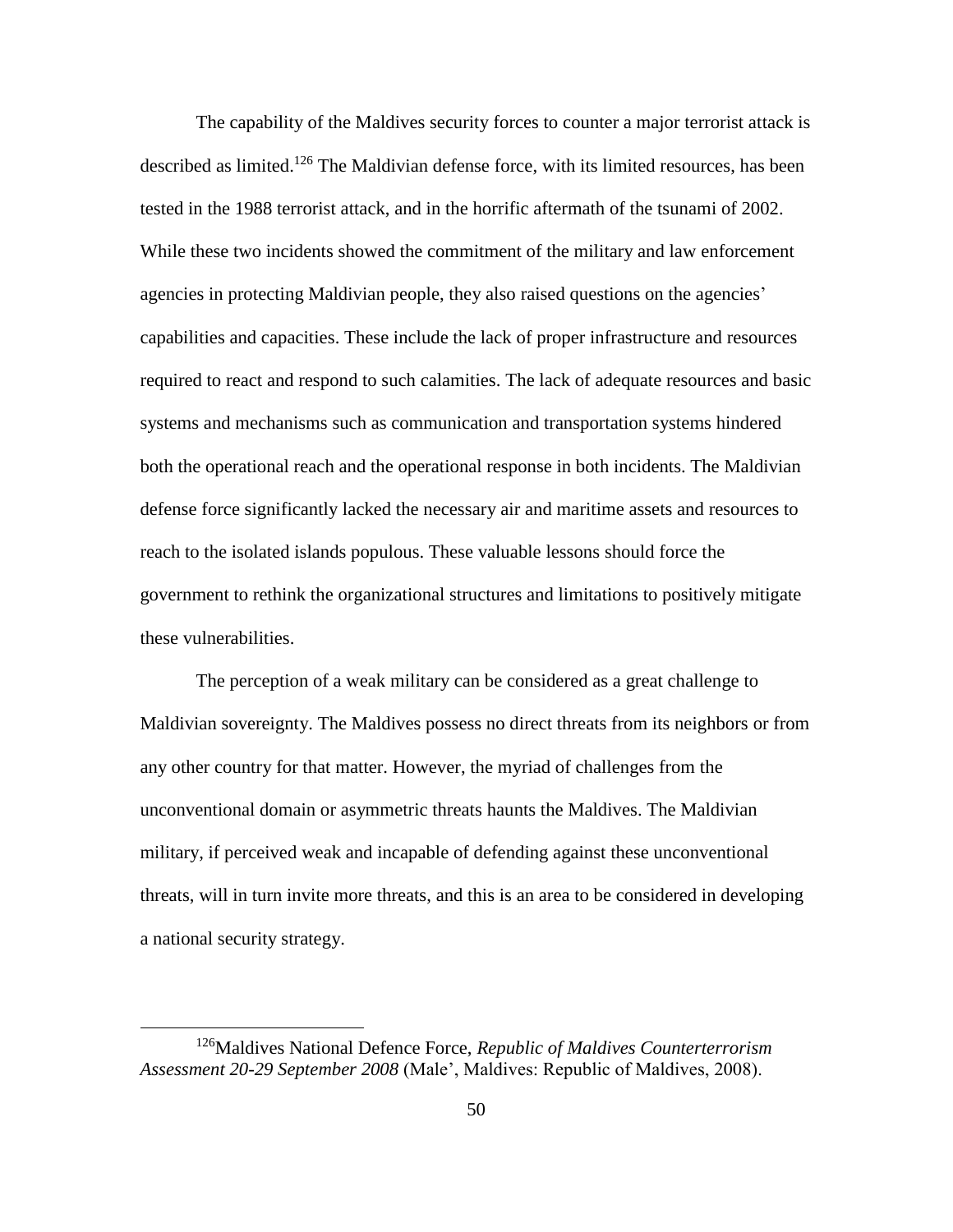The capability of the Maldives security forces to counter a major terrorist attack is described as limited.[126] The Maldivian defense force, with its limited resources, has been tested in the 1988 terrorist attack, and in the horrific aftermath of the tsunami of 2002. While these two incidents showed the commitment of the military and law enforcement agencies in protecting Maldivian people, they also raised questions on the agencies' capabilities and capacities. These include the lack of proper infrastructure and resources required to react and respond to such calamities. The lack of adequate resources and basic systems and mechanisms such as communication and transportation systems hindered both the operational reach and the operational response in both incidents. The Maldivian defense force significantly lacked the necessary air and maritime assets and resources to reach to the isolated islands populous. These valuable lessons should force the government to rethink the organizational structures and limitations to positively mitigate these vulnerabilities.

The perception of a weak military can be considered as a great challenge to Maldivian sovereignty. The Maldives possess no direct threats from its neighbors or from any other country for that matter. However, the myriad of challenges from the unconventional domain or asymmetric threats haunts the Maldives. The Maldivian military, if perceived weak and incapable of defending against these unconventional threats, will in turn invite more threats, and this is an area to be considered in developing a national security strategy.

---

[126] Maldives National Defence Force, *Republic of Maldives Counterterrorism Assessment 20-29 September 2008* (Male', Maldives: Republic of Maldives, 2008).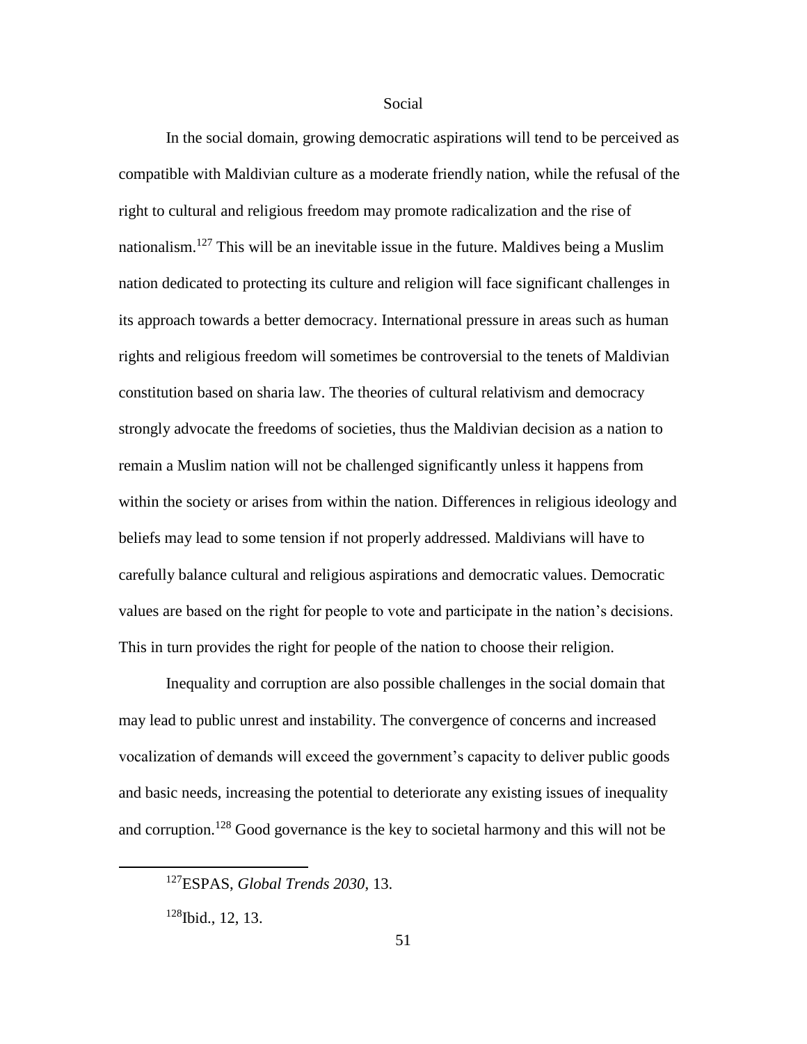## Social

In the social domain, growing democratic aspirations will tend to be perceived as compatible with Maldivian culture as a moderate friendly nation, while the refusal of the right to cultural and religious freedom may promote radicalization and the rise of nationalism.[127] This will be an inevitable issue in the future. Maldives being a Muslim nation dedicated to protecting its culture and religion will face significant challenges in its approach towards a better democracy. International pressure in areas such as human rights and religious freedom will sometimes be controversial to the tenets of Maldivian constitution based on sharia law. The theories of cultural relativism and democracy strongly advocate the freedoms of societies, thus the Maldivian decision as a nation to remain a Muslim nation will not be challenged significantly unless it happens from within the society or arises from within the nation. Differences in religious ideology and beliefs may lead to some tension if not properly addressed. Maldivians will have to carefully balance cultural and religious aspirations and democratic values. Democratic values are based on the right for people to vote and participate in the nation's decisions. This in turn provides the right for people of the nation to choose their religion.

Inequality and corruption are also possible challenges in the social domain that may lead to public unrest and instability. The convergence of concerns and increased vocalization of demands will exceed the government's capacity to deliver public goods and basic needs, increasing the potential to deteriorate any existing issues of inequality and corruption.[128] Good governance is the key to societal harmony and this will not be

---

[127] ESPAS, *Global Trends 2030*, 13.

[128] Ibid., 12, 13.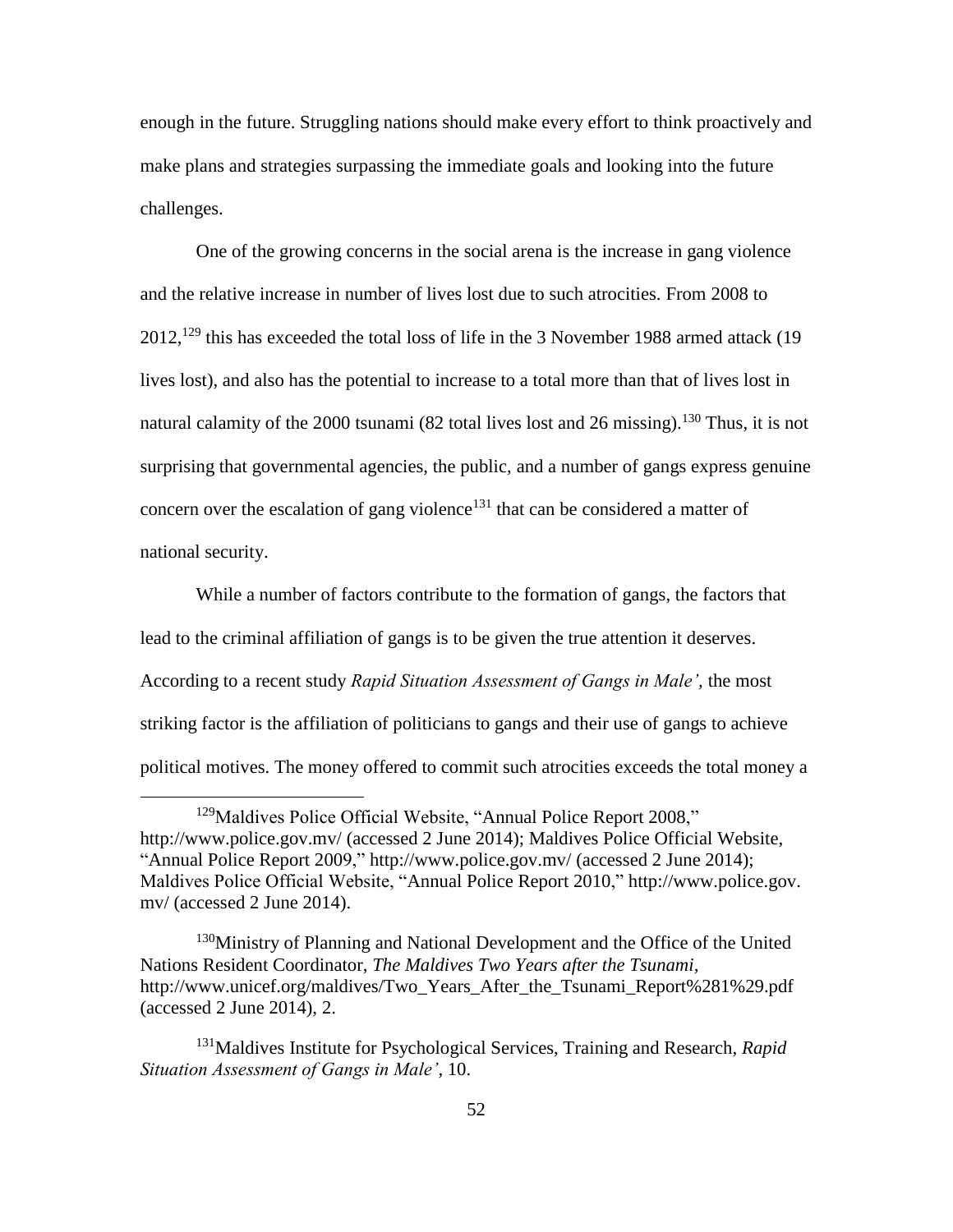enough in the future. Struggling nations should make every effort to think proactively and make plans and strategies surpassing the immediate goals and looking into the future challenges.

One of the growing concerns in the social arena is the increase in gang violence and the relative increase in number of lives lost due to such atrocities. From 2008 to 2012,[129] this has exceeded the total loss of life in the 3 November 1988 armed attack (19 lives lost), and also has the potential to increase to a total more than that of lives lost in natural calamity of the 2000 tsunami (82 total lives lost and 26 missing).[130] Thus, it is not surprising that governmental agencies, the public, and a number of gangs express genuine concern over the escalation of gang violence[131] that can be considered a matter of national security.

While a number of factors contribute to the formation of gangs, the factors that lead to the criminal affiliation of gangs is to be given the true attention it deserves. According to a recent study *Rapid Situation Assessment of Gangs in Male'*, the most striking factor is the affiliation of politicians to gangs and their use of gangs to achieve political motives. The money offered to commit such atrocities exceeds the total money a

---

[129]Maldives Police Official Website, "Annual Police Report 2008," http://www.police.gov.mv/ (accessed 2 June 2014); Maldives Police Official Website, "Annual Police Report 2009," http://www.police.gov.mv/ (accessed 2 June 2014); Maldives Police Official Website, "Annual Police Report 2010," http://www.police.gov.mv/ (accessed 2 June 2014).

[130]Ministry of Planning and National Development and the Office of the United Nations Resident Coordinator, *The Maldives Two Years after the Tsunami*, http://www.unicef.org/maldives/Two_Years_After_the_Tsunami_Report%281%29.pdf (accessed 2 June 2014), 2.

[131]Maldives Institute for Psychological Services, Training and Research, *Rapid Situation Assessment of Gangs in Male'*, 10.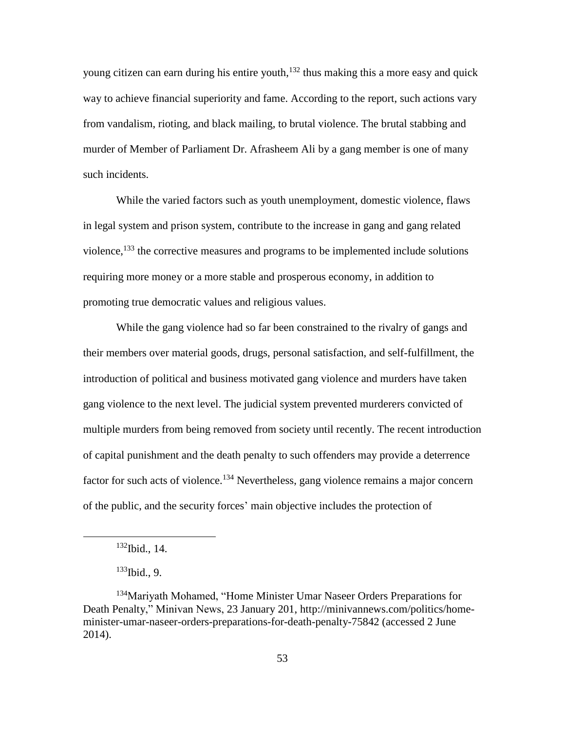young citizen can earn during his entire youth,[132] thus making this a more easy and quick way to achieve financial superiority and fame. According to the report, such actions vary from vandalism, rioting, and black mailing, to brutal violence. The brutal stabbing and murder of Member of Parliament Dr. Afrasheem Ali by a gang member is one of many such incidents.

While the varied factors such as youth unemployment, domestic violence, flaws in legal system and prison system, contribute to the increase in gang and gang related violence,[133] the corrective measures and programs to be implemented include solutions requiring more money or a more stable and prosperous economy, in addition to promoting true democratic values and religious values.

While the gang violence had so far been constrained to the rivalry of gangs and their members over material goods, drugs, personal satisfaction, and self-fulfillment, the introduction of political and business motivated gang violence and murders have taken gang violence to the next level. The judicial system prevented murderers convicted of multiple murders from being removed from society until recently. The recent introduction of capital punishment and the death penalty to such offenders may provide a deterrence factor for such acts of violence.[134] Nevertheless, gang violence remains a major concern of the public, and the security forces' main objective includes the protection of

---

[132]Ibid., 14.

[133]Ibid., 9.

[134]Mariyath Mohamed, "Home Minister Umar Naseer Orders Preparations for Death Penalty," Minivan News, 23 January 201, http://minivannews.com/politics/home-minister-umar-naseer-orders-preparations-for-death-penalty-75842 (accessed 2 June 2014).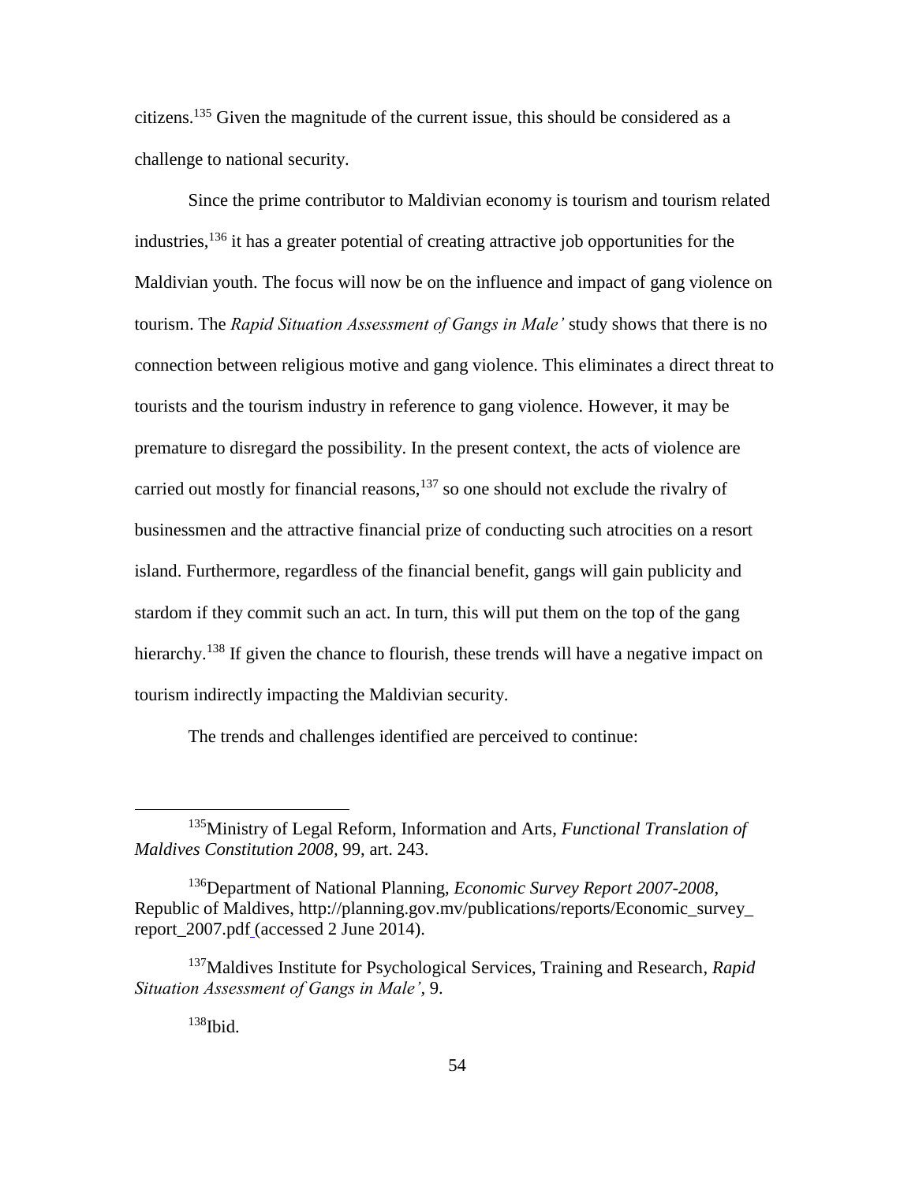citizens.[135] Given the magnitude of the current issue, this should be considered as a challenge to national security.

Since the prime contributor to Maldivian economy is tourism and tourism related industries,[136] it has a greater potential of creating attractive job opportunities for the Maldivian youth. The focus will now be on the influence and impact of gang violence on tourism. The *Rapid Situation Assessment of Gangs in Male'* study shows that there is no connection between religious motive and gang violence. This eliminates a direct threat to tourists and the tourism industry in reference to gang violence. However, it may be premature to disregard the possibility. In the present context, the acts of violence are carried out mostly for financial reasons,[137] so one should not exclude the rivalry of businessmen and the attractive financial prize of conducting such atrocities on a resort island. Furthermore, regardless of the financial benefit, gangs will gain publicity and stardom if they commit such an act. In turn, this will put them on the top of the gang hierarchy.[138] If given the chance to flourish, these trends will have a negative impact on tourism indirectly impacting the Maldivian security.

The trends and challenges identified are perceived to continue:

---

[135] Ministry of Legal Reform, Information and Arts, *Functional Translation of Maldives Constitution 2008*, 99, art. 243.

[136] Department of National Planning, *Economic Survey Report 2007-2008*, Republic of Maldives, http://planning.gov.mv/publications/reports/Economic_survey_report_2007.pdf (accessed 2 June 2014).

[137] Maldives Institute for Psychological Services, Training and Research, *Rapid Situation Assessment of Gangs in Male'*, 9.

[138] Ibid.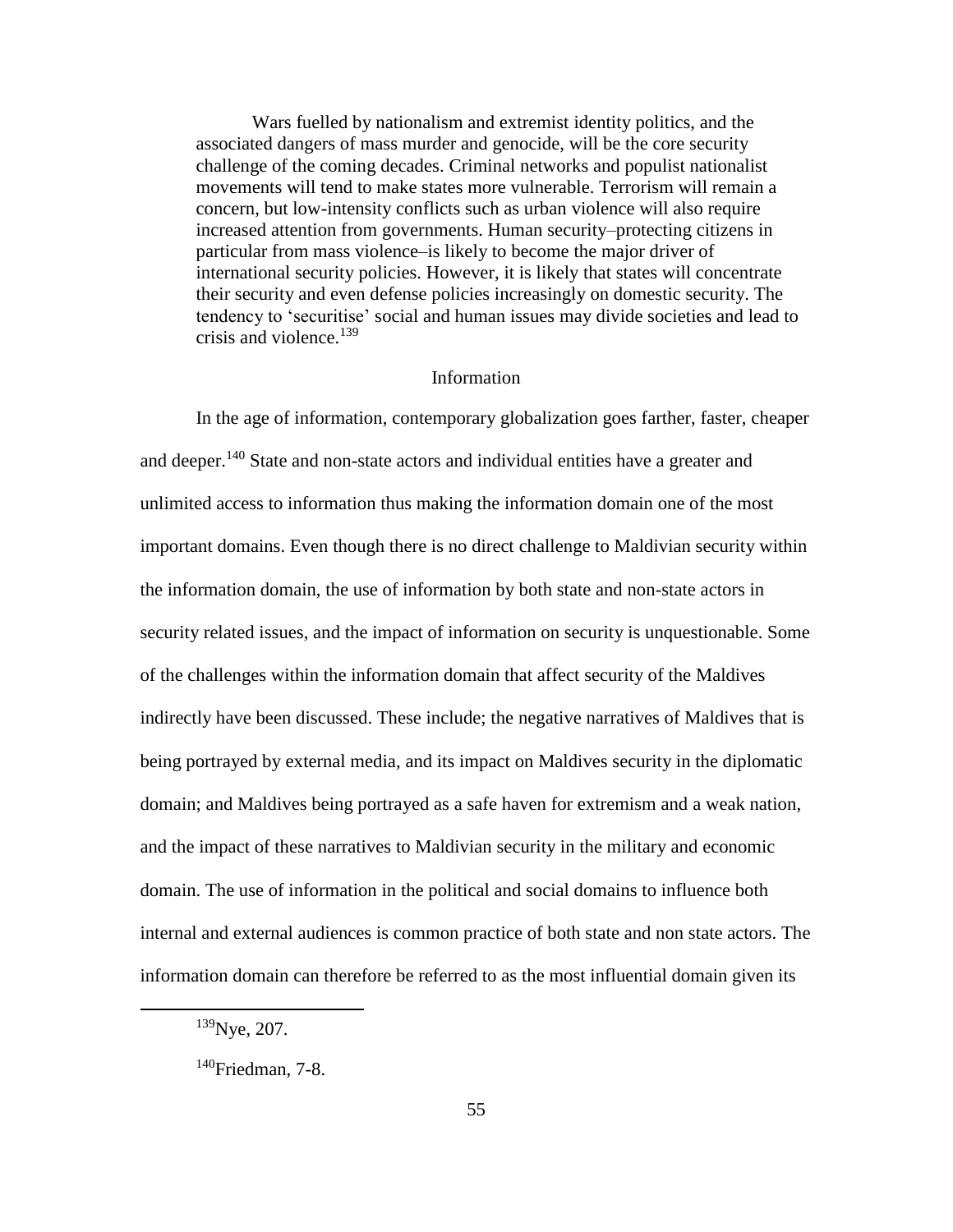> Wars fuelled by nationalism and extremist identity politics, and the associated dangers of mass murder and genocide, will be the core security challenge of the coming decades. Criminal networks and populist nationalist movements will tend to make states more vulnerable. Terrorism will remain a concern, but low-intensity conflicts such as urban violence will also require increased attention from governments. Human security–protecting citizens in particular from mass violence–is likely to become the major driver of international security policies. However, it is likely that states will concentrate their security and even defense policies increasingly on domestic security. The tendency to 'securitise' social and human issues may divide societies and lead to crisis and violence.[139]

## Information

In the age of information, contemporary globalization goes farther, faster, cheaper and deeper.[140] State and non-state actors and individual entities have a greater and unlimited access to information thus making the information domain one of the most important domains. Even though there is no direct challenge to Maldivian security within the information domain, the use of information by both state and non-state actors in security related issues, and the impact of information on security is unquestionable. Some of the challenges within the information domain that affect security of the Maldives indirectly have been discussed. These include; the negative narratives of Maldives that is being portrayed by external media, and its impact on Maldives security in the diplomatic domain; and Maldives being portrayed as a safe haven for extremism and a weak nation, and the impact of these narratives to Maldivian security in the military and economic domain. The use of information in the political and social domains to influence both internal and external audiences is common practice of both state and non state actors. The information domain can therefore be referred to as the most influential domain given its

[139] Nye, 207.

[140] Friedman, 7-8.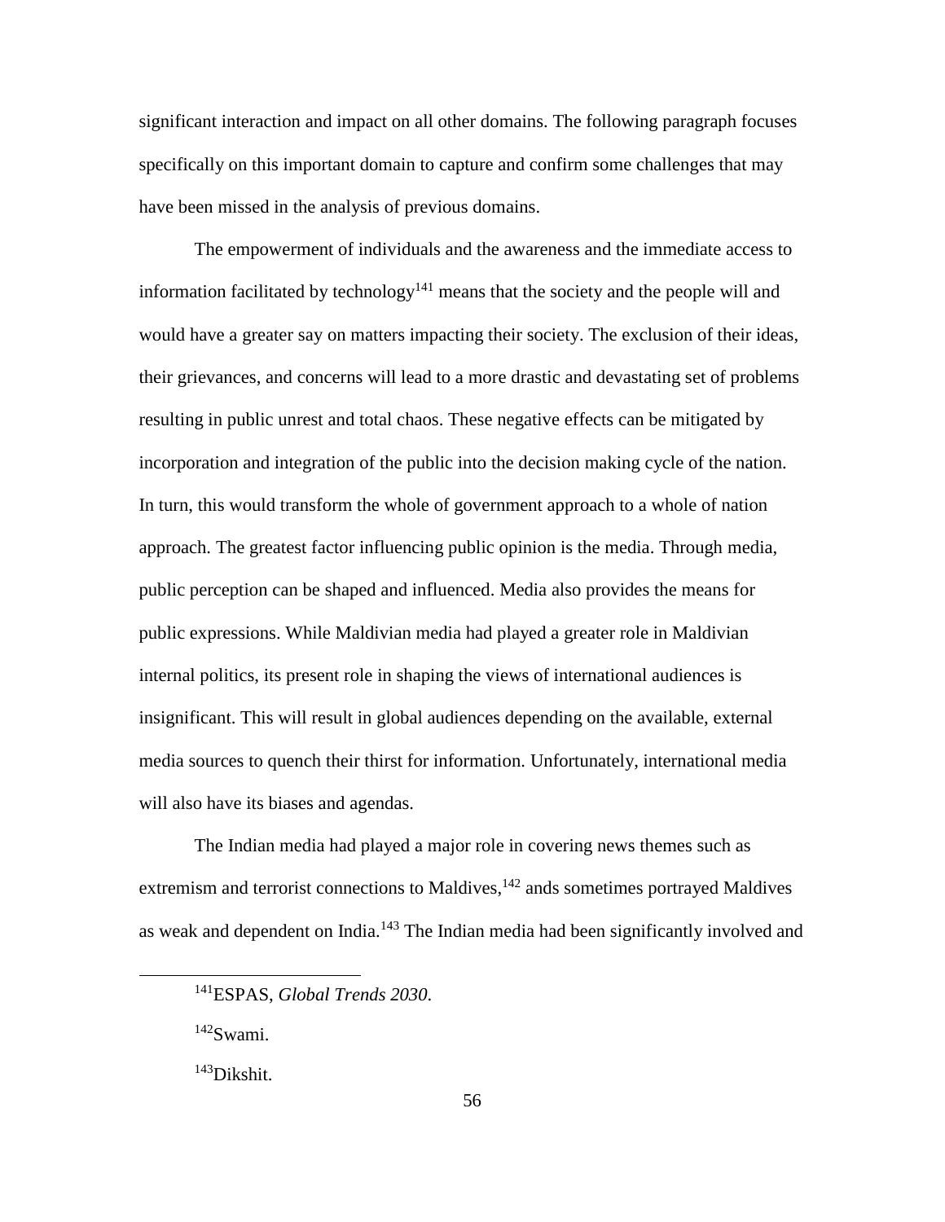significant interaction and impact on all other domains. The following paragraph focuses specifically on this important domain to capture and confirm some challenges that may have been missed in the analysis of previous domains.

The empowerment of individuals and the awareness and the immediate access to information facilitated by technology[141] means that the society and the people will and would have a greater say on matters impacting their society. The exclusion of their ideas, their grievances, and concerns will lead to a more drastic and devastating set of problems resulting in public unrest and total chaos. These negative effects can be mitigated by incorporation and integration of the public into the decision making cycle of the nation. In turn, this would transform the whole of government approach to a whole of nation approach. The greatest factor influencing public opinion is the media. Through media, public perception can be shaped and influenced. Media also provides the means for public expressions. While Maldivian media had played a greater role in Maldivian internal politics, its present role in shaping the views of international audiences is insignificant. This will result in global audiences depending on the available, external media sources to quench their thirst for information. Unfortunately, international media will also have its biases and agendas.

The Indian media had played a major role in covering news themes such as extremism and terrorist connections to Maldives,[142] ands sometimes portrayed Maldives as weak and dependent on India.[143] The Indian media had been significantly involved and

---

[141]ESPAS, *Global Trends 2030*.

[142]Swami.

[143]Dikshit.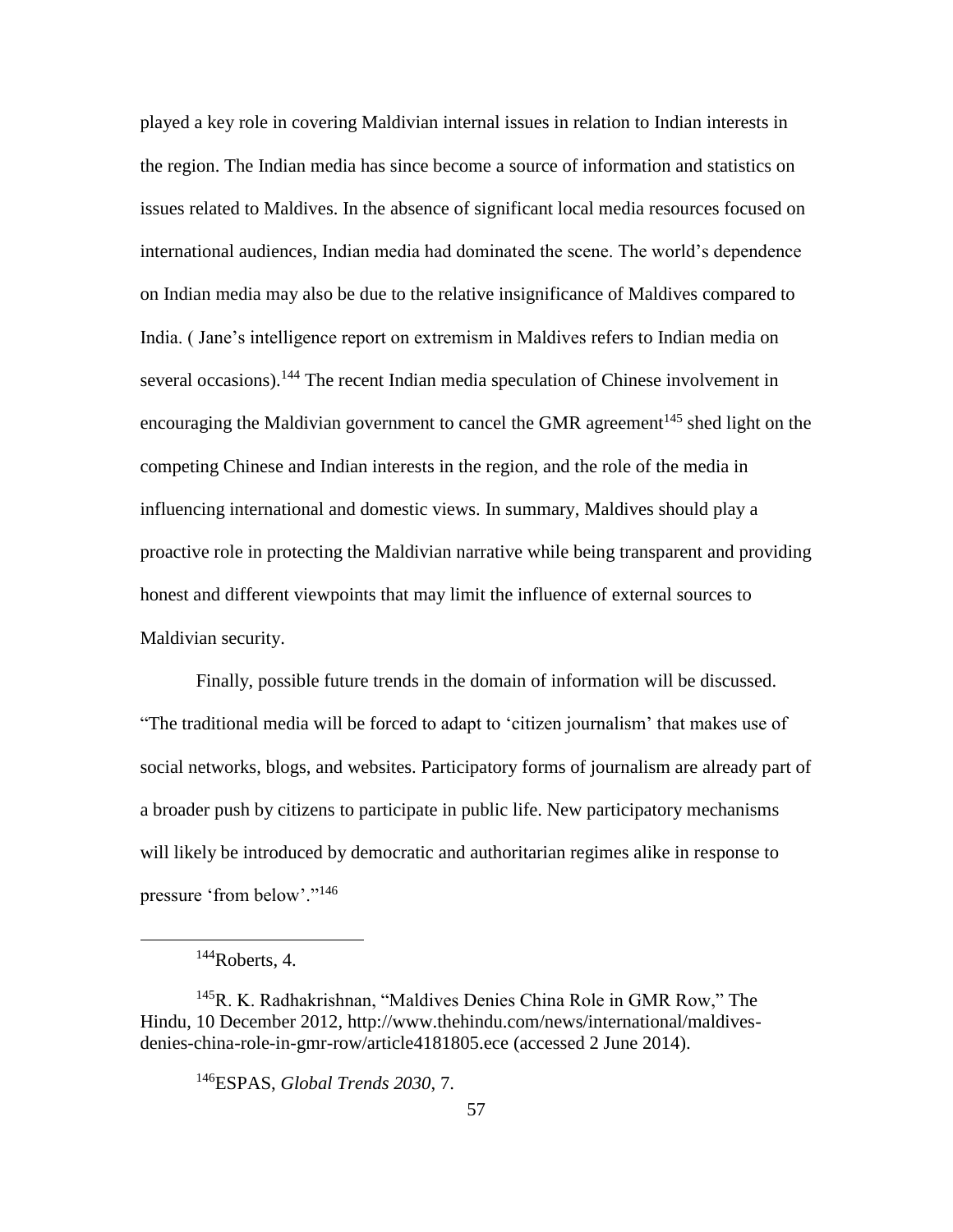played a key role in covering Maldivian internal issues in relation to Indian interests in the region. The Indian media has since become a source of information and statistics on issues related to Maldives. In the absence of significant local media resources focused on international audiences, Indian media had dominated the scene. The world's dependence on Indian media may also be due to the relative insignificance of Maldives compared to India. ( Jane's intelligence report on extremism in Maldives refers to Indian media on several occasions).[144] The recent Indian media speculation of Chinese involvement in encouraging the Maldivian government to cancel the GMR agreement[145] shed light on the competing Chinese and Indian interests in the region, and the role of the media in influencing international and domestic views. In summary, Maldives should play a proactive role in protecting the Maldivian narrative while being transparent and providing honest and different viewpoints that may limit the influence of external sources to Maldivian security.

Finally, possible future trends in the domain of information will be discussed. "The traditional media will be forced to adapt to 'citizen journalism' that makes use of social networks, blogs, and websites. Participatory forms of journalism are already part of a broader push by citizens to participate in public life. New participatory mechanisms will likely be introduced by democratic and authoritarian regimes alike in response to pressure 'from below'."[146]

---

[144]Roberts, 4.

[145]R. K. Radhakrishnan, "Maldives Denies China Role in GMR Row," The Hindu, 10 December 2012, http://www.thehindu.com/news/international/maldives-denies-china-role-in-gmr-row/article4181805.ece (accessed 2 June 2014).

[146]ESPAS, *Global Trends 2030*, 7.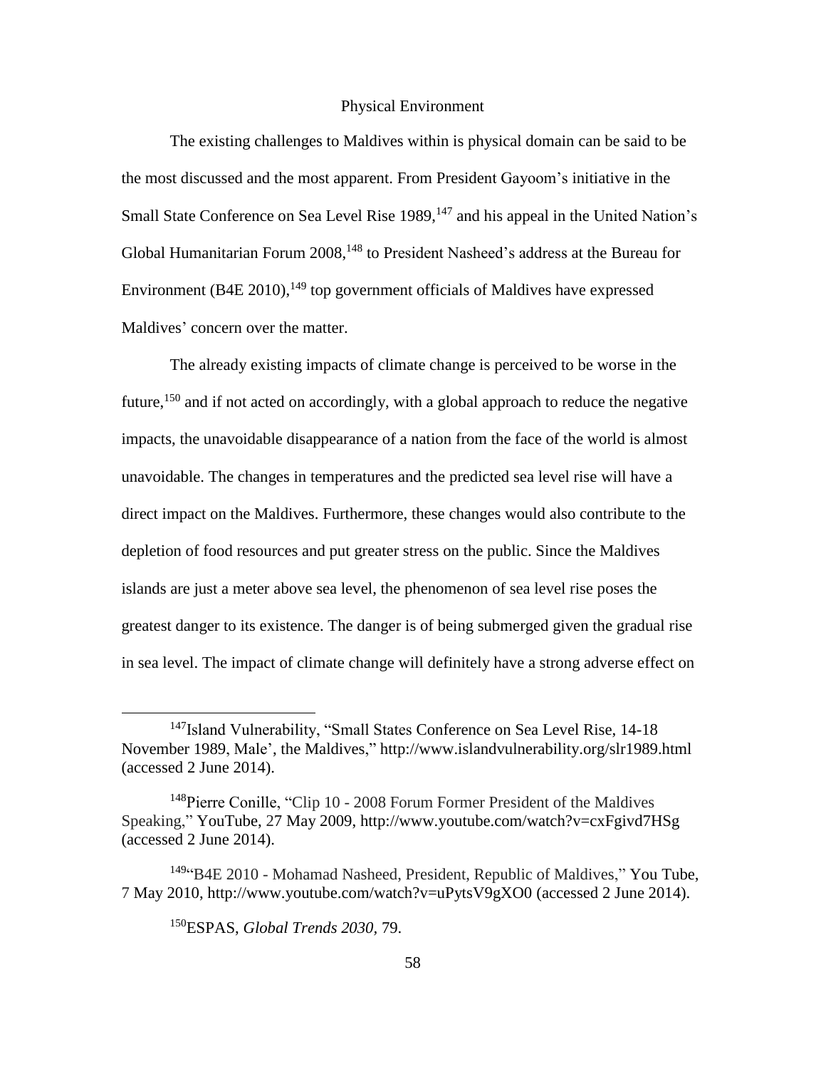## Physical Environment

The existing challenges to Maldives within is physical domain can be said to be the most discussed and the most apparent. From President Gayoom's initiative in the Small State Conference on Sea Level Rise 1989,[147] and his appeal in the United Nation's Global Humanitarian Forum 2008,[148] to President Nasheed's address at the Bureau for Environment (B4E 2010),[149] top government officials of Maldives have expressed Maldives' concern over the matter.

The already existing impacts of climate change is perceived to be worse in the future,[150] and if not acted on accordingly, with a global approach to reduce the negative impacts, the unavoidable disappearance of a nation from the face of the world is almost unavoidable. The changes in temperatures and the predicted sea level rise will have a direct impact on the Maldives. Furthermore, these changes would also contribute to the depletion of food resources and put greater stress on the public. Since the Maldives islands are just a meter above sea level, the phenomenon of sea level rise poses the greatest danger to its existence. The danger is of being submerged given the gradual rise in sea level. The impact of climate change will definitely have a strong adverse effect on

---

[147]Island Vulnerability, "Small States Conference on Sea Level Rise, 14-18 November 1989, Male', the Maldives," http://www.islandvulnerability.org/slr1989.html (accessed 2 June 2014).

[148]Pierre Conille, "Clip 10 - 2008 Forum Former President of the Maldives Speaking," YouTube, 27 May 2009, http://www.youtube.com/watch?v=cxFgivd7HSg (accessed 2 June 2014).

[149]"B4E 2010 - Mohamad Nasheed, President, Republic of Maldives," You Tube, 7 May 2010, http://www.youtube.com/watch?v=uPytsV9gXO0 (accessed 2 June 2014).

[150]ESPAS, *Global Trends 2030*, 79.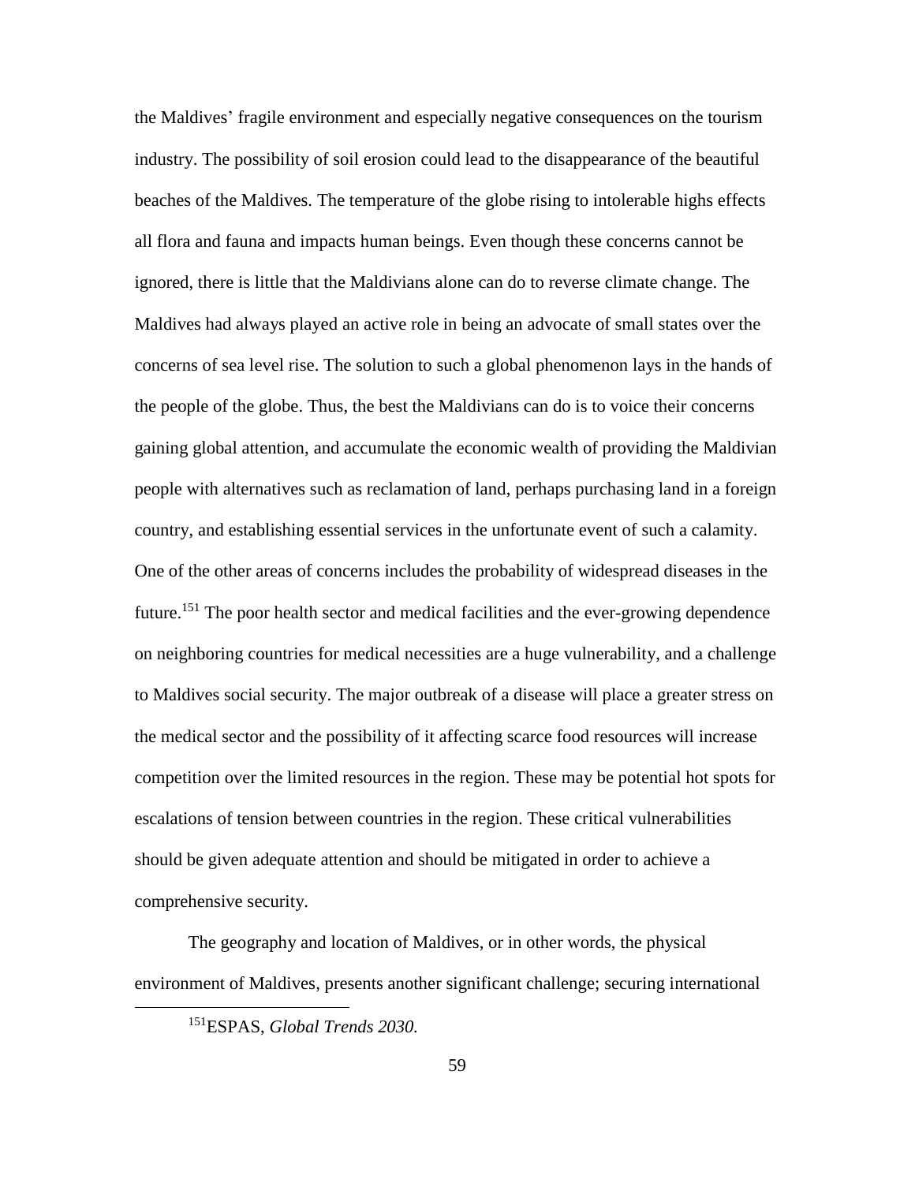the Maldives' fragile environment and especially negative consequences on the tourism industry. The possibility of soil erosion could lead to the disappearance of the beautiful beaches of the Maldives. The temperature of the globe rising to intolerable highs effects all flora and fauna and impacts human beings. Even though these concerns cannot be ignored, there is little that the Maldivians alone can do to reverse climate change. The Maldives had always played an active role in being an advocate of small states over the concerns of sea level rise. The solution to such a global phenomenon lays in the hands of the people of the globe. Thus, the best the Maldivians can do is to voice their concerns gaining global attention, and accumulate the economic wealth of providing the Maldivian people with alternatives such as reclamation of land, perhaps purchasing land in a foreign country, and establishing essential services in the unfortunate event of such a calamity. One of the other areas of concerns includes the probability of widespread diseases in the future.[151] The poor health sector and medical facilities and the ever-growing dependence on neighboring countries for medical necessities are a huge vulnerability, and a challenge to Maldives social security. The major outbreak of a disease will place a greater stress on the medical sector and the possibility of it affecting scarce food resources will increase competition over the limited resources in the region. These may be potential hot spots for escalations of tension between countries in the region. These critical vulnerabilities should be given adequate attention and should be mitigated in order to achieve a comprehensive security.

The geography and location of Maldives, or in other words, the physical environment of Maldives, presents another significant challenge; securing international

[151]ESPAS, *Global Trends 2030.*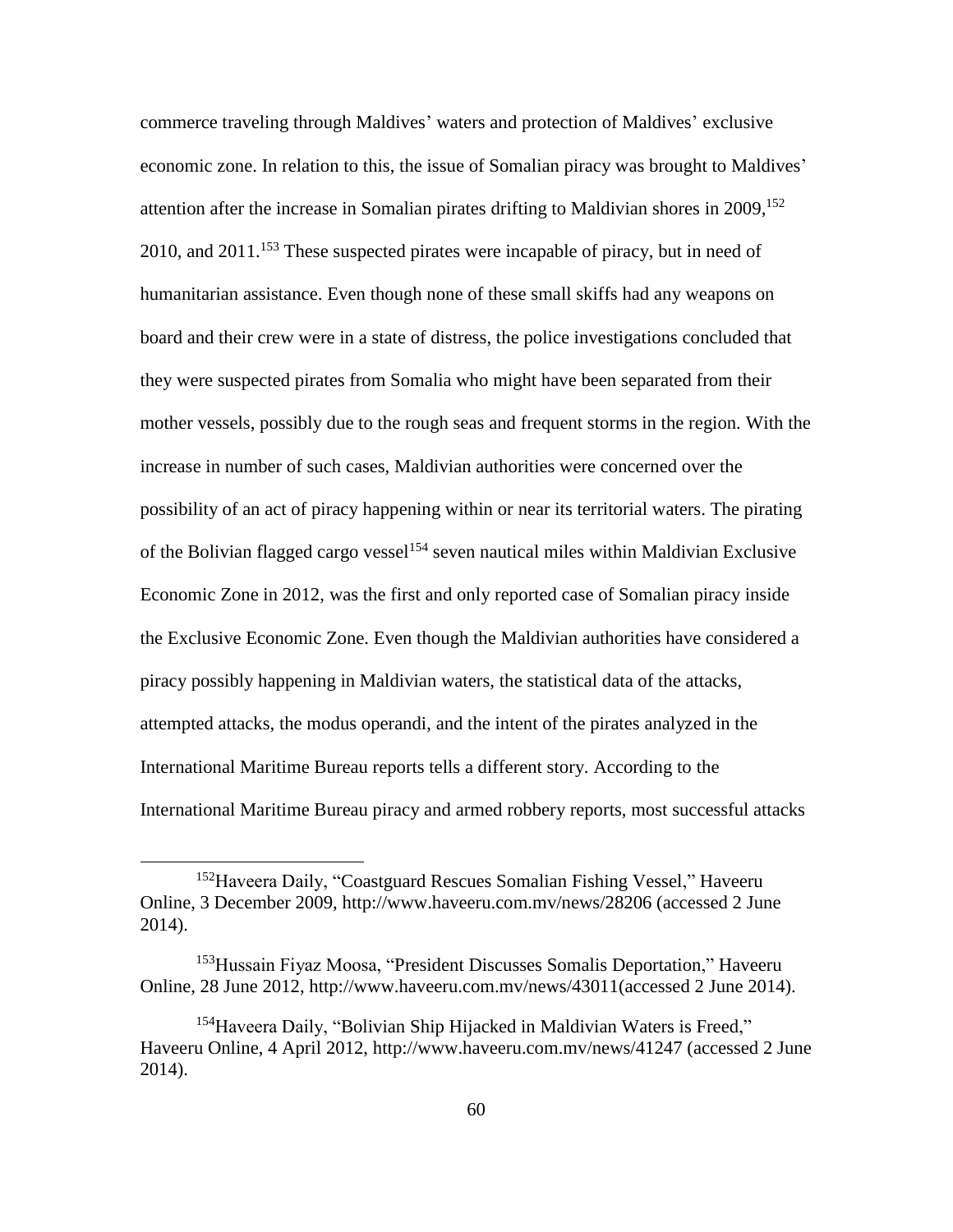commerce traveling through Maldives' waters and protection of Maldives' exclusive economic zone. In relation to this, the issue of Somalian piracy was brought to Maldives' attention after the increase in Somalian pirates drifting to Maldivian shores in 2009,[152] 2010, and 2011.[153] These suspected pirates were incapable of piracy, but in need of humanitarian assistance. Even though none of these small skiffs had any weapons on board and their crew were in a state of distress, the police investigations concluded that they were suspected pirates from Somalia who might have been separated from their mother vessels, possibly due to the rough seas and frequent storms in the region. With the increase in number of such cases, Maldivian authorities were concerned over the possibility of an act of piracy happening within or near its territorial waters. The pirating of the Bolivian flagged cargo vessel[154] seven nautical miles within Maldivian Exclusive Economic Zone in 2012, was the first and only reported case of Somalian piracy inside the Exclusive Economic Zone. Even though the Maldivian authorities have considered a piracy possibly happening in Maldivian waters, the statistical data of the attacks, attempted attacks, the modus operandi, and the intent of the pirates analyzed in the International Maritime Bureau reports tells a different story. According to the International Maritime Bureau piracy and armed robbery reports, most successful attacks

---

[152] Haveera Daily, "Coastguard Rescues Somalian Fishing Vessel," Haveeru Online, 3 December 2009, http://www.haveeru.com.mv/news/28206 (accessed 2 June 2014).

[153] Hussain Fiyaz Moosa, "President Discusses Somalis Deportation," Haveeru Online, 28 June 2012, http://www.haveeru.com.mv/news/43011(accessed 2 June 2014).

[154] Haveera Daily, "Bolivian Ship Hijacked in Maldivian Waters is Freed," Haveeru Online, 4 April 2012, http://www.haveeru.com.mv/news/41247 (accessed 2 June 2014).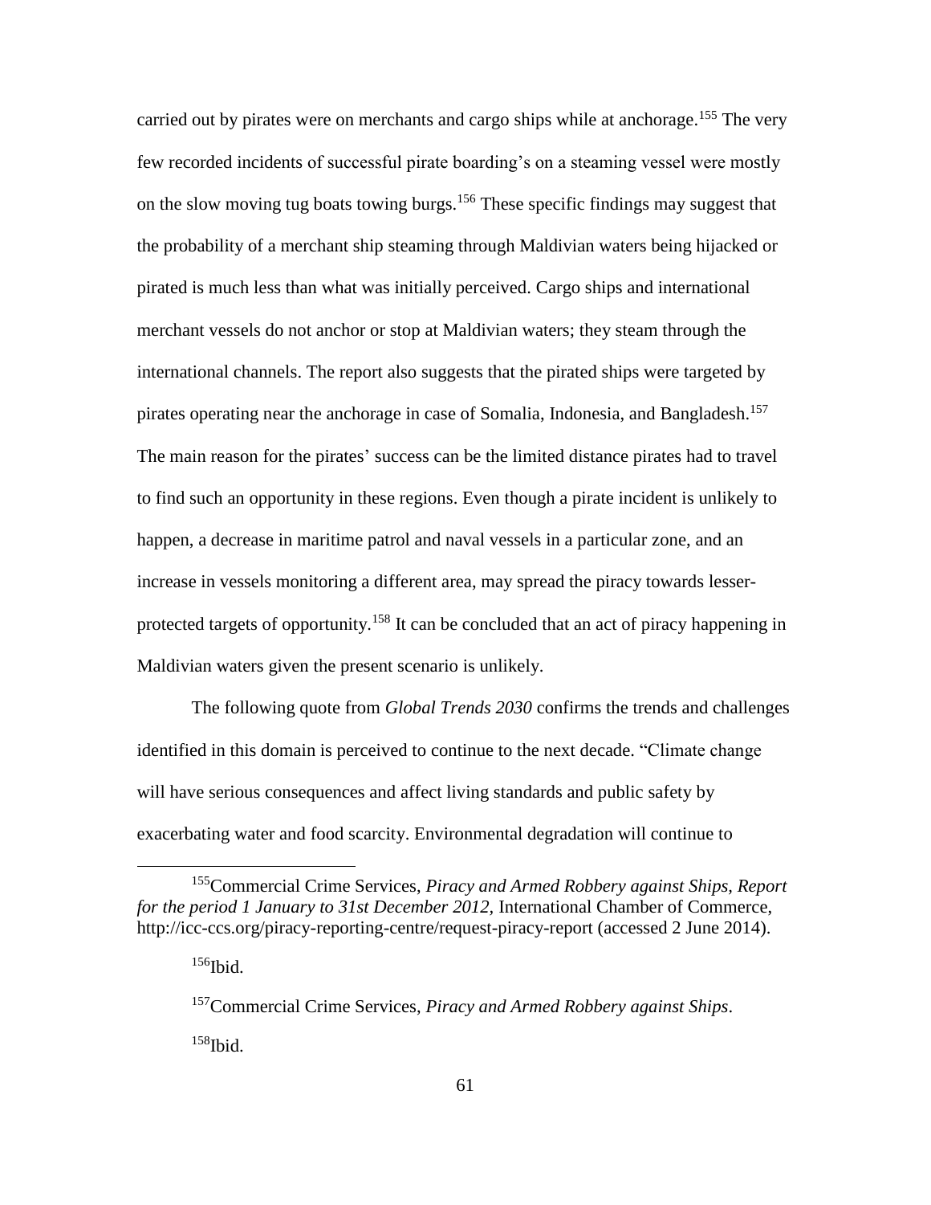carried out by pirates were on merchants and cargo ships while at anchorage.[155] The very few recorded incidents of successful pirate boarding's on a steaming vessel were mostly on the slow moving tug boats towing burgs.[156] These specific findings may suggest that the probability of a merchant ship steaming through Maldivian waters being hijacked or pirated is much less than what was initially perceived. Cargo ships and international merchant vessels do not anchor or stop at Maldivian waters; they steam through the international channels. The report also suggests that the pirated ships were targeted by pirates operating near the anchorage in case of Somalia, Indonesia, and Bangladesh.[157] The main reason for the pirates' success can be the limited distance pirates had to travel to find such an opportunity in these regions. Even though a pirate incident is unlikely to happen, a decrease in maritime patrol and naval vessels in a particular zone, and an increase in vessels monitoring a different area, may spread the piracy towards lesser-protected targets of opportunity.[158] It can be concluded that an act of piracy happening in Maldivian waters given the present scenario is unlikely.

The following quote from *Global Trends 2030* confirms the trends and challenges identified in this domain is perceived to continue to the next decade. "Climate change will have serious consequences and affect living standards and public safety by exacerbating water and food scarcity. Environmental degradation will continue to

---

[155]Commercial Crime Services, *Piracy and Armed Robbery against Ships, Report for the period 1 January to 31st December 2012,* International Chamber of Commerce, http://icc-ccs.org/piracy-reporting-centre/request-piracy-report (accessed 2 June 2014).

[156]Ibid.

[157]Commercial Crime Services, *Piracy and Armed Robbery against Ships*.

[158]Ibid.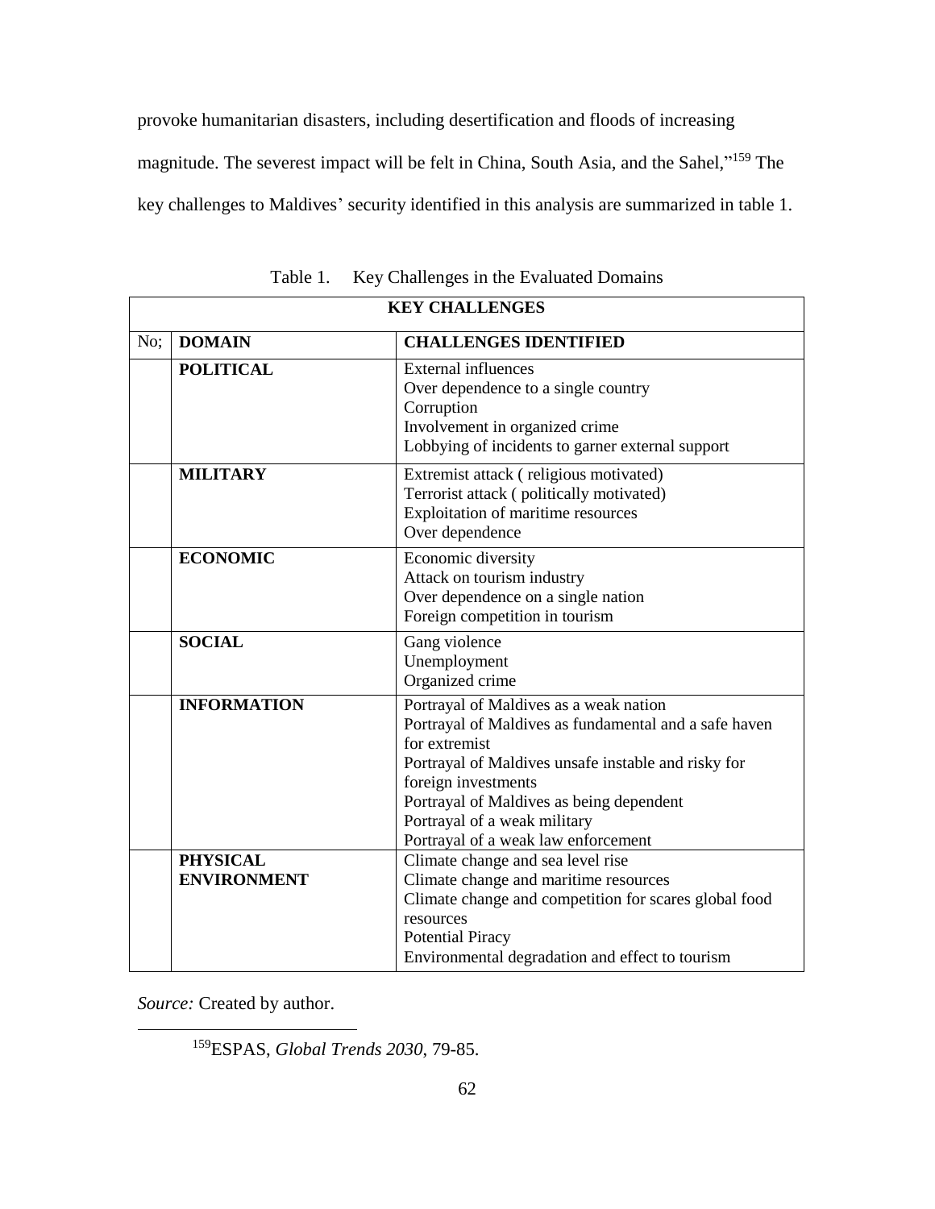provoke humanitarian disasters, including desertification and floods of increasing magnitude. The severest impact will be felt in China, South Asia, and the Sahel,"[159] The key challenges to Maldives' security identified in this analysis are summarized in table 1.

Table 1. Key Challenges in the Evaluated Domains

| KEY CHALLENGES | | |
|---|---|---|
| No; | **DOMAIN** | **CHALLENGES IDENTIFIED** |
| | **POLITICAL** | External influences<br>Over dependence to a single country<br>Corruption<br>Involvement in organized crime<br>Lobbying of incidents to garner external support |
| | **MILITARY** | Extremist attack ( religious motivated)<br>Terrorist attack ( politically motivated)<br>Exploitation of maritime resources<br>Over dependence |
| | **ECONOMIC** | Economic diversity<br>Attack on tourism industry<br>Over dependence on a single nation<br>Foreign competition in tourism |
| | **SOCIAL** | Gang violence<br>Unemployment<br>Organized crime |
| | **INFORMATION** | Portrayal of Maldives as a weak nation<br>Portrayal of Maldives as fundamental and a safe haven for extremist<br>Portrayal of Maldives unsafe instable and risky for foreign investments<br>Portrayal of Maldives as being dependent<br>Portrayal of a weak military<br>Portrayal of a weak law enforcement |
| | **PHYSICAL ENVIRONMENT** | Climate change and sea level rise<br>Climate change and maritime resources<br>Climate change and competition for scares global food resources<br>Potential Piracy<br>Environmental degradation and effect to tourism |

*Source:* Created by author.

[159]ESPAS, *Global Trends 2030*, 79-85.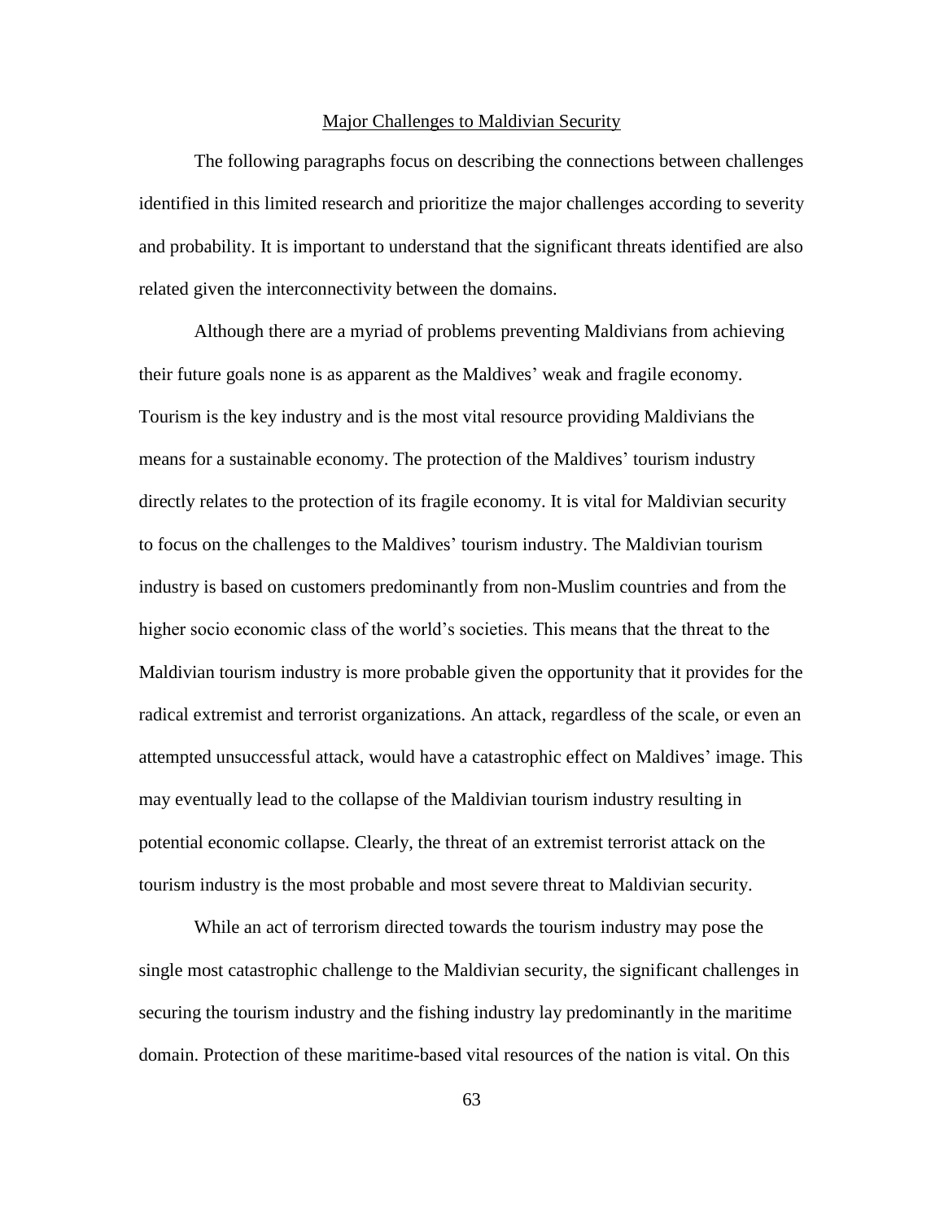## Major Challenges to Maldivian Security

The following paragraphs focus on describing the connections between challenges identified in this limited research and prioritize the major challenges according to severity and probability. It is important to understand that the significant threats identified are also related given the interconnectivity between the domains.

Although there are a myriad of problems preventing Maldivians from achieving their future goals none is as apparent as the Maldives' weak and fragile economy. Tourism is the key industry and is the most vital resource providing Maldivians the means for a sustainable economy. The protection of the Maldives' tourism industry directly relates to the protection of its fragile economy. It is vital for Maldivian security to focus on the challenges to the Maldives' tourism industry. The Maldivian tourism industry is based on customers predominantly from non-Muslim countries and from the higher socio economic class of the world's societies. This means that the threat to the Maldivian tourism industry is more probable given the opportunity that it provides for the radical extremist and terrorist organizations. An attack, regardless of the scale, or even an attempted unsuccessful attack, would have a catastrophic effect on Maldives' image. This may eventually lead to the collapse of the Maldivian tourism industry resulting in potential economic collapse. Clearly, the threat of an extremist terrorist attack on the tourism industry is the most probable and most severe threat to Maldivian security.

While an act of terrorism directed towards the tourism industry may pose the single most catastrophic challenge to the Maldivian security, the significant challenges in securing the tourism industry and the fishing industry lay predominantly in the maritime domain. Protection of these maritime-based vital resources of the nation is vital. On this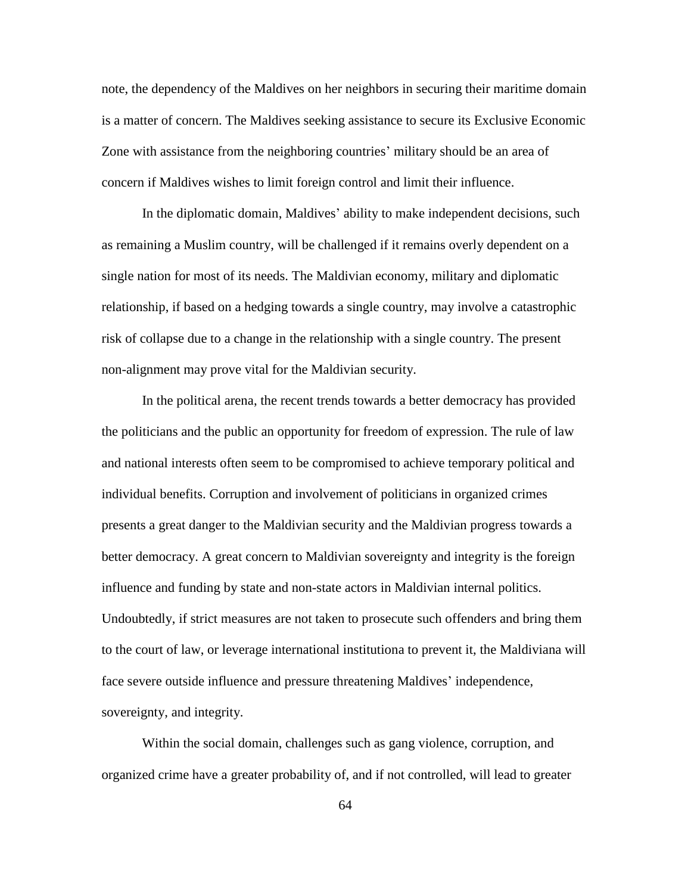note, the dependency of the Maldives on her neighbors in securing their maritime domain is a matter of concern. The Maldives seeking assistance to secure its Exclusive Economic Zone with assistance from the neighboring countries' military should be an area of concern if Maldives wishes to limit foreign control and limit their influence.

In the diplomatic domain, Maldives' ability to make independent decisions, such as remaining a Muslim country, will be challenged if it remains overly dependent on a single nation for most of its needs. The Maldivian economy, military and diplomatic relationship, if based on a hedging towards a single country, may involve a catastrophic risk of collapse due to a change in the relationship with a single country. The present non-alignment may prove vital for the Maldivian security.

In the political arena, the recent trends towards a better democracy has provided the politicians and the public an opportunity for freedom of expression. The rule of law and national interests often seem to be compromised to achieve temporary political and individual benefits. Corruption and involvement of politicians in organized crimes presents a great danger to the Maldivian security and the Maldivian progress towards a better democracy. A great concern to Maldivian sovereignty and integrity is the foreign influence and funding by state and non-state actors in Maldivian internal politics. Undoubtedly, if strict measures are not taken to prosecute such offenders and bring them to the court of law, or leverage international institutiona to prevent it, the Maldiviana will face severe outside influence and pressure threatening Maldives' independence, sovereignty, and integrity.

Within the social domain, challenges such as gang violence, corruption, and organized crime have a greater probability of, and if not controlled, will lead to greater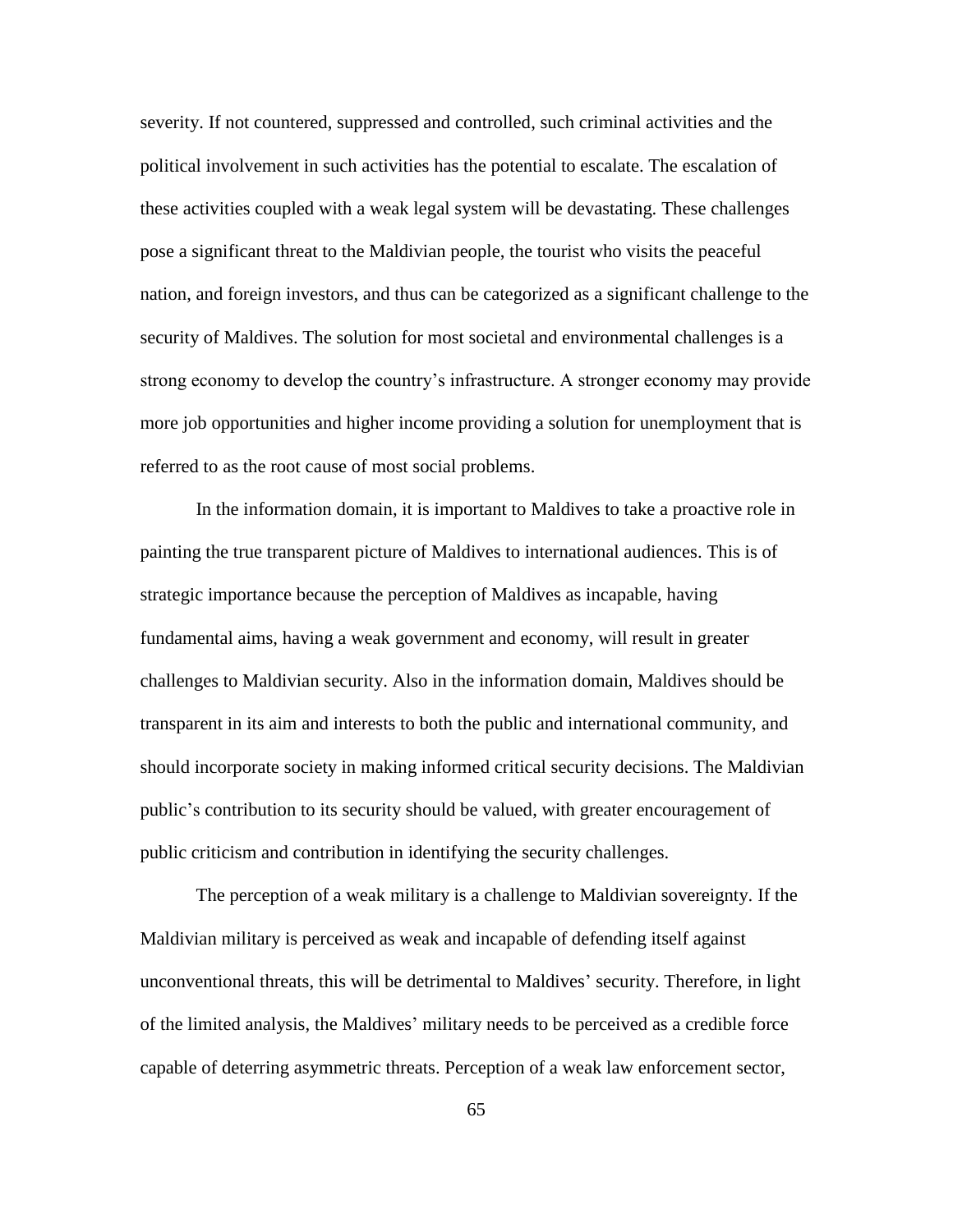severity. If not countered, suppressed and controlled, such criminal activities and the political involvement in such activities has the potential to escalate. The escalation of these activities coupled with a weak legal system will be devastating. These challenges pose a significant threat to the Maldivian people, the tourist who visits the peaceful nation, and foreign investors, and thus can be categorized as a significant challenge to the security of Maldives. The solution for most societal and environmental challenges is a strong economy to develop the country's infrastructure. A stronger economy may provide more job opportunities and higher income providing a solution for unemployment that is referred to as the root cause of most social problems.

In the information domain, it is important to Maldives to take a proactive role in painting the true transparent picture of Maldives to international audiences. This is of strategic importance because the perception of Maldives as incapable, having fundamental aims, having a weak government and economy, will result in greater challenges to Maldivian security. Also in the information domain, Maldives should be transparent in its aim and interests to both the public and international community, and should incorporate society in making informed critical security decisions. The Maldivian public's contribution to its security should be valued, with greater encouragement of public criticism and contribution in identifying the security challenges.

The perception of a weak military is a challenge to Maldivian sovereignty. If the Maldivian military is perceived as weak and incapable of defending itself against unconventional threats, this will be detrimental to Maldives' security. Therefore, in light of the limited analysis, the Maldives' military needs to be perceived as a credible force capable of deterring asymmetric threats. Perception of a weak law enforcement sector,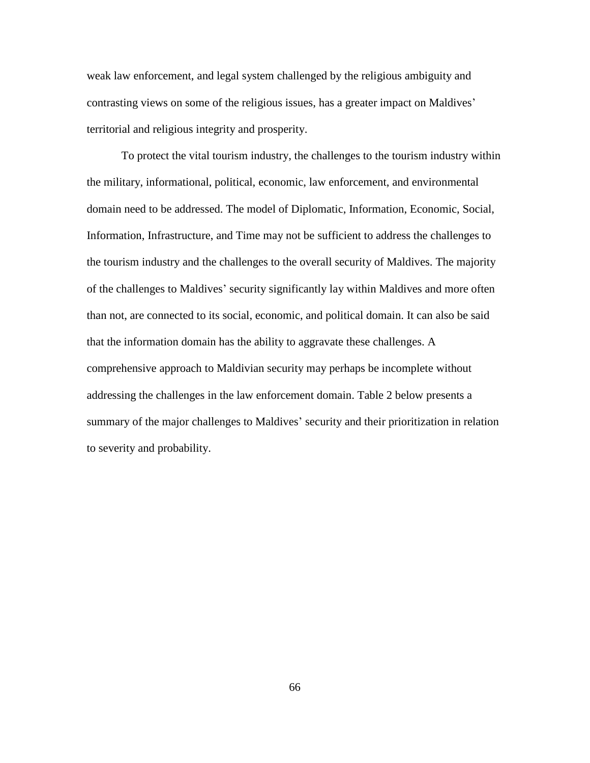weak law enforcement, and legal system challenged by the religious ambiguity and contrasting views on some of the religious issues, has a greater impact on Maldives' territorial and religious integrity and prosperity.

To protect the vital tourism industry, the challenges to the tourism industry within the military, informational, political, economic, law enforcement, and environmental domain need to be addressed. The model of Diplomatic, Information, Economic, Social, Information, Infrastructure, and Time may not be sufficient to address the challenges to the tourism industry and the challenges to the overall security of Maldives. The majority of the challenges to Maldives' security significantly lay within Maldives and more often than not, are connected to its social, economic, and political domain. It can also be said that the information domain has the ability to aggravate these challenges. A comprehensive approach to Maldivian security may perhaps be incomplete without addressing the challenges in the law enforcement domain. Table 2 below presents a summary of the major challenges to Maldives' security and their prioritization in relation to severity and probability.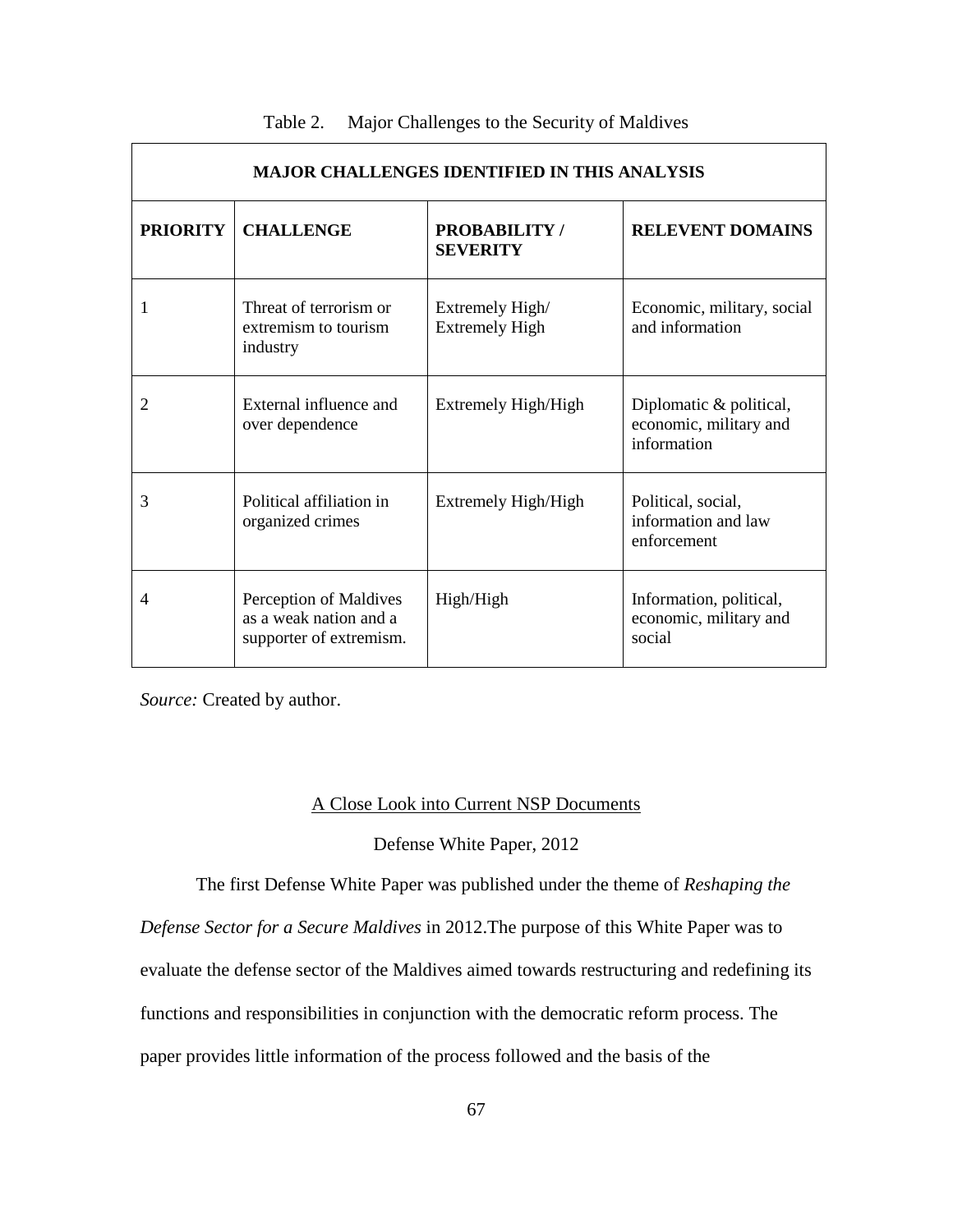Table 2. Major Challenges to the Security of Maldives

| MAJOR CHALLENGES IDENTIFIED IN THIS ANALYSIS | | | |
|---|---|---|---|
| **PRIORITY** | **CHALLENGE** | **PROBABILITY / SEVERITY** | **RELEVENT DOMAINS** |
| 1 | Threat of terrorism or extremism to tourism industry | Extremely High/ Extremely High | Economic, military, social and information |
| 2 | External influence and over dependence | Extremely High/High | Diplomatic & political, economic, military and information |
| 3 | Political affiliation in organized crimes | Extremely High/High | Political, social, information and law enforcement |
| 4 | Perception of Maldives as a weak nation and a supporter of extremism. | High/High | Information, political, economic, military and social |

*Source:* Created by author.

## A Close Look into Current NSP Documents

### Defense White Paper, 2012

The first Defense White Paper was published under the theme of *Reshaping the Defense Sector for a Secure Maldives* in 2012.The purpose of this White Paper was to evaluate the defense sector of the Maldives aimed towards restructuring and redefining its functions and responsibilities in conjunction with the democratic reform process. The paper provides little information of the process followed and the basis of the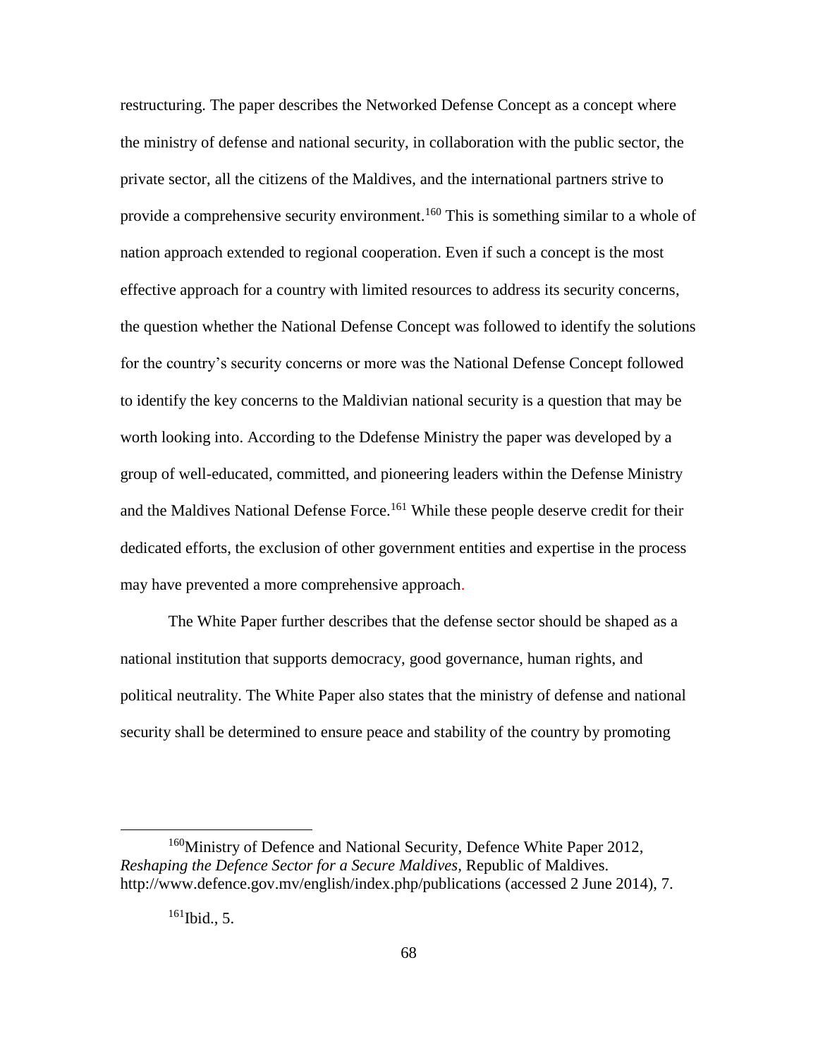restructuring. The paper describes the Networked Defense Concept as a concept where the ministry of defense and national security, in collaboration with the public sector, the private sector, all the citizens of the Maldives, and the international partners strive to provide a comprehensive security environment.[160] This is something similar to a whole of nation approach extended to regional cooperation. Even if such a concept is the most effective approach for a country with limited resources to address its security concerns, the question whether the National Defense Concept was followed to identify the solutions for the country's security concerns or more was the National Defense Concept followed to identify the key concerns to the Maldivian national security is a question that may be worth looking into. According to the Ddefense Ministry the paper was developed by a group of well-educated, committed, and pioneering leaders within the Defense Ministry and the Maldives National Defense Force.[161] While these people deserve credit for their dedicated efforts, the exclusion of other government entities and expertise in the process may have prevented a more comprehensive approach.

The White Paper further describes that the defense sector should be shaped as a national institution that supports democracy, good governance, human rights, and political neutrality. The White Paper also states that the ministry of defense and national security shall be determined to ensure peace and stability of the country by promoting

---

[160] Ministry of Defence and National Security, Defence White Paper 2012, *Reshaping the Defence Sector for a Secure Maldives*, Republic of Maldives. http://www.defence.gov.mv/english/index.php/publications (accessed 2 June 2014), 7.

[161] Ibid., 5.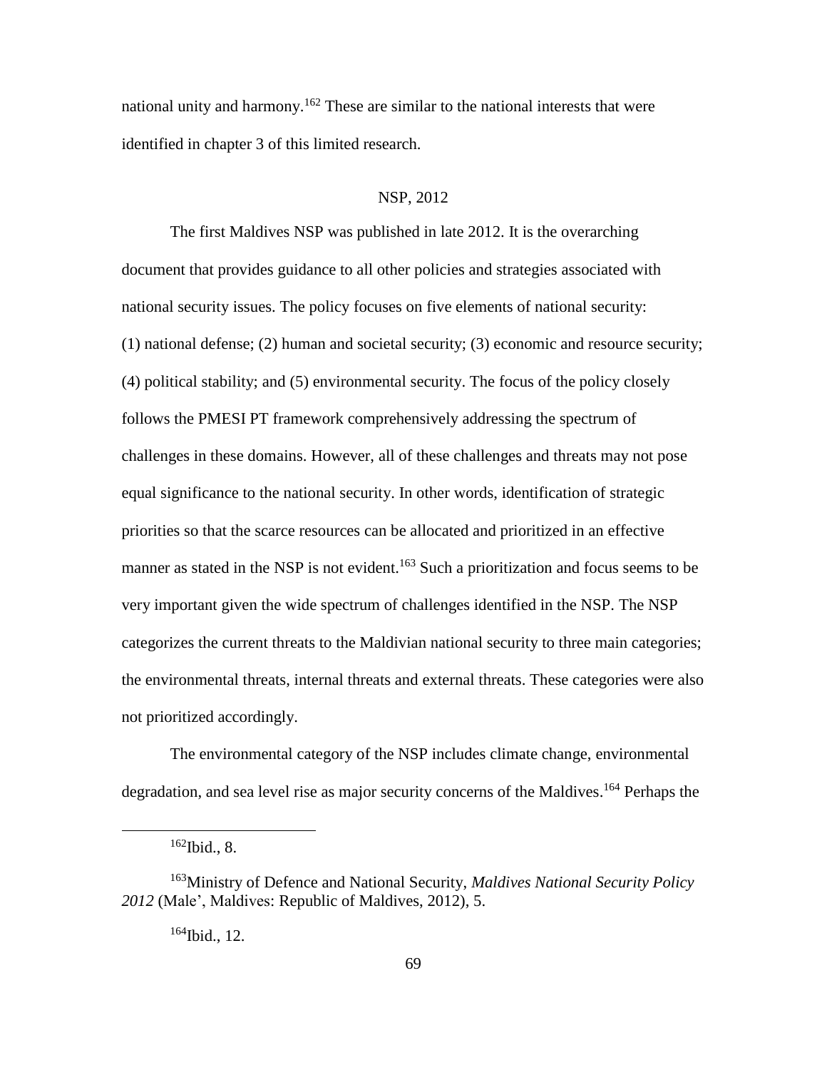national unity and harmony.[162] These are similar to the national interests that were identified in chapter 3 of this limited research.

## NSP, 2012

The first Maldives NSP was published in late 2012. It is the overarching document that provides guidance to all other policies and strategies associated with national security issues. The policy focuses on five elements of national security: (1) national defense; (2) human and societal security; (3) economic and resource security; (4) political stability; and (5) environmental security. The focus of the policy closely follows the PMESI PT framework comprehensively addressing the spectrum of challenges in these domains. However, all of these challenges and threats may not pose equal significance to the national security. In other words, identification of strategic priorities so that the scarce resources can be allocated and prioritized in an effective manner as stated in the NSP is not evident.[163] Such a prioritization and focus seems to be very important given the wide spectrum of challenges identified in the NSP. The NSP categorizes the current threats to the Maldivian national security to three main categories; the environmental threats, internal threats and external threats. These categories were also not prioritized accordingly.

The environmental category of the NSP includes climate change, environmental degradation, and sea level rise as major security concerns of the Maldives.[164] Perhaps the

---

[162]Ibid., 8.

[163]Ministry of Defence and National Security, *Maldives National Security Policy 2012* (Male', Maldives: Republic of Maldives, 2012), 5.

[164]Ibid., 12.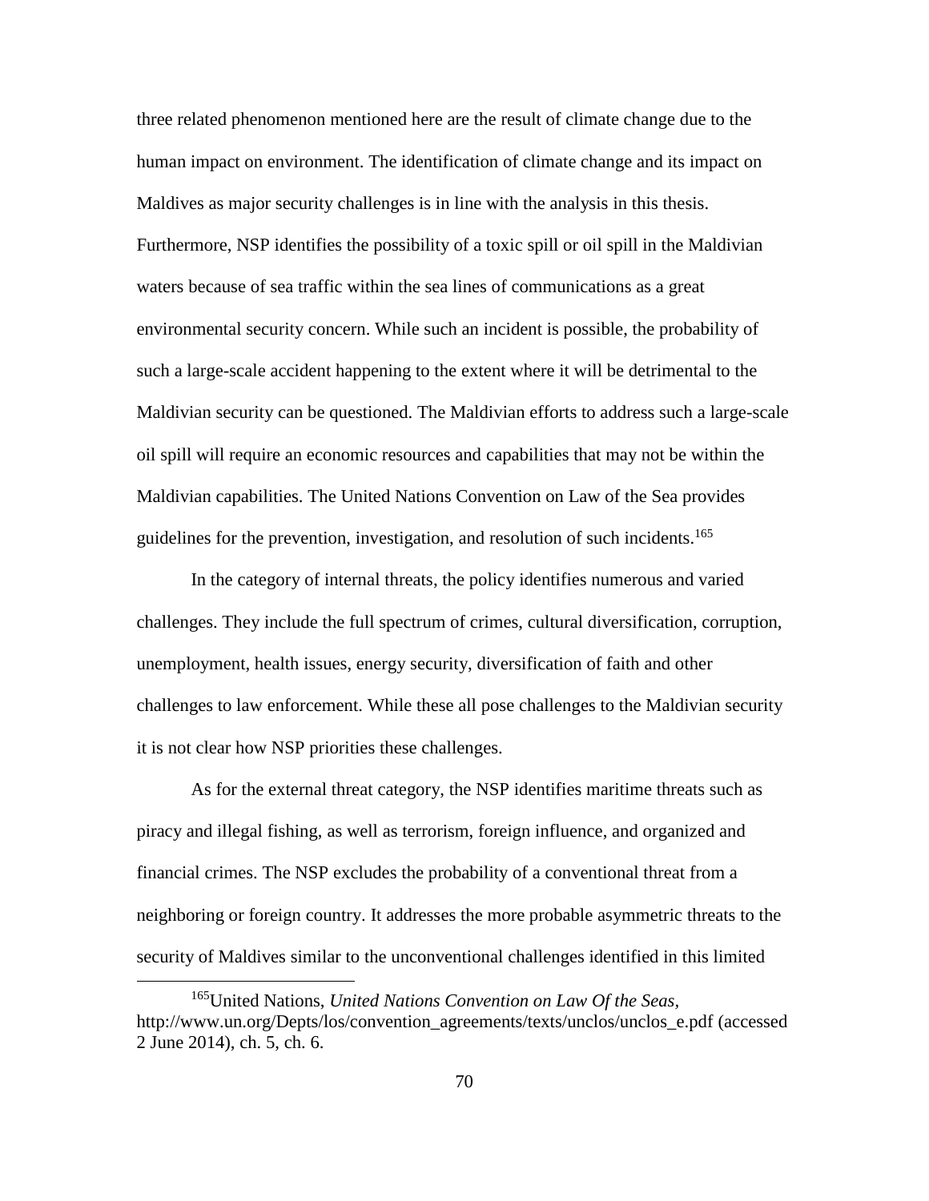three related phenomenon mentioned here are the result of climate change due to the human impact on environment. The identification of climate change and its impact on Maldives as major security challenges is in line with the analysis in this thesis. Furthermore, NSP identifies the possibility of a toxic spill or oil spill in the Maldivian waters because of sea traffic within the sea lines of communications as a great environmental security concern. While such an incident is possible, the probability of such a large-scale accident happening to the extent where it will be detrimental to the Maldivian security can be questioned. The Maldivian efforts to address such a large-scale oil spill will require an economic resources and capabilities that may not be within the Maldivian capabilities. The United Nations Convention on Law of the Sea provides guidelines for the prevention, investigation, and resolution of such incidents.[165]

In the category of internal threats, the policy identifies numerous and varied challenges. They include the full spectrum of crimes, cultural diversification, corruption, unemployment, health issues, energy security, diversification of faith and other challenges to law enforcement. While these all pose challenges to the Maldivian security it is not clear how NSP priorities these challenges.

As for the external threat category, the NSP identifies maritime threats such as piracy and illegal fishing, as well as terrorism, foreign influence, and organized and financial crimes. The NSP excludes the probability of a conventional threat from a neighboring or foreign country. It addresses the more probable asymmetric threats to the security of Maldives similar to the unconventional challenges identified in this limited

[165]United Nations, *United Nations Convention on Law Of the Seas*, http://www.un.org/Depts/los/convention_agreements/texts/unclos/unclos_e.pdf (accessed 2 June 2014), ch. 5, ch. 6.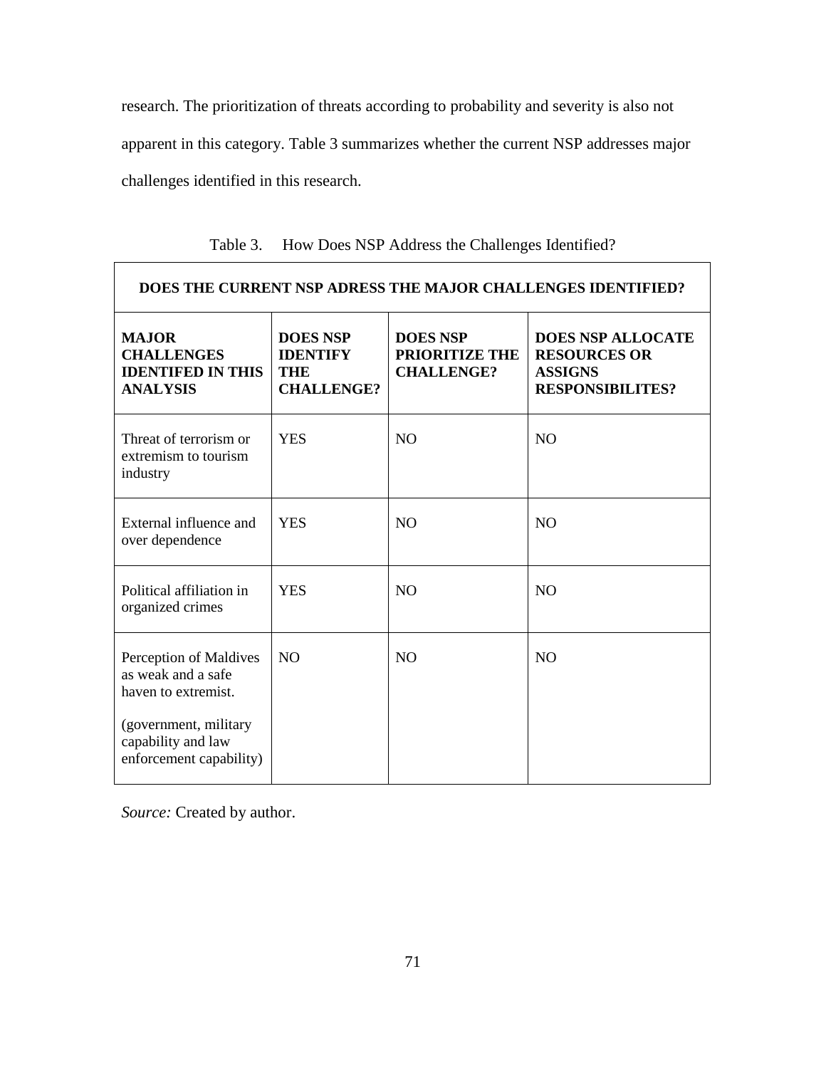research. The prioritization of threats according to probability and severity is also not apparent in this category. Table 3 summarizes whether the current NSP addresses major challenges identified in this research.

Table 3. How Does NSP Address the Challenges Identified?

| DOES THE CURRENT NSP ADRESS THE MAJOR CHALLENGES IDENTIFIED? | | | |
|---|---|---|---|
| **MAJOR CHALLENGES IDENTIFED IN THIS ANALYSIS** | **DOES NSP IDENTIFY THE CHALLENGE?** | **DOES NSP PRIORITIZE THE CHALLENGE?** | **DOES NSP ALLOCATE RESOURCES OR ASSIGNS RESPONSIBILITES?** |
| Threat of terrorism or extremism to tourism industry | YES | NO | NO |
| External influence and over dependence | YES | NO | NO |
| Political affiliation in organized crimes | YES | NO | NO |
| Perception of Maldives as weak and a safe haven to extremist. (government, military capability and law enforcement capability) | NO | NO | NO |

*Source:* Created by author.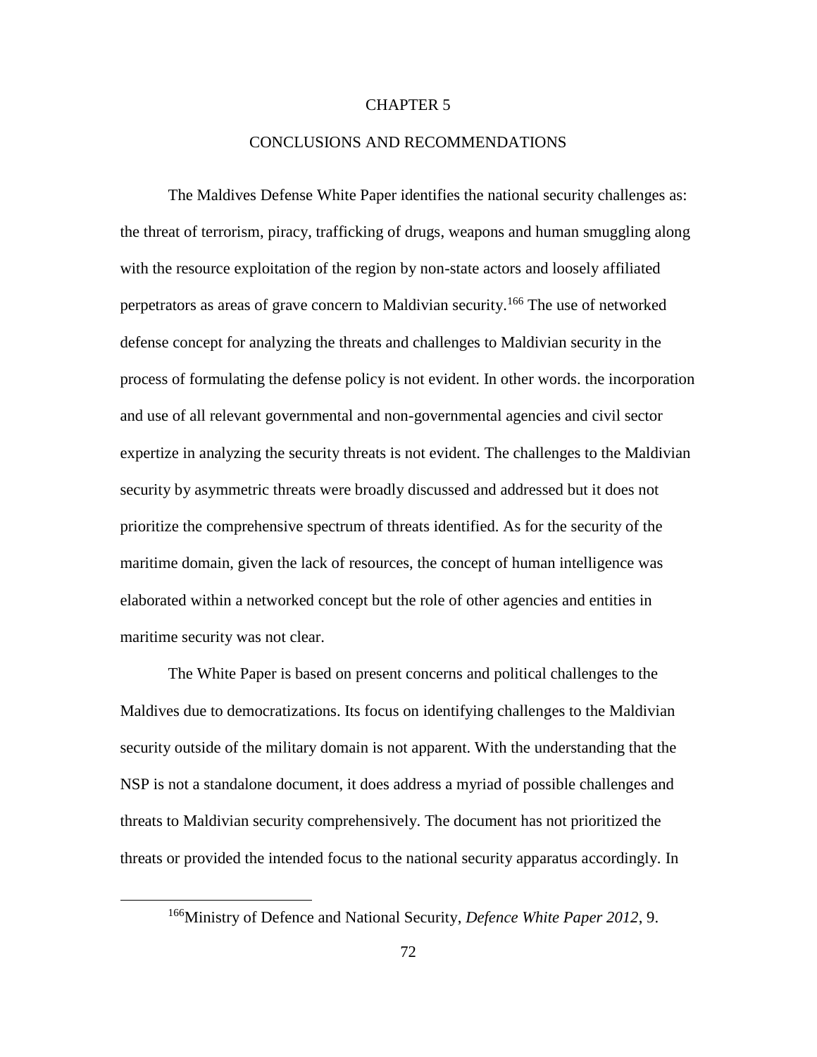# CHAPTER 5

## CONCLUSIONS AND RECOMMENDATIONS

The Maldives Defense White Paper identifies the national security challenges as: the threat of terrorism, piracy, trafficking of drugs, weapons and human smuggling along with the resource exploitation of the region by non-state actors and loosely affiliated perpetrators as areas of grave concern to Maldivian security.[166] The use of networked defense concept for analyzing the threats and challenges to Maldivian security in the process of formulating the defense policy is not evident. In other words. the incorporation and use of all relevant governmental and non-governmental agencies and civil sector expertize in analyzing the security threats is not evident. The challenges to the Maldivian security by asymmetric threats were broadly discussed and addressed but it does not prioritize the comprehensive spectrum of threats identified. As for the security of the maritime domain, given the lack of resources, the concept of human intelligence was elaborated within a networked concept but the role of other agencies and entities in maritime security was not clear.

The White Paper is based on present concerns and political challenges to the Maldives due to democratizations. Its focus on identifying challenges to the Maldivian security outside of the military domain is not apparent. With the understanding that the NSP is not a standalone document, it does address a myriad of possible challenges and threats to Maldivian security comprehensively. The document has not prioritized the threats or provided the intended focus to the national security apparatus accordingly. In

[166]Ministry of Defence and National Security, *Defence White Paper 2012*, 9.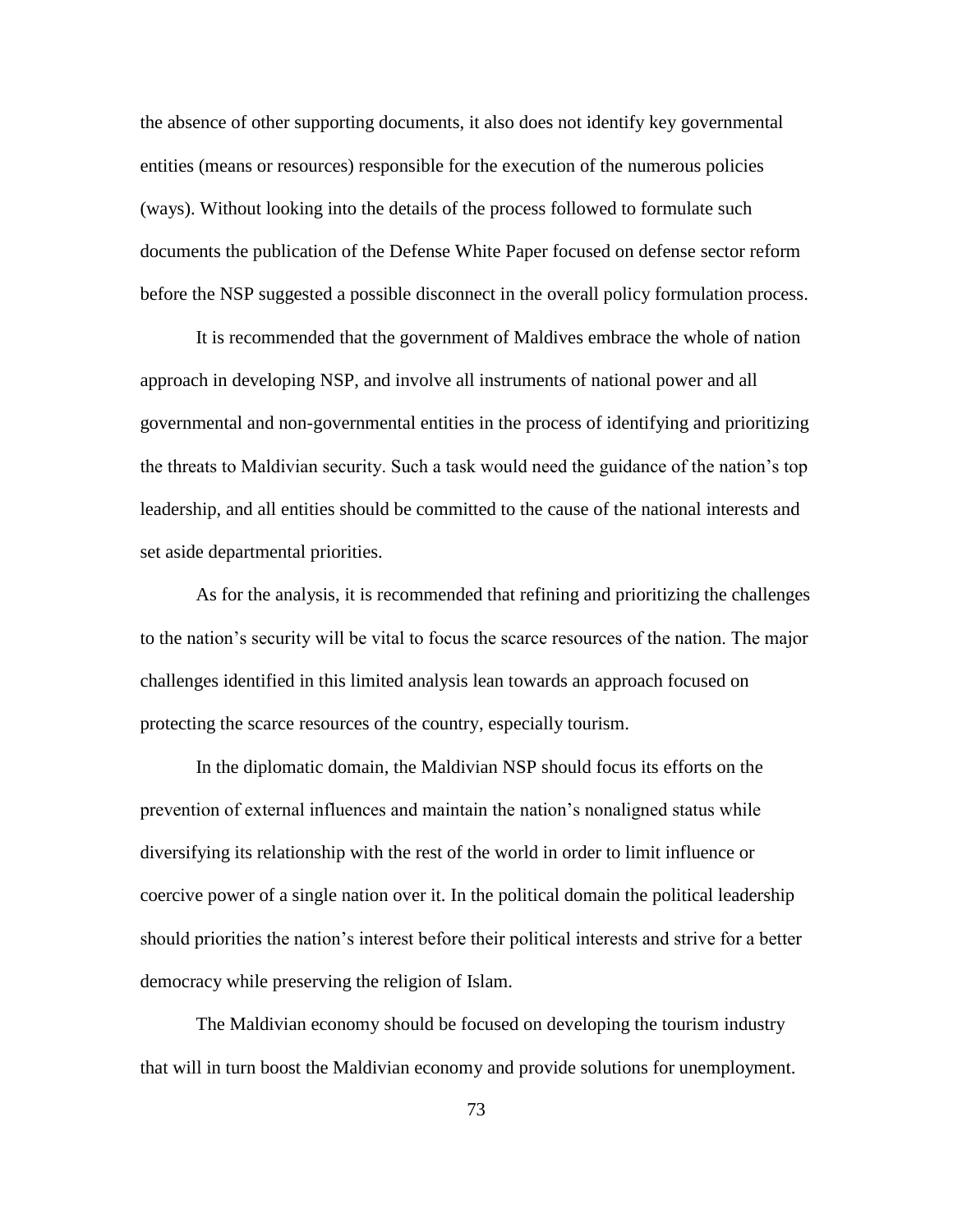the absence of other supporting documents, it also does not identify key governmental entities (means or resources) responsible for the execution of the numerous policies (ways). Without looking into the details of the process followed to formulate such documents the publication of the Defense White Paper focused on defense sector reform before the NSP suggested a possible disconnect in the overall policy formulation process.

It is recommended that the government of Maldives embrace the whole of nation approach in developing NSP, and involve all instruments of national power and all governmental and non-governmental entities in the process of identifying and prioritizing the threats to Maldivian security. Such a task would need the guidance of the nation's top leadership, and all entities should be committed to the cause of the national interests and set aside departmental priorities.

As for the analysis, it is recommended that refining and prioritizing the challenges to the nation's security will be vital to focus the scarce resources of the nation. The major challenges identified in this limited analysis lean towards an approach focused on protecting the scarce resources of the country, especially tourism.

In the diplomatic domain, the Maldivian NSP should focus its efforts on the prevention of external influences and maintain the nation's nonaligned status while diversifying its relationship with the rest of the world in order to limit influence or coercive power of a single nation over it. In the political domain the political leadership should priorities the nation's interest before their political interests and strive for a better democracy while preserving the religion of Islam.

The Maldivian economy should be focused on developing the tourism industry that will in turn boost the Maldivian economy and provide solutions for unemployment.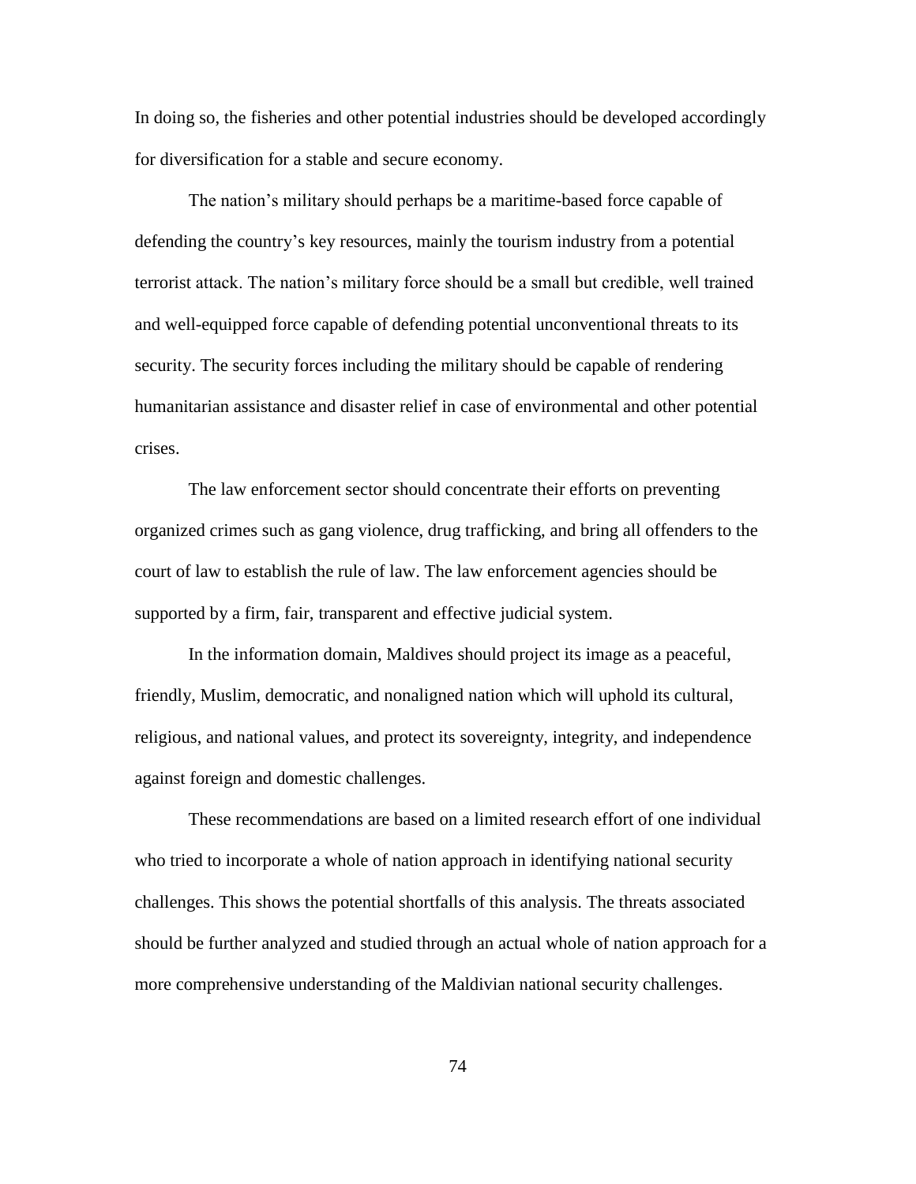In doing so, the fisheries and other potential industries should be developed accordingly for diversification for a stable and secure economy.

The nation's military should perhaps be a maritime-based force capable of defending the country's key resources, mainly the tourism industry from a potential terrorist attack. The nation's military force should be a small but credible, well trained and well-equipped force capable of defending potential unconventional threats to its security. The security forces including the military should be capable of rendering humanitarian assistance and disaster relief in case of environmental and other potential crises.

The law enforcement sector should concentrate their efforts on preventing organized crimes such as gang violence, drug trafficking, and bring all offenders to the court of law to establish the rule of law. The law enforcement agencies should be supported by a firm, fair, transparent and effective judicial system.

In the information domain, Maldives should project its image as a peaceful, friendly, Muslim, democratic, and nonaligned nation which will uphold its cultural, religious, and national values, and protect its sovereignty, integrity, and independence against foreign and domestic challenges.

These recommendations are based on a limited research effort of one individual who tried to incorporate a whole of nation approach in identifying national security challenges. This shows the potential shortfalls of this analysis. The threats associated should be further analyzed and studied through an actual whole of nation approach for a more comprehensive understanding of the Maldivian national security challenges.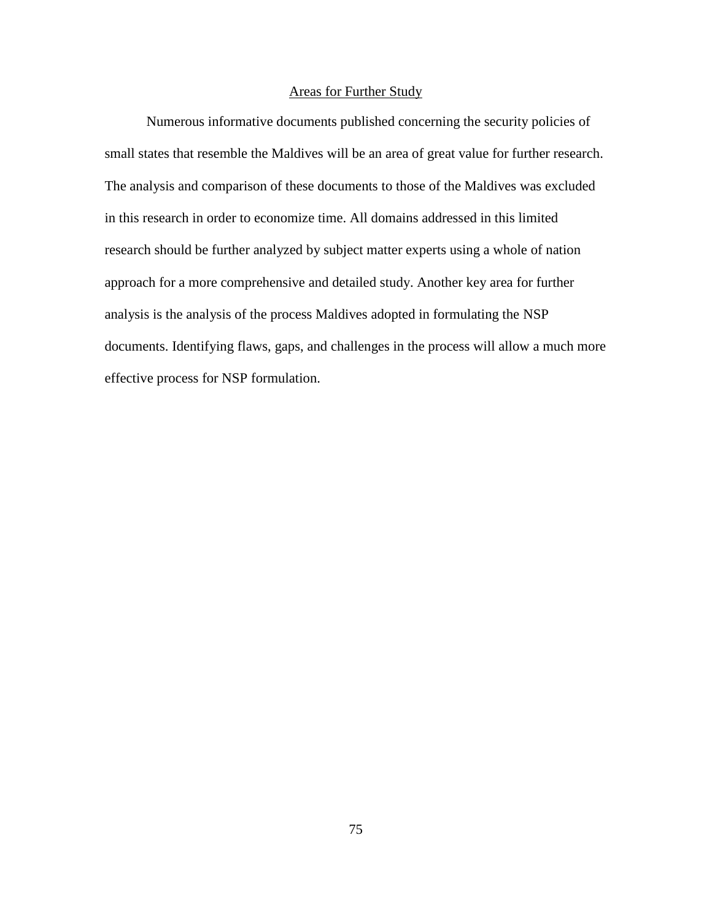## Areas for Further Study

Numerous informative documents published concerning the security policies of small states that resemble the Maldives will be an area of great value for further research. The analysis and comparison of these documents to those of the Maldives was excluded in this research in order to economize time. All domains addressed in this limited research should be further analyzed by subject matter experts using a whole of nation approach for a more comprehensive and detailed study. Another key area for further analysis is the analysis of the process Maldives adopted in formulating the NSP documents. Identifying flaws, gaps, and challenges in the process will allow a much more effective process for NSP formulation.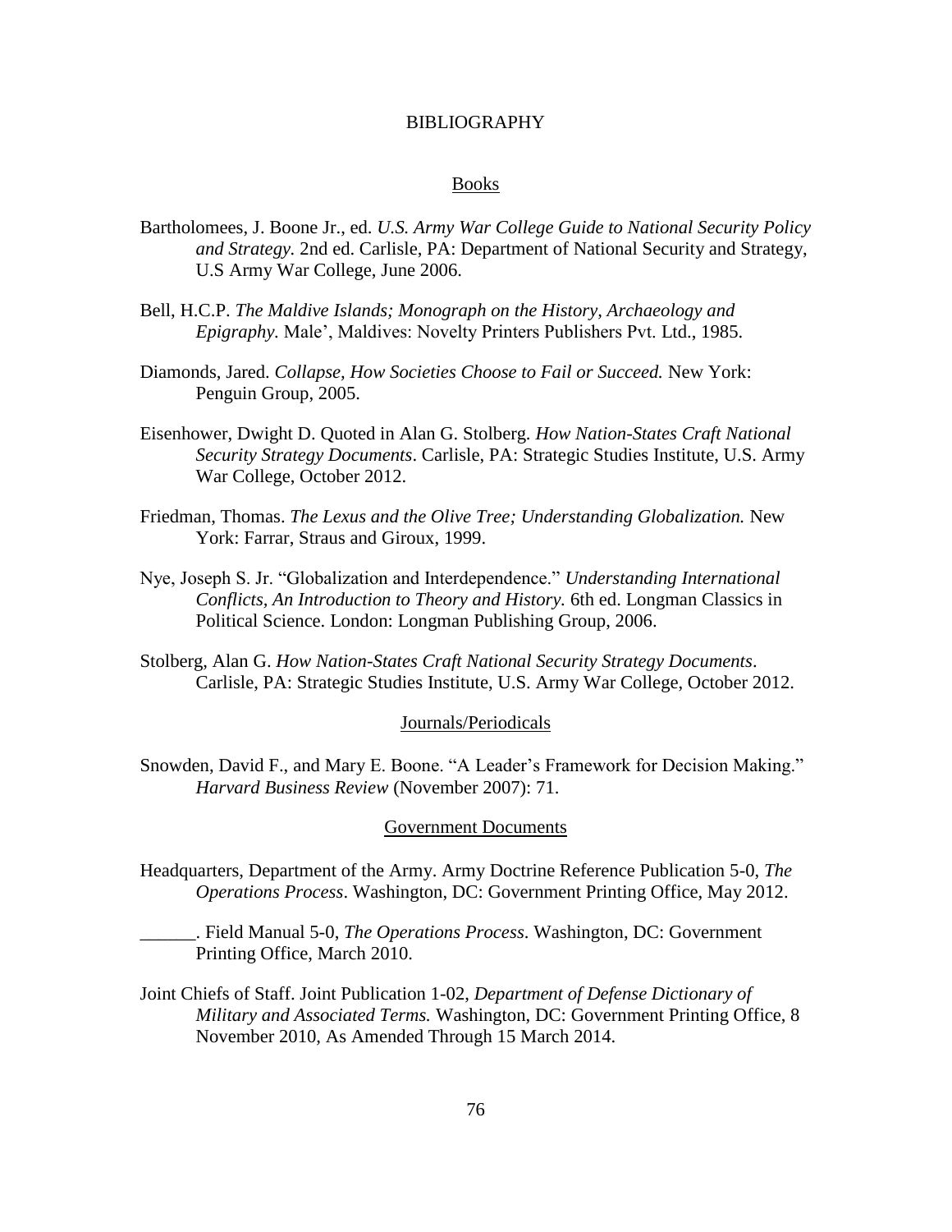# BIBLIOGRAPHY

## Books

Bartholomees, J. Boone Jr., ed. *U.S. Army War College Guide to National Security Policy and Strategy.* 2nd ed. Carlisle, PA: Department of National Security and Strategy, U.S Army War College, June 2006.

Bell, H.C.P. *The Maldive Islands; Monograph on the History, Archaeology and Epigraphy.* Male', Maldives: Novelty Printers Publishers Pvt. Ltd., 1985.

Diamonds, Jared. *Collapse, How Societies Choose to Fail or Succeed.* New York: Penguin Group, 2005.

Eisenhower, Dwight D. Quoted in Alan G. Stolberg. *How Nation-States Craft National Security Strategy Documents*. Carlisle, PA: Strategic Studies Institute, U.S. Army War College, October 2012.

Friedman, Thomas. *The Lexus and the Olive Tree; Understanding Globalization.* New York: Farrar, Straus and Giroux, 1999.

Nye, Joseph S. Jr. "Globalization and Interdependence." *Understanding International Conflicts, An Introduction to Theory and History.* 6th ed. Longman Classics in Political Science. London: Longman Publishing Group, 2006.

Stolberg, Alan G. *How Nation-States Craft National Security Strategy Documents*. Carlisle, PA: Strategic Studies Institute, U.S. Army War College, October 2012.

## Journals/Periodicals

Snowden, David F., and Mary E. Boone. "A Leader's Framework for Decision Making." *Harvard Business Review* (November 2007): 71.

## Government Documents

Headquarters, Department of the Army. Army Doctrine Reference Publication 5-0, *The Operations Process*. Washington, DC: Government Printing Office, May 2012.

\_\_\_\_\_\_. Field Manual 5-0, *The Operations Process*. Washington, DC: Government Printing Office, March 2010.

Joint Chiefs of Staff. Joint Publication 1-02, *Department of Defense Dictionary of Military and Associated Terms.* Washington, DC: Government Printing Office, 8 November 2010, As Amended Through 15 March 2014.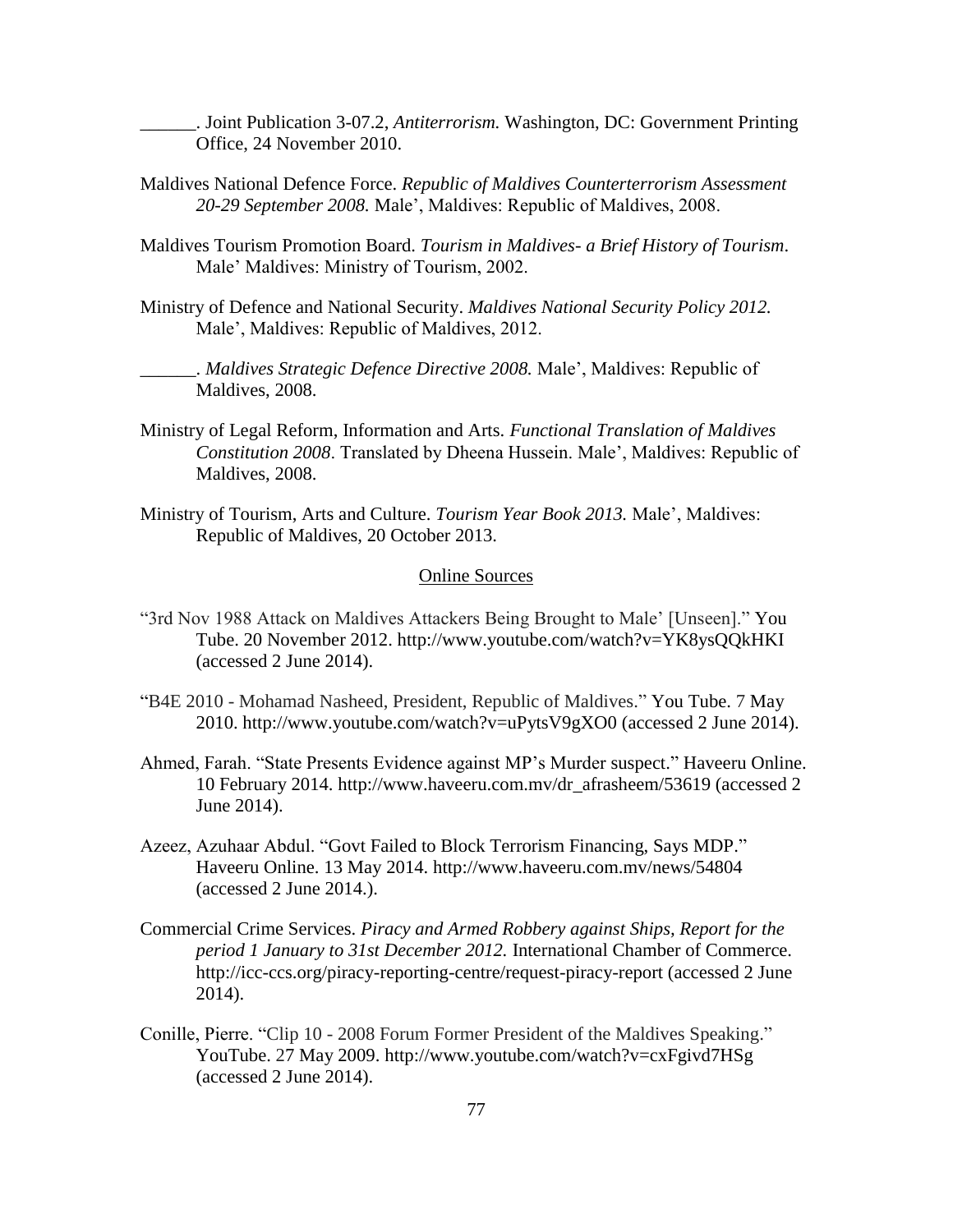______. Joint Publication 3-07.2, *Antiterrorism.* Washington, DC: Government Printing Office, 24 November 2010.

Maldives National Defence Force. *Republic of Maldives Counterterrorism Assessment 20-29 September 2008.* Male', Maldives: Republic of Maldives, 2008.

Maldives Tourism Promotion Board. *Tourism in Maldives- a Brief History of Tourism*. Male' Maldives: Ministry of Tourism, 2002.

Ministry of Defence and National Security. *Maldives National Security Policy 2012.* Male', Maldives: Republic of Maldives, 2012.

______. *Maldives Strategic Defence Directive 2008.* Male', Maldives: Republic of Maldives, 2008.

Ministry of Legal Reform, Information and Arts. *Functional Translation of Maldives Constitution 2008*. Translated by Dheena Hussein. Male', Maldives: Republic of Maldives, 2008.

Ministry of Tourism, Arts and Culture. *Tourism Year Book 2013.* Male', Maldives: Republic of Maldives, 20 October 2013.

## Online Sources

"3rd Nov 1988 Attack on Maldives Attackers Being Brought to Male' [Unseen]." You Tube. 20 November 2012. http://www.youtube.com/watch?v=YK8ysQQkHKI (accessed 2 June 2014).

"B4E 2010 - Mohamad Nasheed, President, Republic of Maldives." You Tube. 7 May 2010. http://www.youtube.com/watch?v=uPytsV9gXO0 (accessed 2 June 2014).

Ahmed, Farah. "State Presents Evidence against MP's Murder suspect." Haveeru Online. 10 February 2014. http://www.haveeru.com.mv/dr_afrasheem/53619 (accessed 2 June 2014).

Azeez, Azuhaar Abdul. "Govt Failed to Block Terrorism Financing, Says MDP." Haveeru Online. 13 May 2014. http://www.haveeru.com.mv/news/54804 (accessed 2 June 2014.).

Commercial Crime Services. *Piracy and Armed Robbery against Ships, Report for the period 1 January to 31st December 2012.* International Chamber of Commerce. http://icc-ccs.org/piracy-reporting-centre/request-piracy-report (accessed 2 June 2014).

Conille, Pierre. "Clip 10 - 2008 Forum Former President of the Maldives Speaking." YouTube. 27 May 2009. http://www.youtube.com/watch?v=cxFgivd7HSg (accessed 2 June 2014).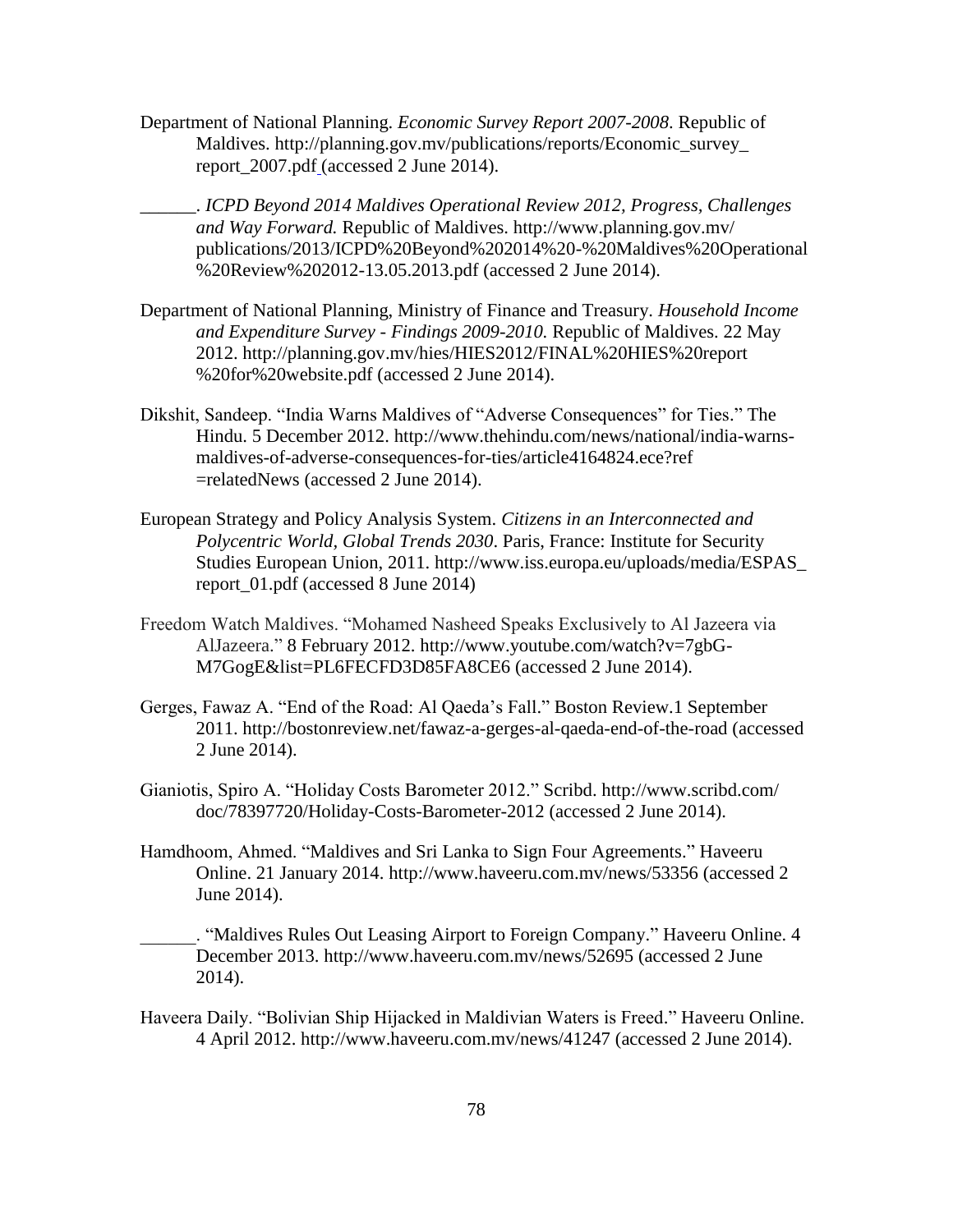Department of National Planning. *Economic Survey Report 2007-2008*. Republic of Maldives. http://planning.gov.mv/publications/reports/Economic_survey_report_2007.pdf (accessed 2 June 2014).

______. *ICPD Beyond 2014 Maldives Operational Review 2012, Progress, Challenges and Way Forward.* Republic of Maldives. http://www.planning.gov.mv/publications/2013/ICPD%20Beyond%202014%20-%20Maldives%20Operational%20Review%202012-13.05.2013.pdf (accessed 2 June 2014).

Department of National Planning, Ministry of Finance and Treasury. *Household Income and Expenditure Survey - Findings 2009-2010.* Republic of Maldives. 22 May 2012. http://planning.gov.mv/hies/HIES2012/FINAL%20HIES%20report%20for%20website.pdf (accessed 2 June 2014).

Dikshit, Sandeep. "India Warns Maldives of "Adverse Consequences" for Ties." The Hindu. 5 December 2012. http://www.thehindu.com/news/national/india-warns-maldives-of-adverse-consequences-for-ties/article4164824.ece?ref=relatedNews (accessed 2 June 2014).

European Strategy and Policy Analysis System. *Citizens in an Interconnected and Polycentric World, Global Trends 2030*. Paris, France: Institute for Security Studies European Union, 2011. http://www.iss.europa.eu/uploads/media/ESPAS_report_01.pdf (accessed 8 June 2014)

Freedom Watch Maldives. "Mohamed Nasheed Speaks Exclusively to Al Jazeera via AlJazeera." 8 February 2012. http://www.youtube.com/watch?v=7gbG-M7GogE&list=PL6FECFD3D85FA8CE6 (accessed 2 June 2014).

Gerges, Fawaz A. "End of the Road: Al Qaeda's Fall." Boston Review.1 September 2011. http://bostonreview.net/fawaz-a-gerges-al-qaeda-end-of-the-road (accessed 2 June 2014).

Gianiotis, Spiro A. "Holiday Costs Barometer 2012." Scribd. http://www.scribd.com/doc/78397720/Holiday-Costs-Barometer-2012 (accessed 2 June 2014).

Hamdhoom, Ahmed. "Maldives and Sri Lanka to Sign Four Agreements." Haveeru Online. 21 January 2014. http://www.haveeru.com.mv/news/53356 (accessed 2 June 2014).

______. "Maldives Rules Out Leasing Airport to Foreign Company." Haveeru Online. 4 December 2013. http://www.haveeru.com.mv/news/52695 (accessed 2 June 2014).

Haveera Daily. "Bolivian Ship Hijacked in Maldivian Waters is Freed." Haveeru Online. 4 April 2012. http://www.haveeru.com.mv/news/41247 (accessed 2 June 2014).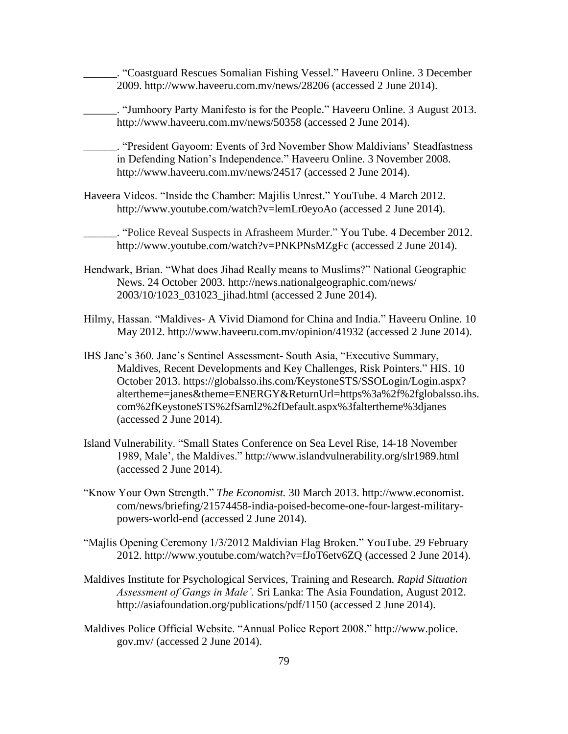______. "Coastguard Rescues Somalian Fishing Vessel." Haveeru Online. 3 December 2009. http://www.haveeru.com.mv/news/28206 (accessed 2 June 2014).

______. "Jumhoory Party Manifesto is for the People." Haveeru Online. 3 August 2013. http://www.haveeru.com.mv/news/50358 (accessed 2 June 2014).

______. "President Gayoom: Events of 3rd November Show Maldivians' Steadfastness in Defending Nation's Independence." Haveeru Online. 3 November 2008. http://www.haveeru.com.mv/news/24517 (accessed 2 June 2014).

Haveera Videos. "Inside the Chamber: Majilis Unrest." YouTube. 4 March 2012. http://www.youtube.com/watch?v=lemLr0eyoAo (accessed 2 June 2014).

______. "Police Reveal Suspects in Afrasheem Murder." You Tube. 4 December 2012. http://www.youtube.com/watch?v=PNKPNsMZgFc (accessed 2 June 2014).

Hendwark, Brian. "What does Jihad Really means to Muslims?" National Geographic News. 24 October 2003. http://news.nationalgeographic.com/news/2003/10/1023_031023_jihad.html (accessed 2 June 2014).

Hilmy, Hassan. "Maldives- A Vivid Diamond for China and India." Haveeru Online. 10 May 2012. http://www.haveeru.com.mv/opinion/41932 (accessed 2 June 2014).

IHS Jane's 360. Jane's Sentinel Assessment- South Asia, "Executive Summary, Maldives, Recent Developments and Key Challenges, Risk Pointers." HIS. 10 October 2013. https://globalsso.ihs.com/KeystoneSTS/SSOLogin/Login.aspx?altertheme=janes&theme=ENERGY&ReturnUrl=https%3a%2f%2fglobalsso.ihs.com%2fKeystoneSTS%2fSaml2%2fDefault.aspx%3faltertheme%3djanes (accessed 2 June 2014).

Island Vulnerability. "Small States Conference on Sea Level Rise, 14-18 November 1989, Male', the Maldives." http://www.islandvulnerability.org/slr1989.html (accessed 2 June 2014).

"Know Your Own Strength." *The Economist.* 30 March 2013. http://www.economist.com/news/briefing/21574458-india-poised-become-one-four-largest-military-powers-world-end (accessed 2 June 2014).

"Majlis Opening Ceremony 1/3/2012 Maldivian Flag Broken." YouTube. 29 February 2012. http://www.youtube.com/watch?v=fJoT6etv6ZQ (accessed 2 June 2014).

Maldives Institute for Psychological Services, Training and Research. *Rapid Situation Assessment of Gangs in Male'.* Sri Lanka: The Asia Foundation, August 2012. http://asiafoundation.org/publications/pdf/1150 (accessed 2 June 2014).

Maldives Police Official Website. "Annual Police Report 2008." http://www.police.gov.mv/ (accessed 2 June 2014).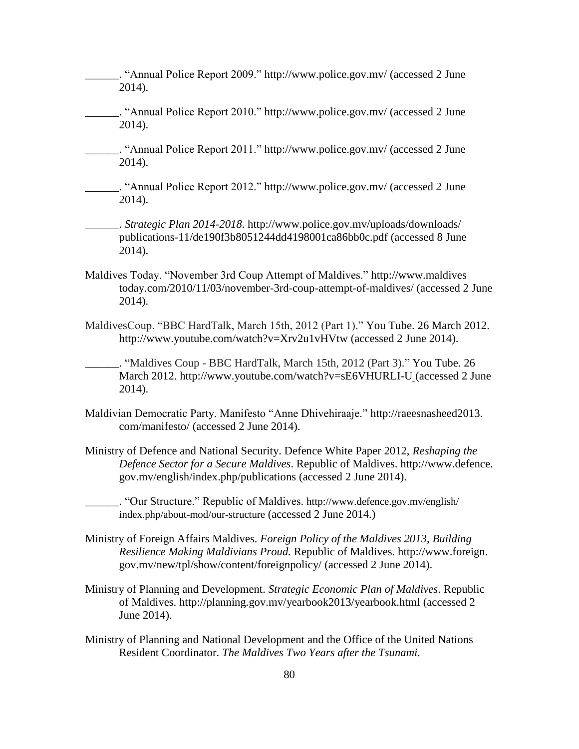______. "Annual Police Report 2009." http://www.police.gov.mv/ (accessed 2 June 2014).

______. "Annual Police Report 2010." http://www.police.gov.mv/ (accessed 2 June 2014).

______. "Annual Police Report 2011." http://www.police.gov.mv/ (accessed 2 June 2014).

______. "Annual Police Report 2012." http://www.police.gov.mv/ (accessed 2 June 2014).

______. *Strategic Plan 2014-2018*. http://www.police.gov.mv/uploads/downloads/ publications-11/de190f3b8051244dd4198001ca86bb0c.pdf (accessed 8 June 2014).

Maldives Today. "November 3rd Coup Attempt of Maldives." http://www.maldives today.com/2010/11/03/november-3rd-coup-attempt-of-maldives/ (accessed 2 June 2014).

MaldivesCoup. "BBC HardTalk, March 15th, 2012 (Part 1)." You Tube. 26 March 2012. http://www.youtube.com/watch?v=Xrv2u1vHVtw (accessed 2 June 2014).

______. "Maldives Coup - BBC HardTalk, March 15th, 2012 (Part 3)." You Tube. 26 March 2012. http://www.youtube.com/watch?v=sE6VHURLI-U (accessed 2 June 2014).

Maldivian Democratic Party. Manifesto "Anne Dhivehiraaje." http://raeesnasheed2013. com/manifesto/ (accessed 2 June 2014).

Ministry of Defence and National Security. Defence White Paper 2012, *Reshaping the Defence Sector for a Secure Maldives*. Republic of Maldives. http://www.defence. gov.mv/english/index.php/publications (accessed 2 June 2014).

______. "Our Structure." Republic of Maldives. http://www.defence.gov.mv/english/ index.php/about-mod/our-structure (accessed 2 June 2014.)

Ministry of Foreign Affairs Maldives. *Foreign Policy of the Maldives 2013, Building Resilience Making Maldivians Proud.* Republic of Maldives. http://www.foreign. gov.mv/new/tpl/show/content/foreignpolicy/ (accessed 2 June 2014).

Ministry of Planning and Development. *Strategic Economic Plan of Maldives*. Republic of Maldives. http://planning.gov.mv/yearbook2013/yearbook.html (accessed 2 June 2014).

Ministry of Planning and National Development and the Office of the United Nations Resident Coordinator. *The Maldives Two Years after the Tsunami.*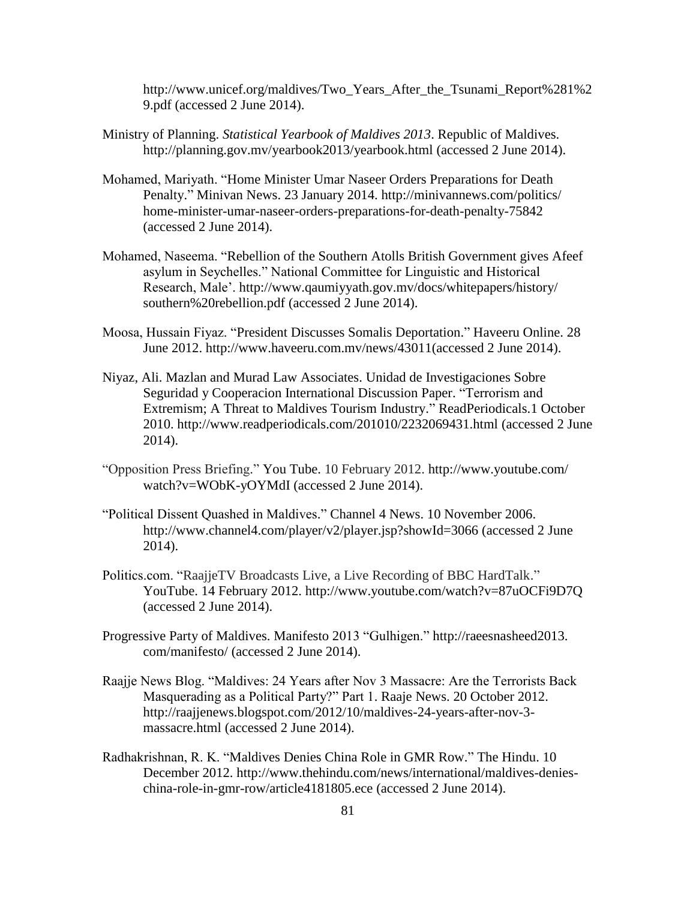http://www.unicef.org/maldives/Two_Years_After_the_Tsunami_Report%281%29.pdf (accessed 2 June 2014).

Ministry of Planning. *Statistical Yearbook of Maldives 2013*. Republic of Maldives. http://planning.gov.mv/yearbook2013/yearbook.html (accessed 2 June 2014).

Mohamed, Mariyath. "Home Minister Umar Naseer Orders Preparations for Death Penalty." Minivan News. 23 January 2014. http://minivannews.com/politics/home-minister-umar-naseer-orders-preparations-for-death-penalty-75842 (accessed 2 June 2014).

Mohamed, Naseema. "Rebellion of the Southern Atolls British Government gives Afeef asylum in Seychelles." National Committee for Linguistic and Historical Research, Male'. http://www.qaumiyyath.gov.mv/docs/whitepapers/history/southern%20rebellion.pdf (accessed 2 June 2014).

Moosa, Hussain Fiyaz. "President Discusses Somalis Deportation." Haveeru Online. 28 June 2012. http://www.haveeru.com.mv/news/43011(accessed 2 June 2014).

Niyaz, Ali. Mazlan and Murad Law Associates. Unidad de Investigaciones Sobre Seguridad y Cooperacion International Discussion Paper. "Terrorism and Extremism; A Threat to Maldives Tourism Industry." ReadPeriodicals.1 October 2010. http://www.readperiodicals.com/201010/2232069431.html (accessed 2 June 2014).

"Opposition Press Briefing." You Tube. 10 February 2012. http://www.youtube.com/watch?v=WObK-yOYMdI (accessed 2 June 2014).

"Political Dissent Quashed in Maldives." Channel 4 News. 10 November 2006. http://www.channel4.com/player/v2/player.jsp?showId=3066 (accessed 2 June 2014).

Politics.com. "RaajjeTV Broadcasts Live, a Live Recording of BBC HardTalk." YouTube. 14 February 2012. http://www.youtube.com/watch?v=87uOCFi9D7Q (accessed 2 June 2014).

Progressive Party of Maldives. Manifesto 2013 "Gulhigen." http://raeesnasheed2013.com/manifesto/ (accessed 2 June 2014).

Raajje News Blog. "Maldives: 24 Years after Nov 3 Massacre: Are the Terrorists Back Masquerading as a Political Party?" Part 1. Raaje News. 20 October 2012. http://raajjenews.blogspot.com/2012/10/maldives-24-years-after-nov-3-massacre.html (accessed 2 June 2014).

Radhakrishnan, R. K. "Maldives Denies China Role in GMR Row." The Hindu. 10 December 2012. http://www.thehindu.com/news/international/maldives-denies-china-role-in-gmr-row/article4181805.ece (accessed 2 June 2014).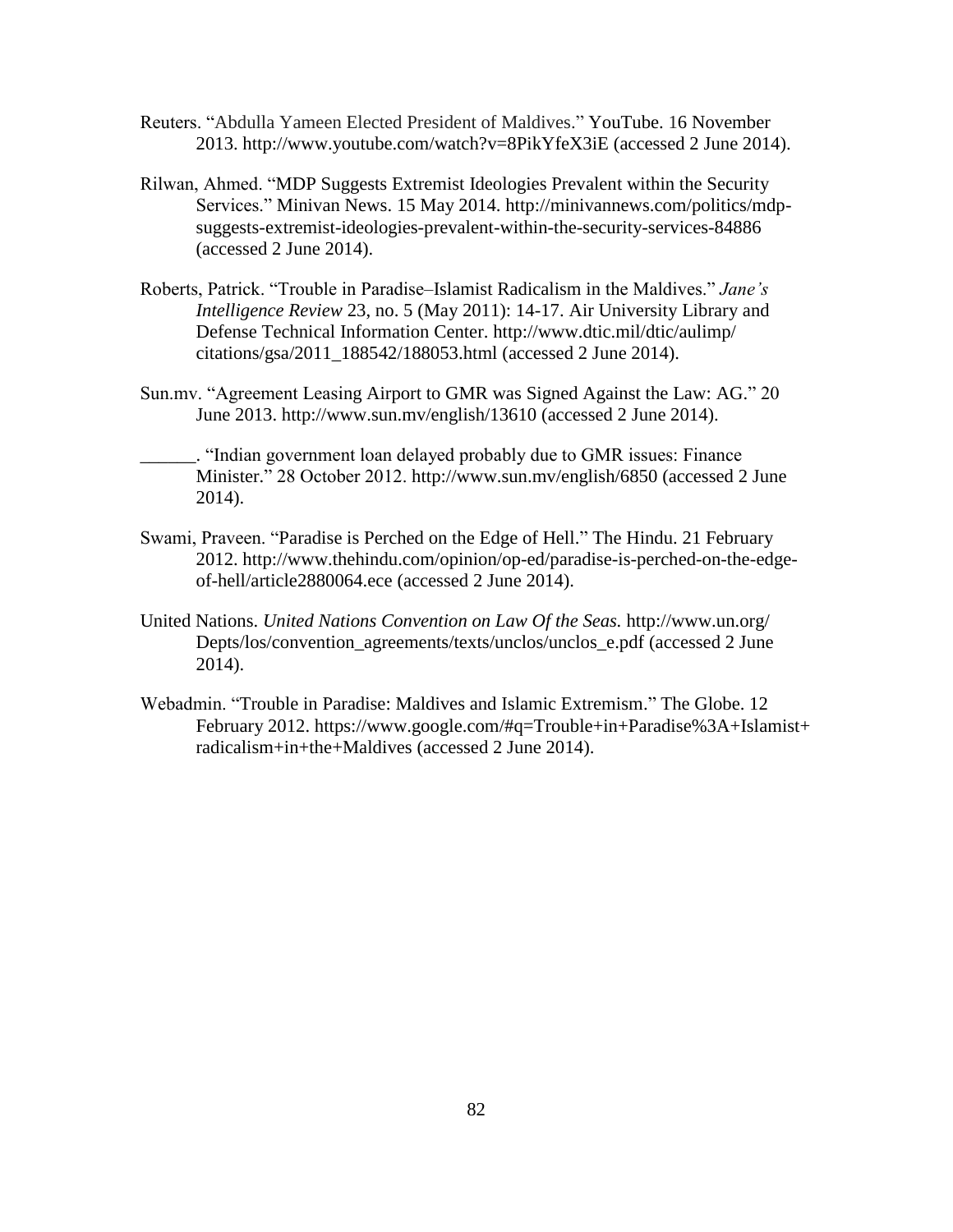Reuters. "Abdulla Yameen Elected President of Maldives." YouTube. 16 November 2013. http://www.youtube.com/watch?v=8PikYfeX3iE (accessed 2 June 2014).

Rilwan, Ahmed. "MDP Suggests Extremist Ideologies Prevalent within the Security Services." Minivan News. 15 May 2014. http://minivannews.com/politics/mdp-suggests-extremist-ideologies-prevalent-within-the-security-services-84886 (accessed 2 June 2014).

Roberts, Patrick. "Trouble in Paradise–Islamist Radicalism in the Maldives." *Jane's Intelligence Review* 23, no. 5 (May 2011): 14-17. Air University Library and Defense Technical Information Center. http://www.dtic.mil/dtic/aulimp/citations/gsa/2011_188542/188053.html (accessed 2 June 2014).

Sun.mv. "Agreement Leasing Airport to GMR was Signed Against the Law: AG." 20 June 2013. http://www.sun.mv/english/13610 (accessed 2 June 2014).

______. "Indian government loan delayed probably due to GMR issues: Finance Minister." 28 October 2012. http://www.sun.mv/english/6850 (accessed 2 June 2014).

Swami, Praveen. "Paradise is Perched on the Edge of Hell." The Hindu. 21 February 2012. http://www.thehindu.com/opinion/op-ed/paradise-is-perched-on-the-edge-of-hell/article2880064.ece (accessed 2 June 2014).

United Nations. *United Nations Convention on Law Of the Seas.* http://www.un.org/Depts/los/convention_agreements/texts/unclos/unclos_e.pdf (accessed 2 June 2014).

Webadmin. "Trouble in Paradise: Maldives and Islamic Extremism." The Globe. 12 February 2012. https://www.google.com/#q=Trouble+in+Paradise%3A+Islamist+radicalism+in+the+Maldives (accessed 2 June 2014).